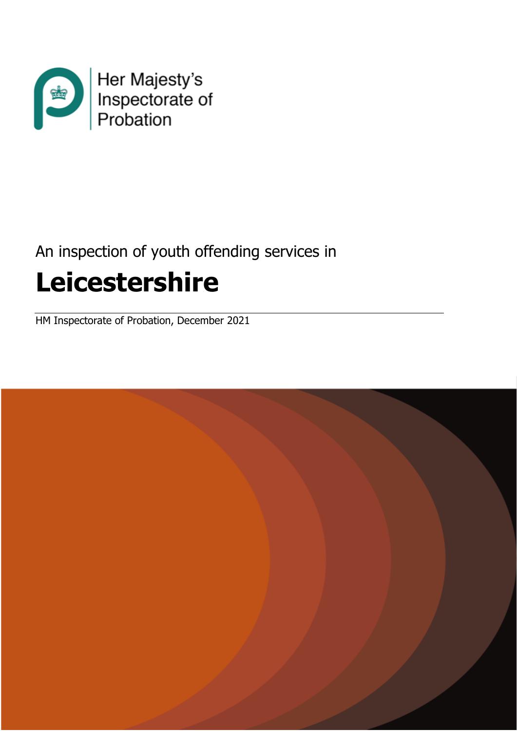Her Majesty's Inspectorate of Probation

An inspection of youth offending services in

# Leicestershire

HM Inspectorate of Probation, December 2021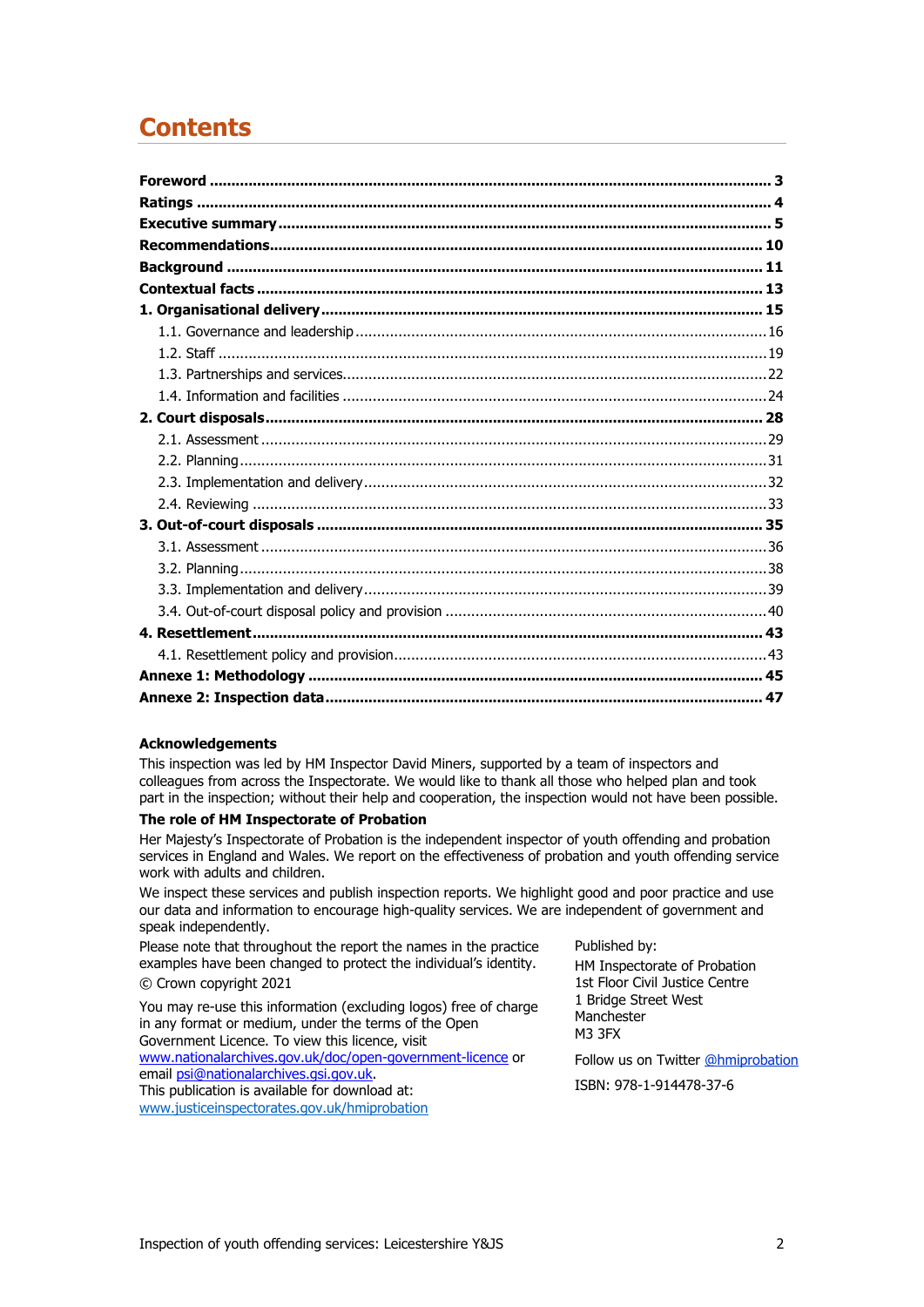# Contents

| | |
|---|---|
| **Foreword** | **3** |
| **Ratings** | **4** |
| **Executive summary** | **5** |
| **Recommendations** | **10** |
| **Background** | **11** |
| **Contextual facts** | **13** |
| **1. Organisational delivery** | **15** |
| 1.1. Governance and leadership | 16 |
| 1.2. Staff | 19 |
| 1.3. Partnerships and services | 22 |
| 1.4. Information and facilities | 24 |
| **2. Court disposals** | **28** |
| 2.1. Assessment | 29 |
| 2.2. Planning | 31 |
| 2.3. Implementation and delivery | 32 |
| 2.4. Reviewing | 33 |
| **3. Out-of-court disposals** | **35** |
| 3.1. Assessment | 36 |
| 3.2. Planning | 38 |
| 3.3. Implementation and delivery | 39 |
| 3.4. Out-of-court disposal policy and provision | 40 |
| **4. Resettlement** | **43** |
| 4.1. Resettlement policy and provision | 43 |
| **Annexe 1: Methodology** | **45** |
| **Annexe 2: Inspection data** | **47** |

**Acknowledgements**

This inspection was led by HM Inspector David Miners, supported by a team of inspectors and colleagues from across the Inspectorate. We would like to thank all those who helped plan and took part in the inspection; without their help and cooperation, the inspection would not have been possible.

**The role of HM Inspectorate of Probation**

Her Majesty's Inspectorate of Probation is the independent inspector of youth offending and probation services in England and Wales. We report on the effectiveness of probation and youth offending service work with adults and children.

We inspect these services and publish inspection reports. We highlight good and poor practice and use our data and information to encourage high-quality services. We are independent of government and speak independently.

Please note that throughout the report the names in the practice examples have been changed to protect the individual's identity.

© Crown copyright 2021

You may re-use this information (excluding logos) free of charge in any format or medium, under the terms of the Open Government Licence. To view this licence, visit [www.nationalarchives.gov.uk/doc/open-government-licence](www.nationalarchives.gov.uk/doc/open-government-licence) or email [psi@nationalarchives.gsi.gov.uk](mailto:psi@nationalarchives.gsi.gov.uk).

This publication is available for download at:
[www.justiceinspectorates.gov.uk/hmiprobation](www.justiceinspectorates.gov.uk/hmiprobation)

Published by:
HM Inspectorate of Probation
1st Floor Civil Justice Centre
1 Bridge Street West
Manchester
M3 3FX

Follow us on Twitter @hmiprobation

ISBN: 978-1-914478-37-6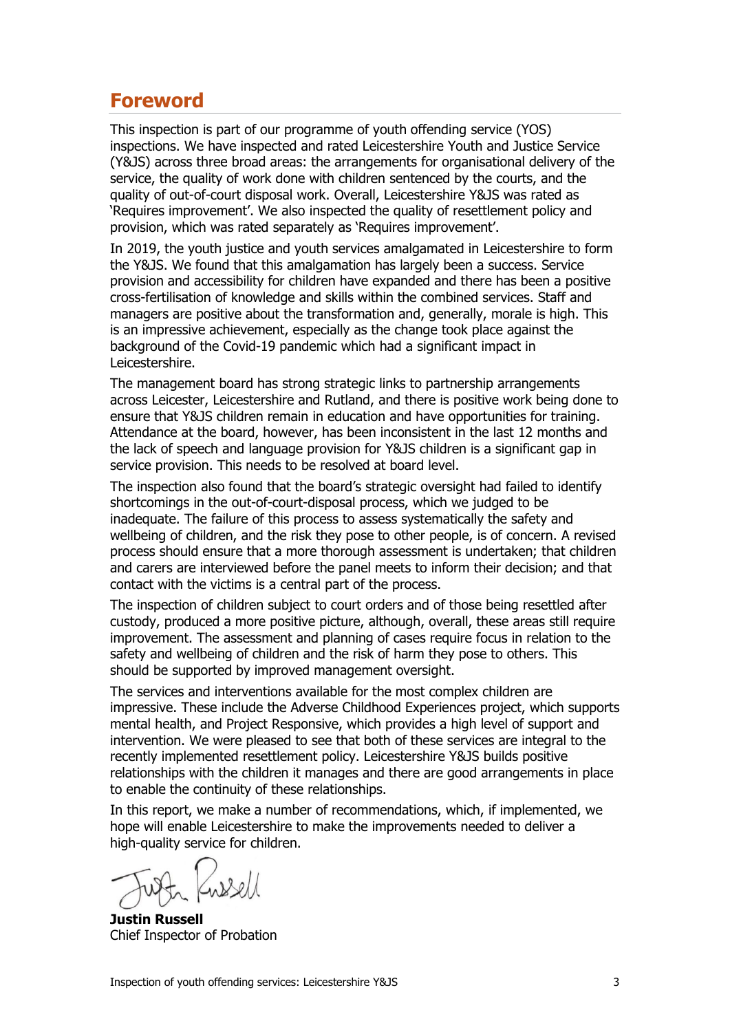## Foreword

This inspection is part of our programme of youth offending service (YOS) inspections. We have inspected and rated Leicestershire Youth and Justice Service (Y&JS) across three broad areas: the arrangements for organisational delivery of the service, the quality of work done with children sentenced by the courts, and the quality of out-of-court disposal work. Overall, Leicestershire Y&JS was rated as 'Requires improvement'. We also inspected the quality of resettlement policy and provision, which was rated separately as 'Requires improvement'.

In 2019, the youth justice and youth services amalgamated in Leicestershire to form the Y&JS. We found that this amalgamation has largely been a success. Service provision and accessibility for children have expanded and there has been a positive cross-fertilisation of knowledge and skills within the combined services. Staff and managers are positive about the transformation and, generally, morale is high. This is an impressive achievement, especially as the change took place against the background of the Covid-19 pandemic which had a significant impact in Leicestershire.

The management board has strong strategic links to partnership arrangements across Leicester, Leicestershire and Rutland, and there is positive work being done to ensure that Y&JS children remain in education and have opportunities for training. Attendance at the board, however, has been inconsistent in the last 12 months and the lack of speech and language provision for Y&JS children is a significant gap in service provision. This needs to be resolved at board level.

The inspection also found that the board's strategic oversight had failed to identify shortcomings in the out-of-court-disposal process, which we judged to be inadequate. The failure of this process to assess systematically the safety and wellbeing of children, and the risk they pose to other people, is of concern. A revised process should ensure that a more thorough assessment is undertaken; that children and carers are interviewed before the panel meets to inform their decision; and that contact with the victims is a central part of the process.

The inspection of children subject to court orders and of those being resettled after custody, produced a more positive picture, although, overall, these areas still require improvement. The assessment and planning of cases require focus in relation to the safety and wellbeing of children and the risk of harm they pose to others. This should be supported by improved management oversight.

The services and interventions available for the most complex children are impressive. These include the Adverse Childhood Experiences project, which supports mental health, and Project Responsive, which provides a high level of support and intervention. We were pleased to see that both of these services are integral to the recently implemented resettlement policy. Leicestershire Y&JS builds positive relationships with the children it manages and there are good arrangements in place to enable the continuity of these relationships.

In this report, we make a number of recommendations, which, if implemented, we hope will enable Leicestershire to make the improvements needed to deliver a high-quality service for children.

**Justin Russell**
Chief Inspector of Probation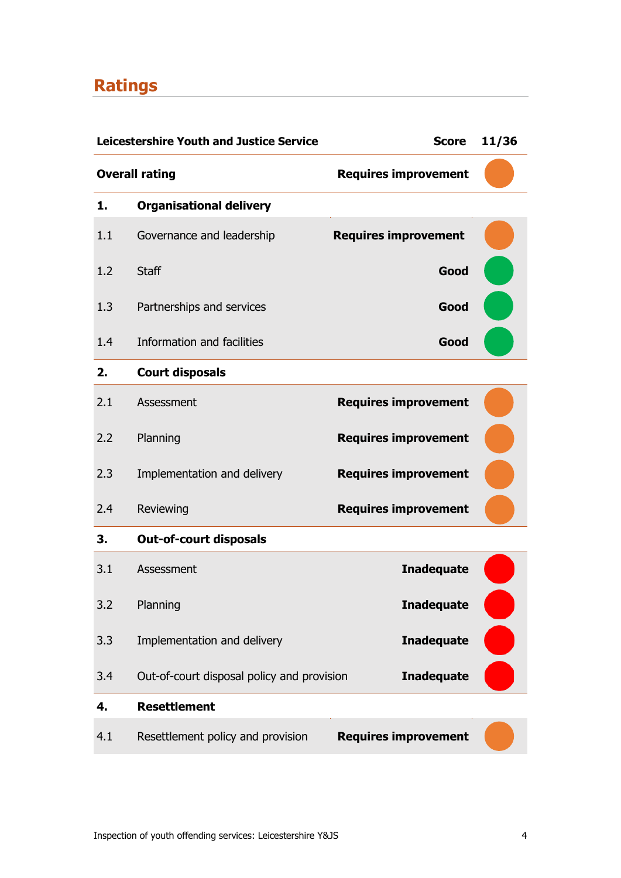## Ratings

| Leicestershire Youth and Justice Service | | Score | 11/36 |
|---|---|---|---|
| **Overall rating** | | **Requires improvement** | |
| **1.** | **Organisational delivery** | | |
| 1.1 | Governance and leadership | **Requires improvement** | |
| 1.2 | Staff | **Good** | |
| 1.3 | Partnerships and services | **Good** | |
| 1.4 | Information and facilities | **Good** | |
| **2.** | **Court disposals** | | |
| 2.1 | Assessment | **Requires improvement** | |
| 2.2 | Planning | **Requires improvement** | |
| 2.3 | Implementation and delivery | **Requires improvement** | |
| 2.4 | Reviewing | **Requires improvement** | |
| **3.** | **Out-of-court disposals** | | |
| 3.1 | Assessment | **Inadequate** | |
| 3.2 | Planning | **Inadequate** | |
| 3.3 | Implementation and delivery | **Inadequate** | |
| 3.4 | Out-of-court disposal policy and provision | **Inadequate** | |
| **4.** | **Resettlement** | | |
| 4.1 | Resettlement policy and provision | **Requires improvement** | |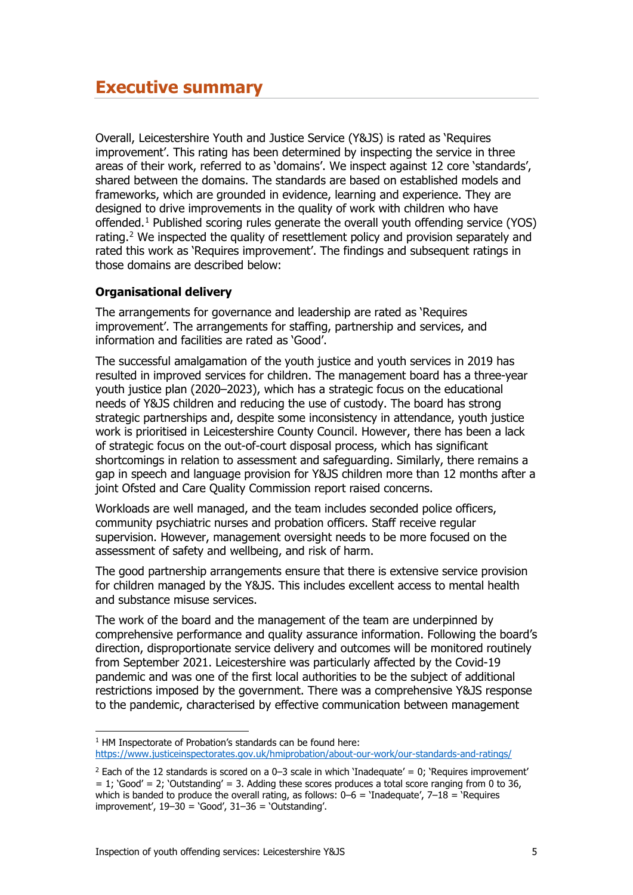# Executive summary

Overall, Leicestershire Youth and Justice Service (Y&JS) is rated as 'Requires improvement'. This rating has been determined by inspecting the service in three areas of their work, referred to as 'domains'. We inspect against 12 core 'standards', shared between the domains. The standards are based on established models and frameworks, which are grounded in evidence, learning and experience. They are designed to drive improvements in the quality of work with children who have offended.[1] Published scoring rules generate the overall youth offending service (YOS) rating.[2] We inspected the quality of resettlement policy and provision separately and rated this work as 'Requires improvement'. The findings and subsequent ratings in those domains are described below:

### Organisational delivery

The arrangements for governance and leadership are rated as 'Requires improvement'. The arrangements for staffing, partnership and services, and information and facilities are rated as 'Good'.

The successful amalgamation of the youth justice and youth services in 2019 has resulted in improved services for children. The management board has a three-year youth justice plan (2020–2023), which has a strategic focus on the educational needs of Y&JS children and reducing the use of custody. The board has strong strategic partnerships and, despite some inconsistency in attendance, youth justice work is prioritised in Leicestershire County Council. However, there has been a lack of strategic focus on the out-of-court disposal process, which has significant shortcomings in relation to assessment and safeguarding. Similarly, there remains a gap in speech and language provision for Y&JS children more than 12 months after a joint Ofsted and Care Quality Commission report raised concerns.

Workloads are well managed, and the team includes seconded police officers, community psychiatric nurses and probation officers. Staff receive regular supervision. However, management oversight needs to be more focused on the assessment of safety and wellbeing, and risk of harm.

The good partnership arrangements ensure that there is extensive service provision for children managed by the Y&JS. This includes excellent access to mental health and substance misuse services.

The work of the board and the management of the team are underpinned by comprehensive performance and quality assurance information. Following the board's direction, disproportionate service delivery and outcomes will be monitored routinely from September 2021. Leicestershire was particularly affected by the Covid-19 pandemic and was one of the first local authorities to be the subject of additional restrictions imposed by the government. There was a comprehensive Y&JS response to the pandemic, characterised by effective communication between management

---

[1] HM Inspectorate of Probation's standards can be found here: https://www.justiceinspectorates.gov.uk/hmiprobation/about-our-work/our-standards-and-ratings/

[2] Each of the 12 standards is scored on a 0–3 scale in which 'Inadequate' = 0; 'Requires improvement' = 1; 'Good' = 2; 'Outstanding' = 3. Adding these scores produces a total score ranging from 0 to 36, which is banded to produce the overall rating, as follows: 0–6 = 'Inadequate', 7–18 = 'Requires improvement', 19–30 = 'Good', 31–36 = 'Outstanding'.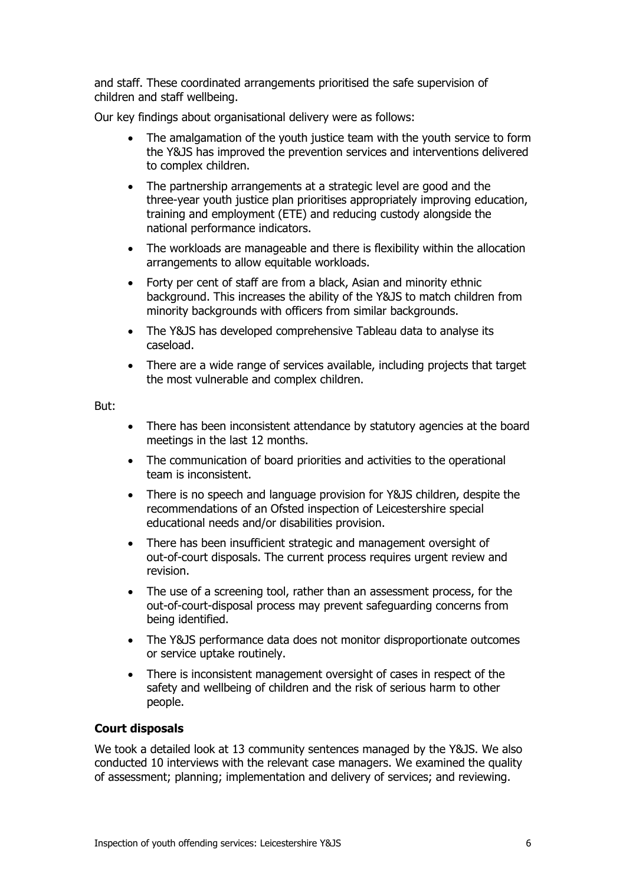and staff. These coordinated arrangements prioritised the safe supervision of children and staff wellbeing.

Our key findings about organisational delivery were as follows:

- The amalgamation of the youth justice team with the youth service to form the Y&JS has improved the prevention services and interventions delivered to complex children.
- The partnership arrangements at a strategic level are good and the three-year youth justice plan prioritises appropriately improving education, training and employment (ETE) and reducing custody alongside the national performance indicators.
- The workloads are manageable and there is flexibility within the allocation arrangements to allow equitable workloads.
- Forty per cent of staff are from a black, Asian and minority ethnic background. This increases the ability of the Y&JS to match children from minority backgrounds with officers from similar backgrounds.
- The Y&JS has developed comprehensive Tableau data to analyse its caseload.
- There are a wide range of services available, including projects that target the most vulnerable and complex children.

But:

- There has been inconsistent attendance by statutory agencies at the board meetings in the last 12 months.
- The communication of board priorities and activities to the operational team is inconsistent.
- There is no speech and language provision for Y&JS children, despite the recommendations of an Ofsted inspection of Leicestershire special educational needs and/or disabilities provision.
- There has been insufficient strategic and management oversight of out-of-court disposals. The current process requires urgent review and revision.
- The use of a screening tool, rather than an assessment process, for the out-of-court-disposal process may prevent safeguarding concerns from being identified.
- The Y&JS performance data does not monitor disproportionate outcomes or service uptake routinely.
- There is inconsistent management oversight of cases in respect of the safety and wellbeing of children and the risk of serious harm to other people.

**Court disposals**

We took a detailed look at 13 community sentences managed by the Y&JS. We also conducted 10 interviews with the relevant case managers. We examined the quality of assessment; planning; implementation and delivery of services; and reviewing.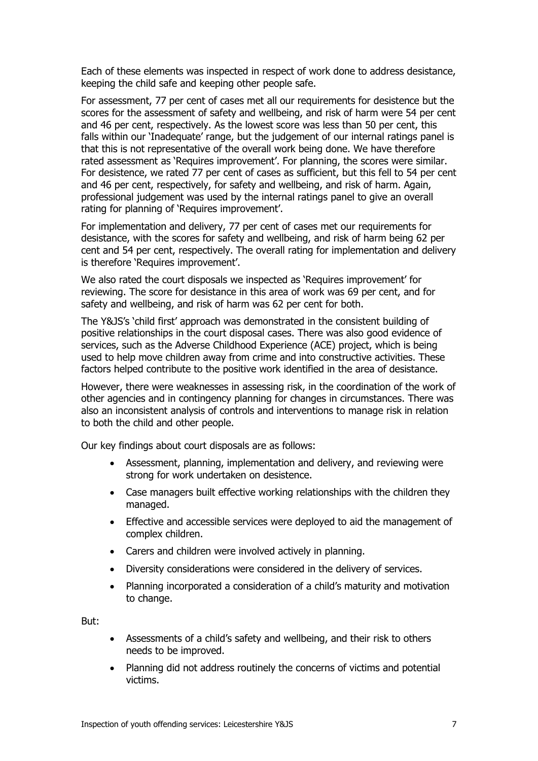Each of these elements was inspected in respect of work done to address desistance, keeping the child safe and keeping other people safe.

For assessment, 77 per cent of cases met all our requirements for desistence but the scores for the assessment of safety and wellbeing, and risk of harm were 54 per cent and 46 per cent, respectively. As the lowest score was less than 50 per cent, this falls within our 'Inadequate' range, but the judgement of our internal ratings panel is that this is not representative of the overall work being done. We have therefore rated assessment as 'Requires improvement'. For planning, the scores were similar. For desistence, we rated 77 per cent of cases as sufficient, but this fell to 54 per cent and 46 per cent, respectively, for safety and wellbeing, and risk of harm. Again, professional judgement was used by the internal ratings panel to give an overall rating for planning of 'Requires improvement'.

For implementation and delivery, 77 per cent of cases met our requirements for desistance, with the scores for safety and wellbeing, and risk of harm being 62 per cent and 54 per cent, respectively. The overall rating for implementation and delivery is therefore 'Requires improvement'.

We also rated the court disposals we inspected as 'Requires improvement' for reviewing. The score for desistance in this area of work was 69 per cent, and for safety and wellbeing, and risk of harm was 62 per cent for both.

The Y&JS's 'child first' approach was demonstrated in the consistent building of positive relationships in the court disposal cases. There was also good evidence of services, such as the Adverse Childhood Experience (ACE) project, which is being used to help move children away from crime and into constructive activities. These factors helped contribute to the positive work identified in the area of desistance.

However, there were weaknesses in assessing risk, in the coordination of the work of other agencies and in contingency planning for changes in circumstances. There was also an inconsistent analysis of controls and interventions to manage risk in relation to both the child and other people.

Our key findings about court disposals are as follows:

- Assessment, planning, implementation and delivery, and reviewing were strong for work undertaken on desistence.
- Case managers built effective working relationships with the children they managed.
- Effective and accessible services were deployed to aid the management of complex children.
- Carers and children were involved actively in planning.
- Diversity considerations were considered in the delivery of services.
- Planning incorporated a consideration of a child's maturity and motivation to change.

But:

- Assessments of a child's safety and wellbeing, and their risk to others needs to be improved.
- Planning did not address routinely the concerns of victims and potential victims.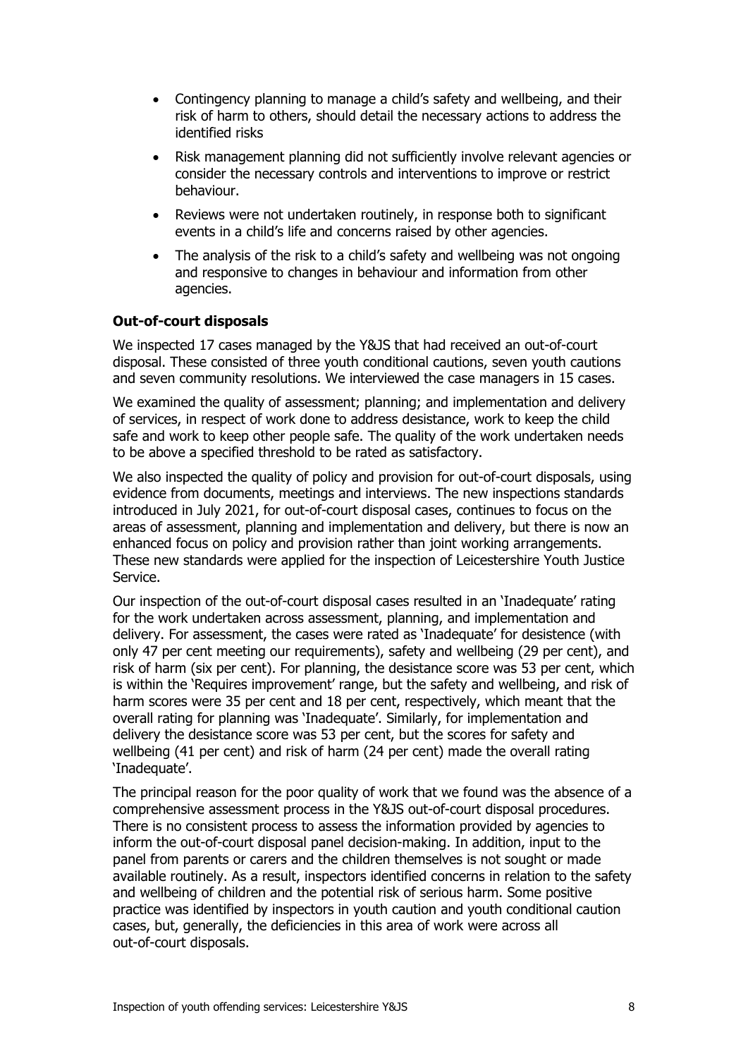- Contingency planning to manage a child's safety and wellbeing, and their risk of harm to others, should detail the necessary actions to address the identified risks
- Risk management planning did not sufficiently involve relevant agencies or consider the necessary controls and interventions to improve or restrict behaviour.
- Reviews were not undertaken routinely, in response both to significant events in a child's life and concerns raised by other agencies.
- The analysis of the risk to a child's safety and wellbeing was not ongoing and responsive to changes in behaviour and information from other agencies.

**Out-of-court disposals**

We inspected 17 cases managed by the Y&JS that had received an out-of-court disposal. These consisted of three youth conditional cautions, seven youth cautions and seven community resolutions. We interviewed the case managers in 15 cases.

We examined the quality of assessment; planning; and implementation and delivery of services, in respect of work done to address desistance, work to keep the child safe and work to keep other people safe. The quality of the work undertaken needs to be above a specified threshold to be rated as satisfactory.

We also inspected the quality of policy and provision for out-of-court disposals, using evidence from documents, meetings and interviews. The new inspections standards introduced in July 2021, for out-of-court disposal cases, continues to focus on the areas of assessment, planning and implementation and delivery, but there is now an enhanced focus on policy and provision rather than joint working arrangements. These new standards were applied for the inspection of Leicestershire Youth Justice Service.

Our inspection of the out-of-court disposal cases resulted in an 'Inadequate' rating for the work undertaken across assessment, planning, and implementation and delivery. For assessment, the cases were rated as 'Inadequate' for desistence (with only 47 per cent meeting our requirements), safety and wellbeing (29 per cent), and risk of harm (six per cent). For planning, the desistance score was 53 per cent, which is within the 'Requires improvement' range, but the safety and wellbeing, and risk of harm scores were 35 per cent and 18 per cent, respectively, which meant that the overall rating for planning was 'Inadequate'. Similarly, for implementation and delivery the desistance score was 53 per cent, but the scores for safety and wellbeing (41 per cent) and risk of harm (24 per cent) made the overall rating 'Inadequate'.

The principal reason for the poor quality of work that we found was the absence of a comprehensive assessment process in the Y&JS out-of-court disposal procedures. There is no consistent process to assess the information provided by agencies to inform the out-of-court disposal panel decision-making. In addition, input to the panel from parents or carers and the children themselves is not sought or made available routinely. As a result, inspectors identified concerns in relation to the safety and wellbeing of children and the potential risk of serious harm. Some positive practice was identified by inspectors in youth caution and youth conditional caution cases, but, generally, the deficiencies in this area of work were across all out-of-court disposals.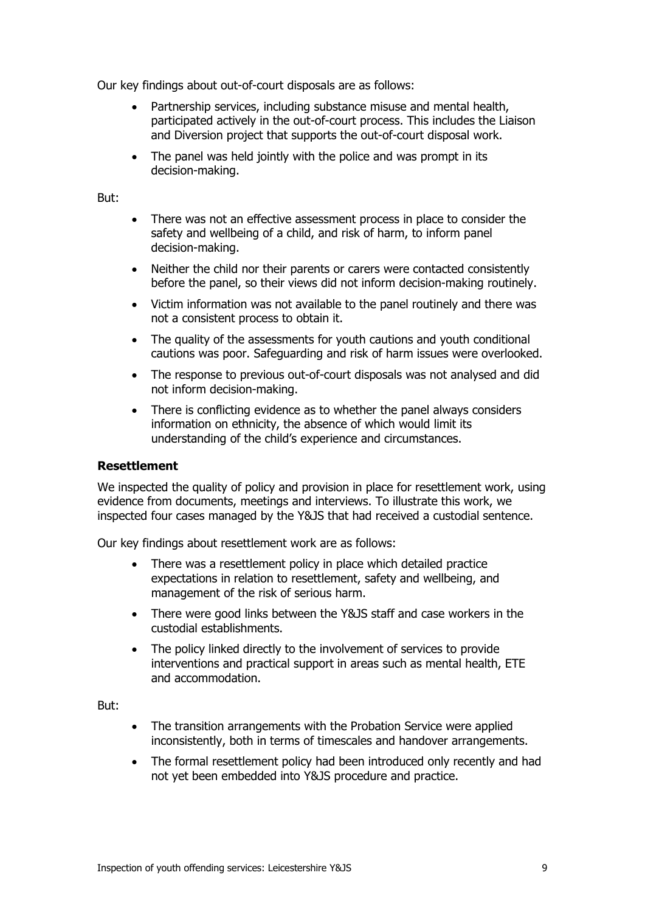Our key findings about out-of-court disposals are as follows:

- Partnership services, including substance misuse and mental health, participated actively in the out-of-court process. This includes the Liaison and Diversion project that supports the out-of-court disposal work.
- The panel was held jointly with the police and was prompt in its decision-making.

But:

- There was not an effective assessment process in place to consider the safety and wellbeing of a child, and risk of harm, to inform panel decision-making.
- Neither the child nor their parents or carers were contacted consistently before the panel, so their views did not inform decision-making routinely.
- Victim information was not available to the panel routinely and there was not a consistent process to obtain it.
- The quality of the assessments for youth cautions and youth conditional cautions was poor. Safeguarding and risk of harm issues were overlooked.
- The response to previous out-of-court disposals was not analysed and did not inform decision-making.
- There is conflicting evidence as to whether the panel always considers information on ethnicity, the absence of which would limit its understanding of the child's experience and circumstances.

### Resettlement

We inspected the quality of policy and provision in place for resettlement work, using evidence from documents, meetings and interviews. To illustrate this work, we inspected four cases managed by the Y&JS that had received a custodial sentence.

Our key findings about resettlement work are as follows:

- There was a resettlement policy in place which detailed practice expectations in relation to resettlement, safety and wellbeing, and management of the risk of serious harm.
- There were good links between the Y&JS staff and case workers in the custodial establishments.
- The policy linked directly to the involvement of services to provide interventions and practical support in areas such as mental health, ETE and accommodation.

But:

- The transition arrangements with the Probation Service were applied inconsistently, both in terms of timescales and handover arrangements.
- The formal resettlement policy had been introduced only recently and had not yet been embedded into Y&JS procedure and practice.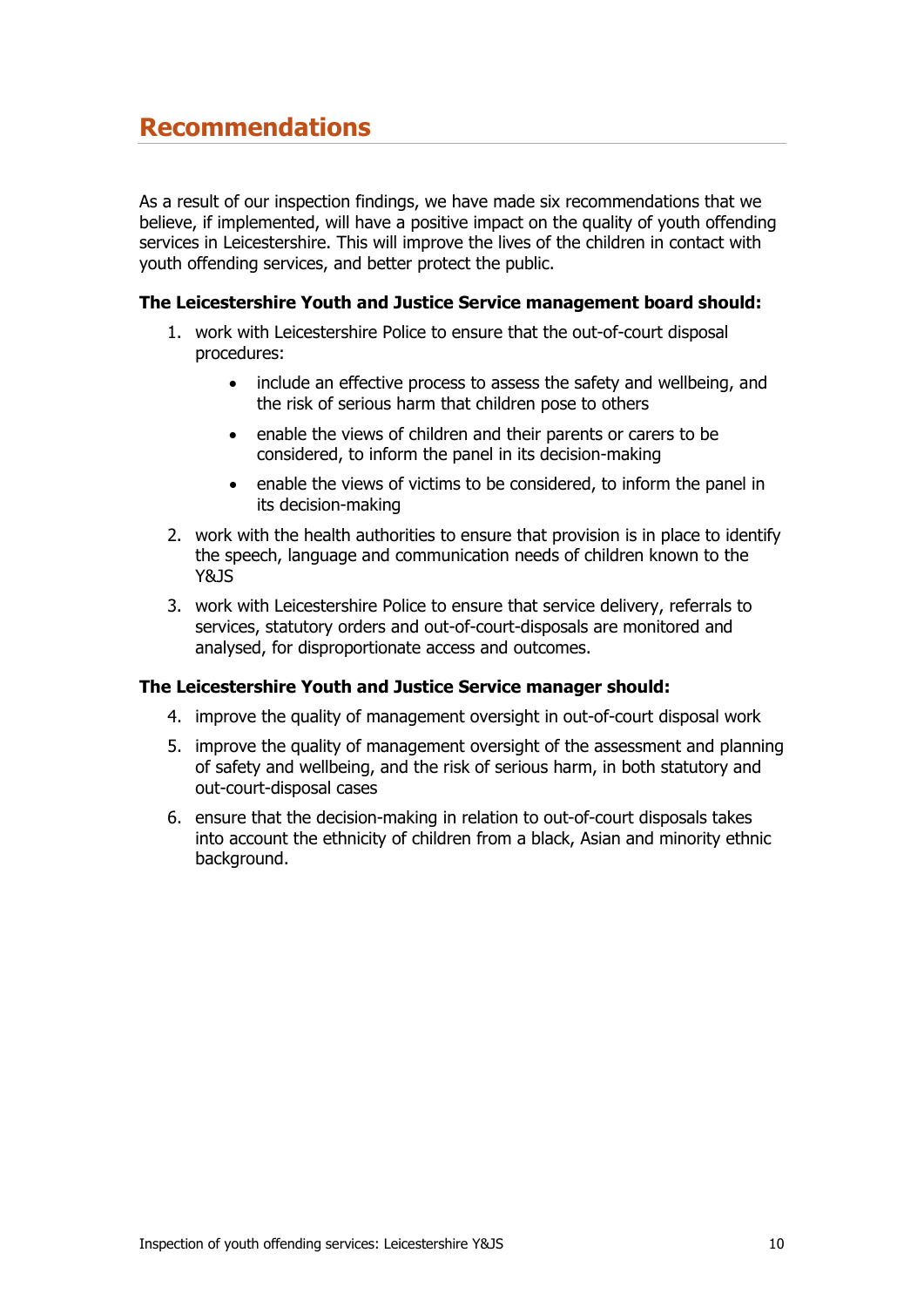## Recommendations

As a result of our inspection findings, we have made six recommendations that we believe, if implemented, will have a positive impact on the quality of youth offending services in Leicestershire. This will improve the lives of the children in contact with youth offending services, and better protect the public.

**The Leicestershire Youth and Justice Service management board should:**

1. work with Leicestershire Police to ensure that the out-of-court disposal procedures:
    - include an effective process to assess the safety and wellbeing, and the risk of serious harm that children pose to others
    - enable the views of children and their parents or carers to be considered, to inform the panel in its decision-making
    - enable the views of victims to be considered, to inform the panel in its decision-making
2. work with the health authorities to ensure that provision is in place to identify the speech, language and communication needs of children known to the Y&JS
3. work with Leicestershire Police to ensure that service delivery, referrals to services, statutory orders and out-of-court-disposals are monitored and analysed, for disproportionate access and outcomes.

**The Leicestershire Youth and Justice Service manager should:**

4. improve the quality of management oversight in out-of-court disposal work
5. improve the quality of management oversight of the assessment and planning of safety and wellbeing, and the risk of serious harm, in both statutory and out-court-disposal cases
6. ensure that the decision-making in relation to out-of-court disposals takes into account the ethnicity of children from a black, Asian and minority ethnic background.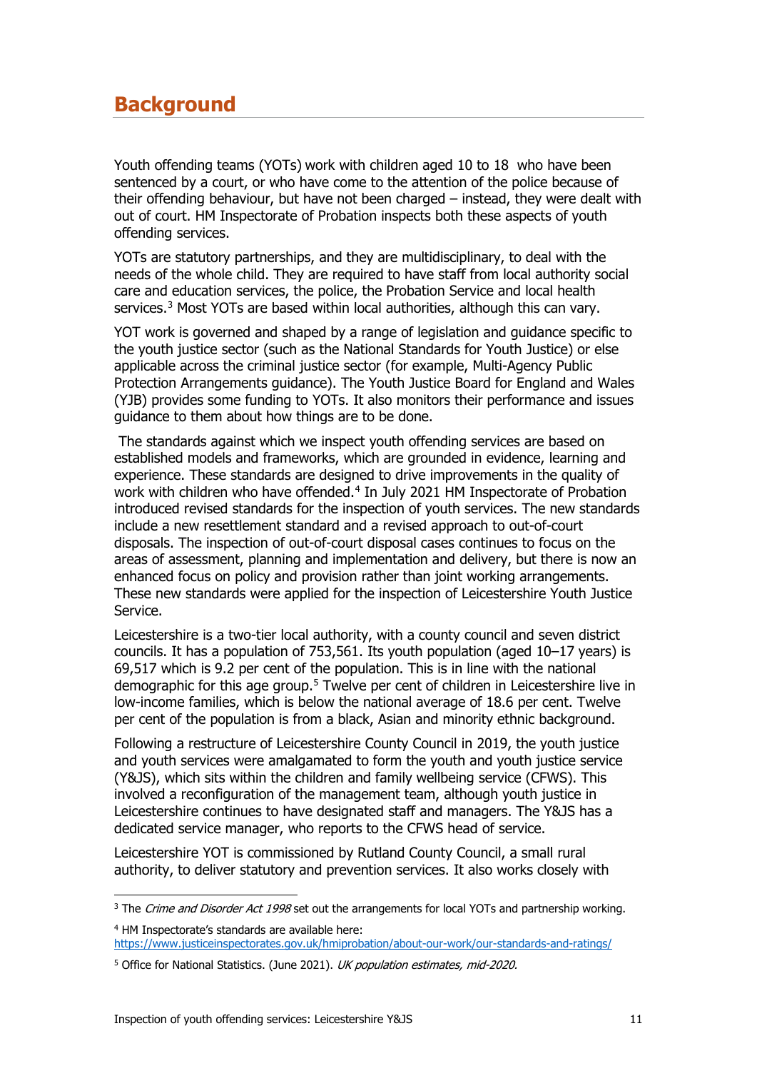# Background

Youth offending teams (YOTs) work with children aged 10 to 18 who have been sentenced by a court, or who have come to the attention of the police because of their offending behaviour, but have not been charged – instead, they were dealt with out of court. HM Inspectorate of Probation inspects both these aspects of youth offending services.

YOTs are statutory partnerships, and they are multidisciplinary, to deal with the needs of the whole child. They are required to have staff from local authority social care and education services, the police, the Probation Service and local health services.[3] Most YOTs are based within local authorities, although this can vary.

YOT work is governed and shaped by a range of legislation and guidance specific to the youth justice sector (such as the National Standards for Youth Justice) or else applicable across the criminal justice sector (for example, Multi-Agency Public Protection Arrangements guidance). The Youth Justice Board for England and Wales (YJB) provides some funding to YOTs. It also monitors their performance and issues guidance to them about how things are to be done.

The standards against which we inspect youth offending services are based on established models and frameworks, which are grounded in evidence, learning and experience. These standards are designed to drive improvements in the quality of work with children who have offended.[4] In July 2021 HM Inspectorate of Probation introduced revised standards for the inspection of youth services. The new standards include a new resettlement standard and a revised approach to out-of-court disposals. The inspection of out-of-court disposal cases continues to focus on the areas of assessment, planning and implementation and delivery, but there is now an enhanced focus on policy and provision rather than joint working arrangements. These new standards were applied for the inspection of Leicestershire Youth Justice Service.

Leicestershire is a two-tier local authority, with a county council and seven district councils. It has a population of 753,561. Its youth population (aged 10–17 years) is 69,517 which is 9.2 per cent of the population. This is in line with the national demographic for this age group.[5] Twelve per cent of children in Leicestershire live in low-income families, which is below the national average of 18.6 per cent. Twelve per cent of the population is from a black, Asian and minority ethnic background.

Following a restructure of Leicestershire County Council in 2019, the youth justice and youth services were amalgamated to form the youth and youth justice service (Y&JS), which sits within the children and family wellbeing service (CFWS). This involved a reconfiguration of the management team, although youth justice in Leicestershire continues to have designated staff and managers. The Y&JS has a dedicated service manager, who reports to the CFWS head of service.

Leicestershire YOT is commissioned by Rutland County Council, a small rural authority, to deliver statutory and prevention services. It also works closely with

---

[3] The *Crime and Disorder Act 1998* set out the arrangements for local YOTs and partnership working.

[4] HM Inspectorate's standards are available here: https://www.justiceinspectorates.gov.uk/hmiprobation/about-our-work/our-standards-and-ratings/

[5] Office for National Statistics. (June 2021). *UK population estimates, mid-2020.*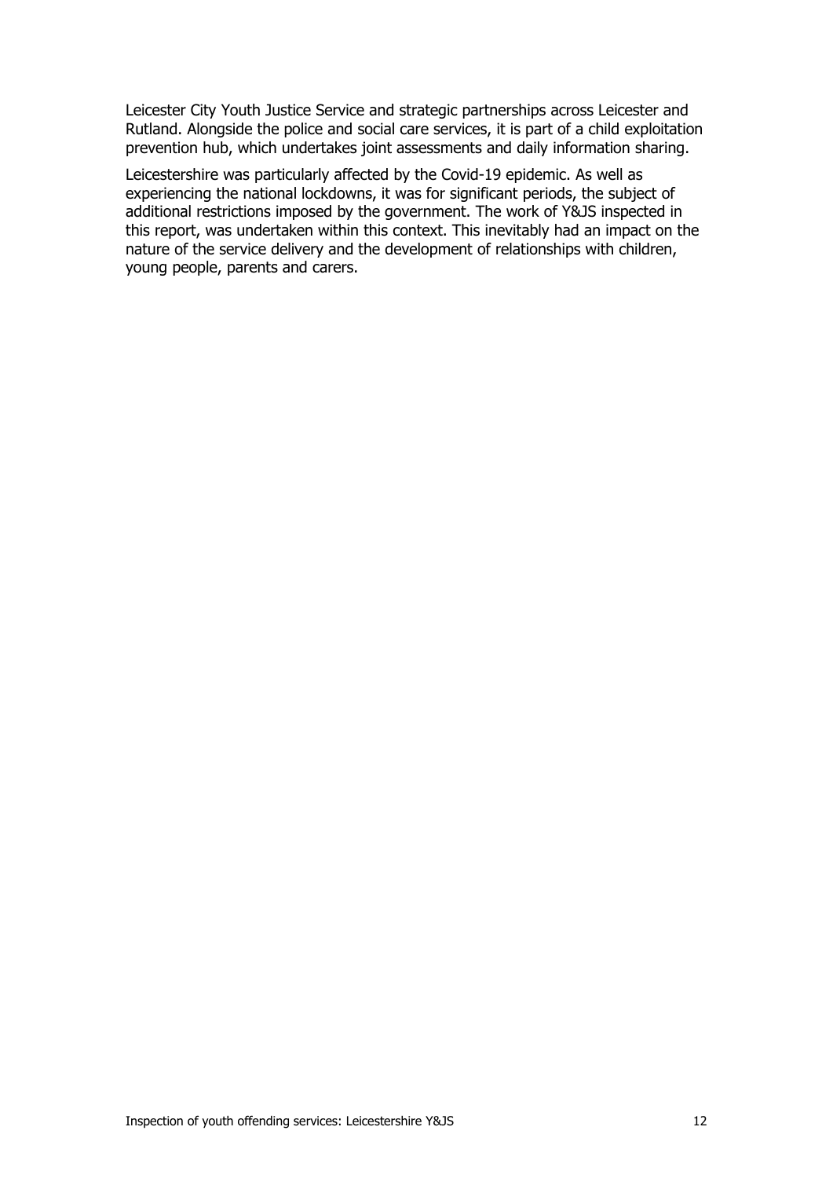Leicester City Youth Justice Service and strategic partnerships across Leicester and Rutland. Alongside the police and social care services, it is part of a child exploitation prevention hub, which undertakes joint assessments and daily information sharing.

Leicestershire was particularly affected by the Covid-19 epidemic. As well as experiencing the national lockdowns, it was for significant periods, the subject of additional restrictions imposed by the government. The work of Y&JS inspected in this report, was undertaken within this context. This inevitably had an impact on the nature of the service delivery and the development of relationships with children, young people, parents and carers.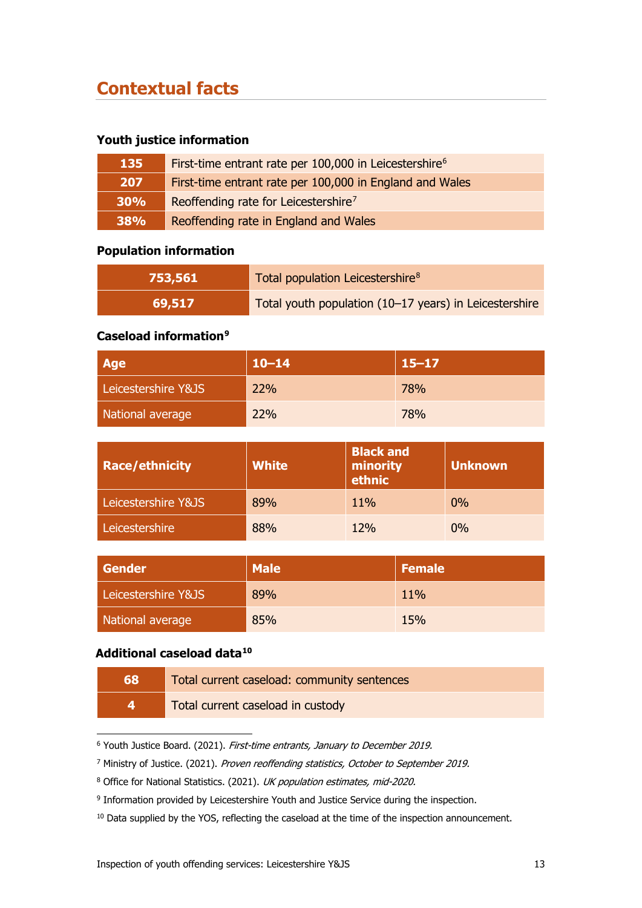## Contextual facts

### Youth justice information

| | |
|---|---|
| 135 | First-time entrant rate per 100,000 in Leicestershire[6] |
| 207 | First-time entrant rate per 100,000 in England and Wales |
| 30% | Reoffending rate for Leicestershire[7] |
| 38% | Reoffending rate in England and Wales |

### Population information

| | |
|---|---|
| 753,561 | Total population Leicestershire[8] |
| 69,517 | Total youth population (10–17 years) in Leicestershire |

### Caseload information[9]

| Age | 10–14 | 15–17 |
|---|---|---|
| Leicestershire Y&JS | 22% | 78% |
| National average | 22% | 78% |

| Race/ethnicity | White | Black and minority ethnic | Unknown |
|---|---|---|---|
| Leicestershire Y&JS | 89% | 11% | 0% |
| Leicestershire | 88% | 12% | 0% |

| Gender | Male | Female |
|---|---|---|
| Leicestershire Y&JS | 89% | 11% |
| National average | 85% | 15% |

### Additional caseload data[10]

| | |
|---|---|
| 68 | Total current caseload: community sentences |
| 4 | Total current caseload in custody |

[6] Youth Justice Board. (2021). *First-time entrants, January to December 2019.*

[7] Ministry of Justice. (2021). *Proven reoffending statistics, October to September 2019.*

[8] Office for National Statistics. (2021). *UK population estimates, mid-2020.*

[9] Information provided by Leicestershire Youth and Justice Service during the inspection.

[10] Data supplied by the YOS, reflecting the caseload at the time of the inspection announcement.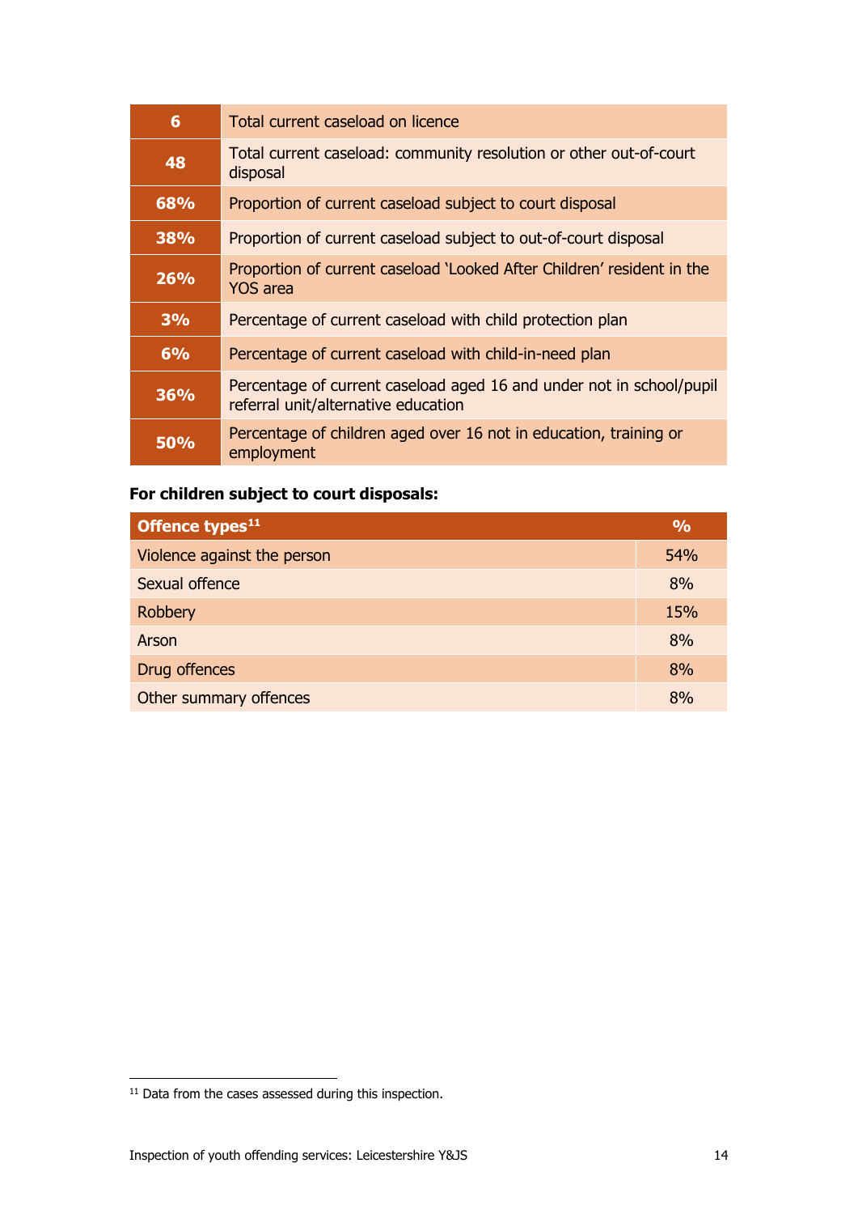| | |
|---|---|
| **6** | Total current caseload on licence |
| **48** | Total current caseload: community resolution or other out-of-court disposal |
| **68%** | Proportion of current caseload subject to court disposal |
| **38%** | Proportion of current caseload subject to out-of-court disposal |
| **26%** | Proportion of current caseload 'Looked After Children' resident in the YOS area |
| **3%** | Percentage of current caseload with child protection plan |
| **6%** | Percentage of current caseload with child-in-need plan |
| **36%** | Percentage of current caseload aged 16 and under not in school/pupil referral unit/alternative education |
| **50%** | Percentage of children aged over 16 not in education, training or employment |

**For children subject to court disposals:**

| Offence types[11] | % |
|---|---|
| Violence against the person | 54% |
| Sexual offence | 8% |
| Robbery | 15% |
| Arson | 8% |
| Drug offences | 8% |
| Other summary offences | 8% |

[11] Data from the cases assessed during this inspection.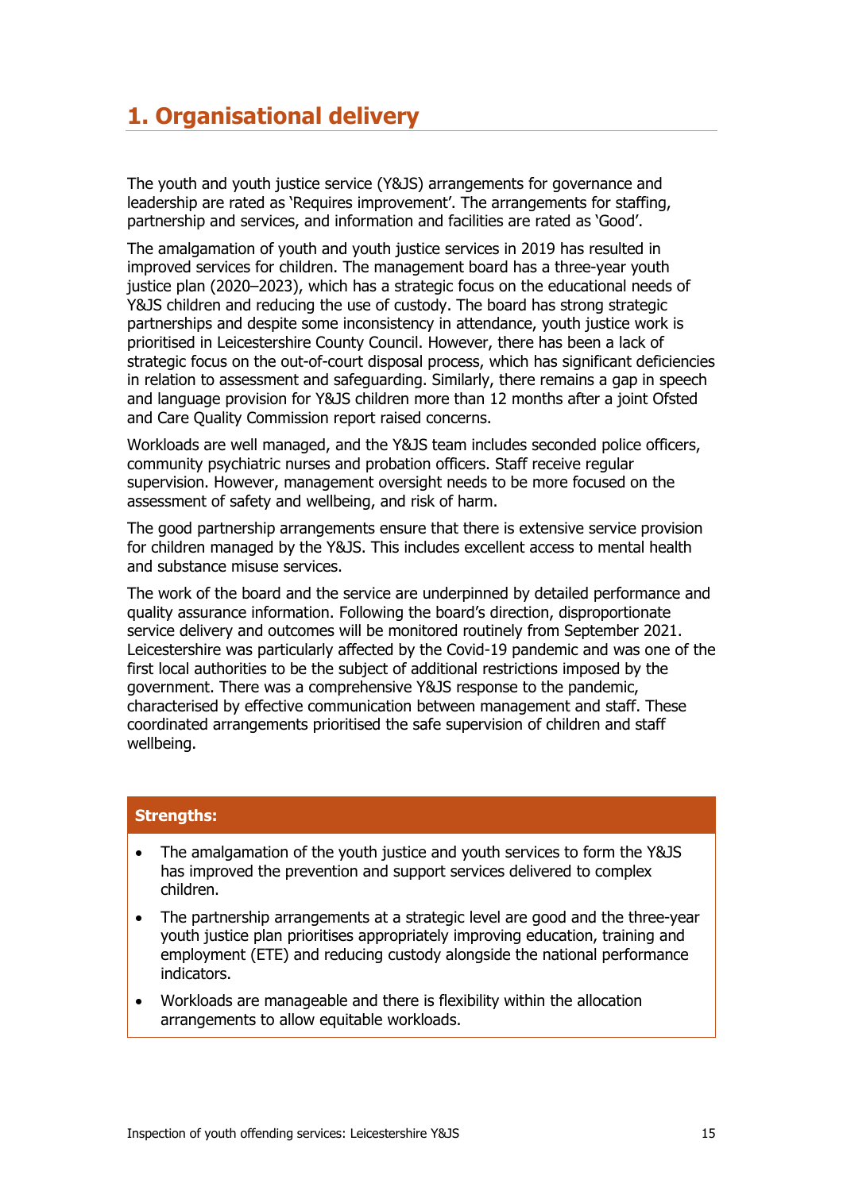# 1. Organisational delivery

The youth and youth justice service (Y&JS) arrangements for governance and leadership are rated as 'Requires improvement'. The arrangements for staffing, partnership and services, and information and facilities are rated as 'Good'.

The amalgamation of youth and youth justice services in 2019 has resulted in improved services for children. The management board has a three-year youth justice plan (2020–2023), which has a strategic focus on the educational needs of Y&JS children and reducing the use of custody. The board has strong strategic partnerships and despite some inconsistency in attendance, youth justice work is prioritised in Leicestershire County Council. However, there has been a lack of strategic focus on the out-of-court disposal process, which has significant deficiencies in relation to assessment and safeguarding. Similarly, there remains a gap in speech and language provision for Y&JS children more than 12 months after a joint Ofsted and Care Quality Commission report raised concerns.

Workloads are well managed, and the Y&JS team includes seconded police officers, community psychiatric nurses and probation officers. Staff receive regular supervision. However, management oversight needs to be more focused on the assessment of safety and wellbeing, and risk of harm.

The good partnership arrangements ensure that there is extensive service provision for children managed by the Y&JS. This includes excellent access to mental health and substance misuse services.

The work of the board and the service are underpinned by detailed performance and quality assurance information. Following the board's direction, disproportionate service delivery and outcomes will be monitored routinely from September 2021. Leicestershire was particularly affected by the Covid-19 pandemic and was one of the first local authorities to be the subject of additional restrictions imposed by the government. There was a comprehensive Y&JS response to the pandemic, characterised by effective communication between management and staff. These coordinated arrangements prioritised the safe supervision of children and staff wellbeing.

**Strengths:**

- The amalgamation of the youth justice and youth services to form the Y&JS has improved the prevention and support services delivered to complex children.
- The partnership arrangements at a strategic level are good and the three-year youth justice plan prioritises appropriately improving education, training and employment (ETE) and reducing custody alongside the national performance indicators.
- Workloads are manageable and there is flexibility within the allocation arrangements to allow equitable workloads.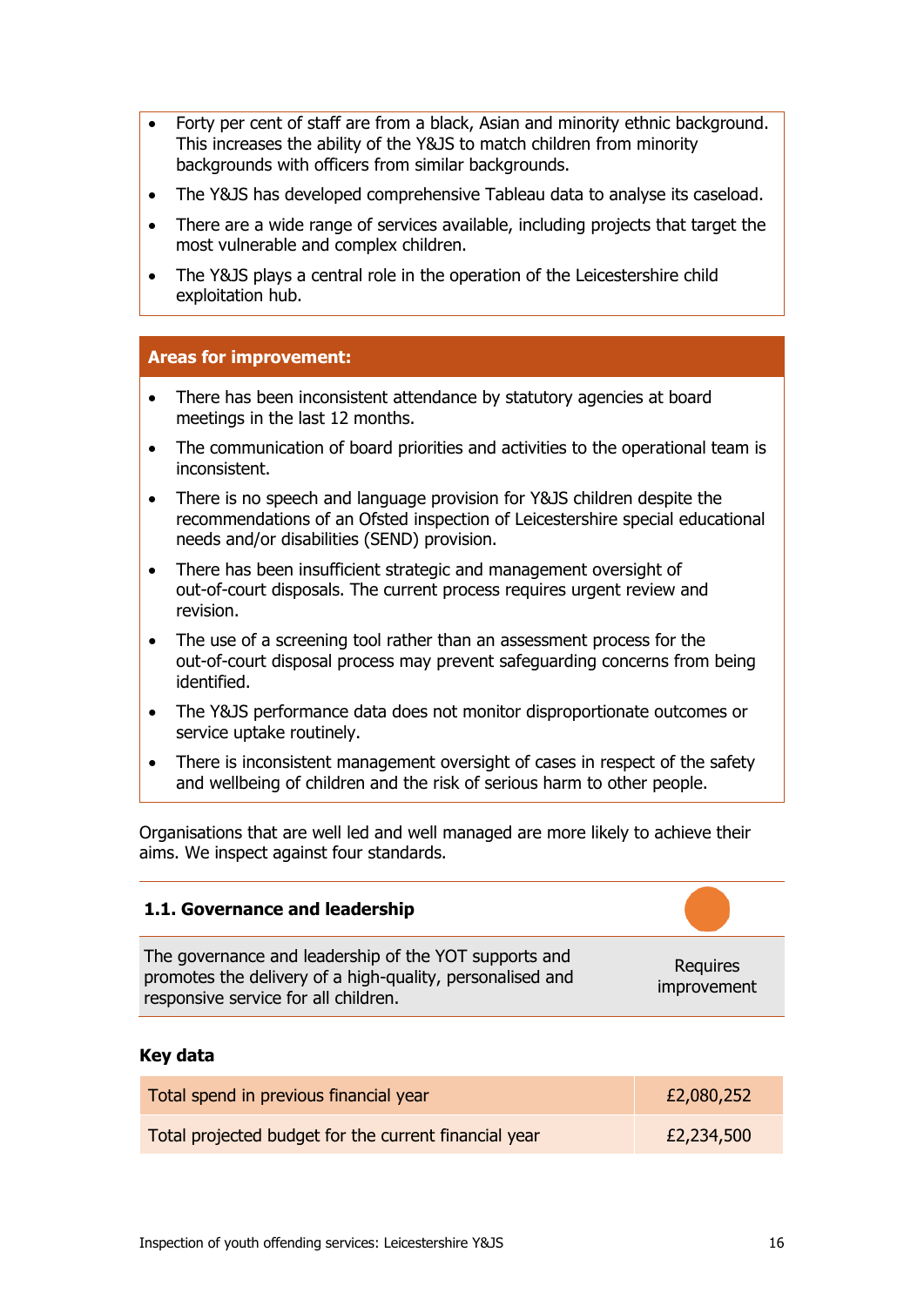- Forty per cent of staff are from a black, Asian and minority ethnic background. This increases the ability of the Y&JS to match children from minority backgrounds with officers from similar backgrounds.
- The Y&JS has developed comprehensive Tableau data to analyse its caseload.
- There are a wide range of services available, including projects that target the most vulnerable and complex children.
- The Y&JS plays a central role in the operation of the Leicestershire child exploitation hub.

**Areas for improvement:**

- There has been inconsistent attendance by statutory agencies at board meetings in the last 12 months.
- The communication of board priorities and activities to the operational team is inconsistent.
- There is no speech and language provision for Y&JS children despite the recommendations of an Ofsted inspection of Leicestershire special educational needs and/or disabilities (SEND) provision.
- There has been insufficient strategic and management oversight of out-of-court disposals. The current process requires urgent review and revision.
- The use of a screening tool rather than an assessment process for the out-of-court disposal process may prevent safeguarding concerns from being identified.
- The Y&JS performance data does not monitor disproportionate outcomes or service uptake routinely.
- There is inconsistent management oversight of cases in respect of the safety and wellbeing of children and the risk of serious harm to other people.

Organisations that are well led and well managed are more likely to achieve their aims. We inspect against four standards.

### 1.1. Governance and leadership

| The governance and leadership of the YOT supports and promotes the delivery of a high-quality, personalised and responsive service for all children. | Requires improvement |
|---|---|

**Key data**

| Total spend in previous financial year | £2,080,252 |
|---|---|
| Total projected budget for the current financial year | £2,234,500 |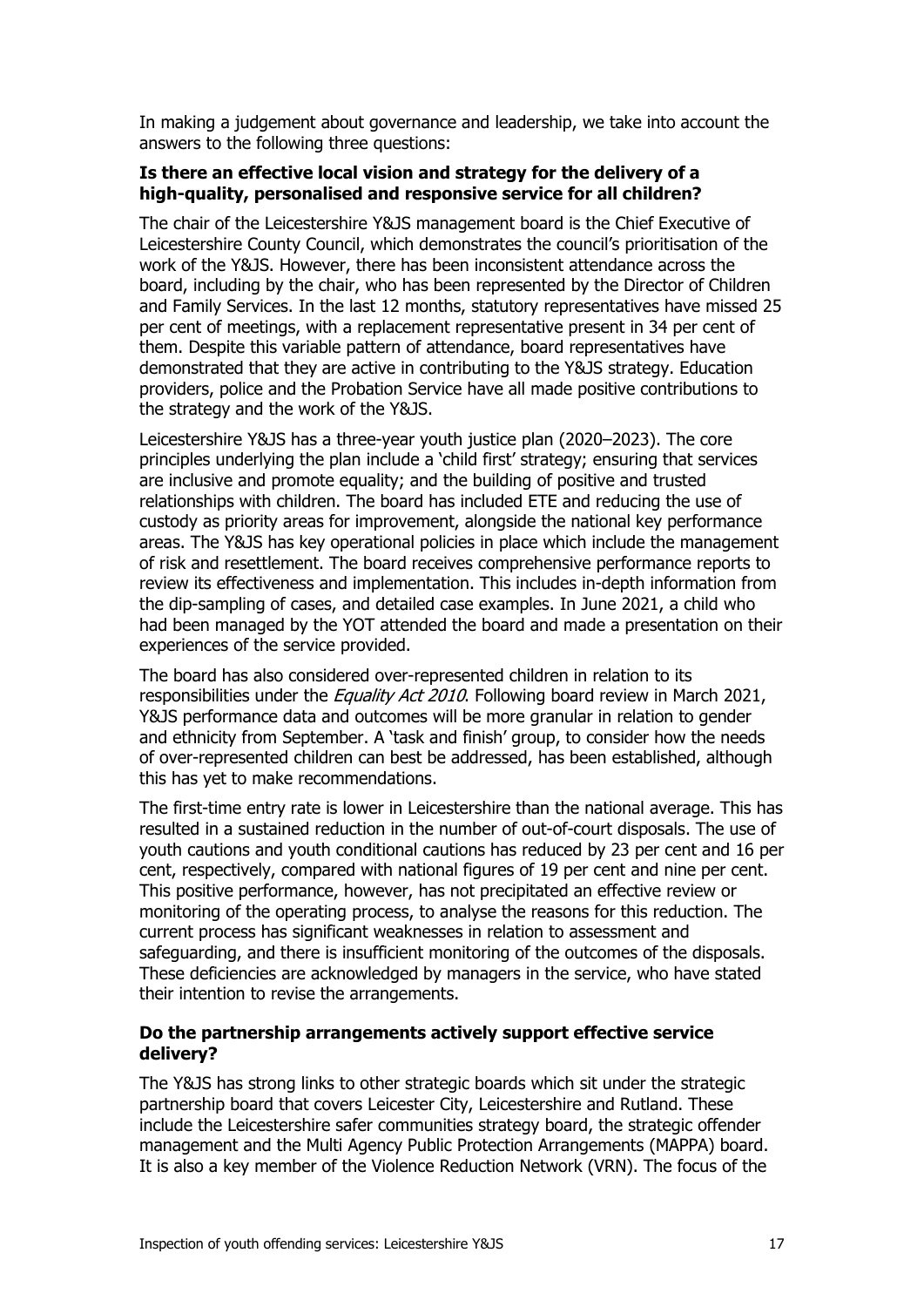In making a judgement about governance and leadership, we take into account the answers to the following three questions:

**Is there an effective local vision and strategy for the delivery of a high-quality, personalised and responsive service for all children?**

The chair of the Leicestershire Y&JS management board is the Chief Executive of Leicestershire County Council, which demonstrates the council's prioritisation of the work of the Y&JS. However, there has been inconsistent attendance across the board, including by the chair, who has been represented by the Director of Children and Family Services. In the last 12 months, statutory representatives have missed 25 per cent of meetings, with a replacement representative present in 34 per cent of them. Despite this variable pattern of attendance, board representatives have demonstrated that they are active in contributing to the Y&JS strategy. Education providers, police and the Probation Service have all made positive contributions to the strategy and the work of the Y&JS.

Leicestershire Y&JS has a three-year youth justice plan (2020–2023). The core principles underlying the plan include a 'child first' strategy; ensuring that services are inclusive and promote equality; and the building of positive and trusted relationships with children. The board has included ETE and reducing the use of custody as priority areas for improvement, alongside the national key performance areas. The Y&JS has key operational policies in place which include the management of risk and resettlement. The board receives comprehensive performance reports to review its effectiveness and implementation. This includes in-depth information from the dip-sampling of cases, and detailed case examples. In June 2021, a child who had been managed by the YOT attended the board and made a presentation on their experiences of the service provided.

The board has also considered over-represented children in relation to its responsibilities under the *Equality Act 2010*. Following board review in March 2021, Y&JS performance data and outcomes will be more granular in relation to gender and ethnicity from September. A 'task and finish' group, to consider how the needs of over-represented children can best be addressed, has been established, although this has yet to make recommendations.

The first-time entry rate is lower in Leicestershire than the national average. This has resulted in a sustained reduction in the number of out-of-court disposals. The use of youth cautions and youth conditional cautions has reduced by 23 per cent and 16 per cent, respectively, compared with national figures of 19 per cent and nine per cent. This positive performance, however, has not precipitated an effective review or monitoring of the operating process, to analyse the reasons for this reduction. The current process has significant weaknesses in relation to assessment and safeguarding, and there is insufficient monitoring of the outcomes of the disposals. These deficiencies are acknowledged by managers in the service, who have stated their intention to revise the arrangements.

**Do the partnership arrangements actively support effective service delivery?**

The Y&JS has strong links to other strategic boards which sit under the strategic partnership board that covers Leicester City, Leicestershire and Rutland. These include the Leicestershire safer communities strategy board, the strategic offender management and the Multi Agency Public Protection Arrangements (MAPPA) board. It is also a key member of the Violence Reduction Network (VRN). The focus of the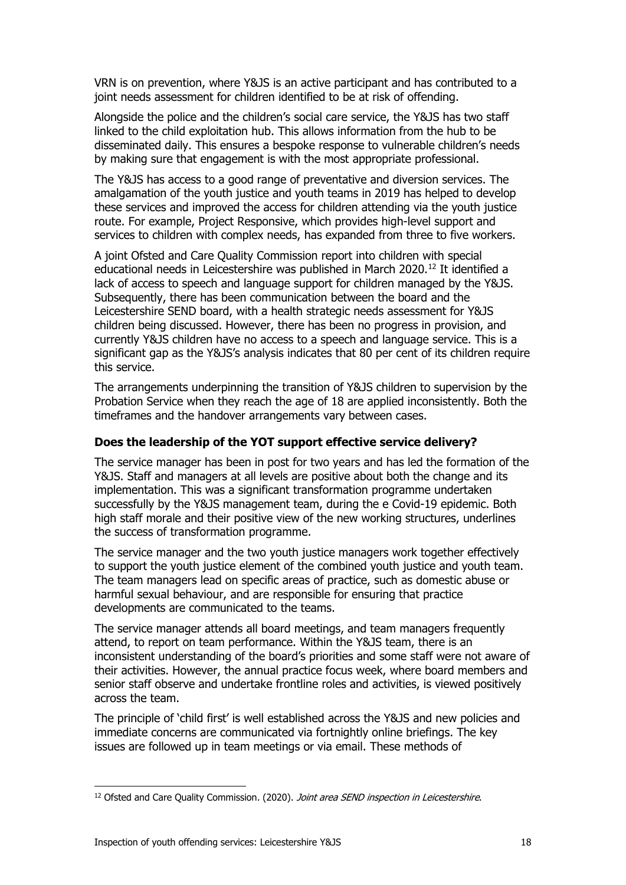VRN is on prevention, where Y&JS is an active participant and has contributed to a joint needs assessment for children identified to be at risk of offending.

Alongside the police and the children's social care service, the Y&JS has two staff linked to the child exploitation hub. This allows information from the hub to be disseminated daily. This ensures a bespoke response to vulnerable children's needs by making sure that engagement is with the most appropriate professional.

The Y&JS has access to a good range of preventative and diversion services. The amalgamation of the youth justice and youth teams in 2019 has helped to develop these services and improved the access for children attending via the youth justice route. For example, Project Responsive, which provides high-level support and services to children with complex needs, has expanded from three to five workers.

A joint Ofsted and Care Quality Commission report into children with special educational needs in Leicestershire was published in March 2020.[12] It identified a lack of access to speech and language support for children managed by the Y&JS. Subsequently, there has been communication between the board and the Leicestershire SEND board, with a health strategic needs assessment for Y&JS children being discussed. However, there has been no progress in provision, and currently Y&JS children have no access to a speech and language service. This is a significant gap as the Y&JS's analysis indicates that 80 per cent of its children require this service.

The arrangements underpinning the transition of Y&JS children to supervision by the Probation Service when they reach the age of 18 are applied inconsistently. Both the timeframes and the handover arrangements vary between cases.

**Does the leadership of the YOT support effective service delivery?**

The service manager has been in post for two years and has led the formation of the Y&JS. Staff and managers at all levels are positive about both the change and its implementation. This was a significant transformation programme undertaken successfully by the Y&JS management team, during the e Covid-19 epidemic. Both high staff morale and their positive view of the new working structures, underlines the success of transformation programme.

The service manager and the two youth justice managers work together effectively to support the youth justice element of the combined youth justice and youth team. The team managers lead on specific areas of practice, such as domestic abuse or harmful sexual behaviour, and are responsible for ensuring that practice developments are communicated to the teams.

The service manager attends all board meetings, and team managers frequently attend, to report on team performance. Within the Y&JS team, there is an inconsistent understanding of the board's priorities and some staff were not aware of their activities. However, the annual practice focus week, where board members and senior staff observe and undertake frontline roles and activities, is viewed positively across the team.

The principle of 'child first' is well established across the Y&JS and new policies and immediate concerns are communicated via fortnightly online briefings. The key issues are followed up in team meetings or via email. These methods of

---

[12] Ofsted and Care Quality Commission. (2020). *Joint area SEND inspection in Leicestershire*.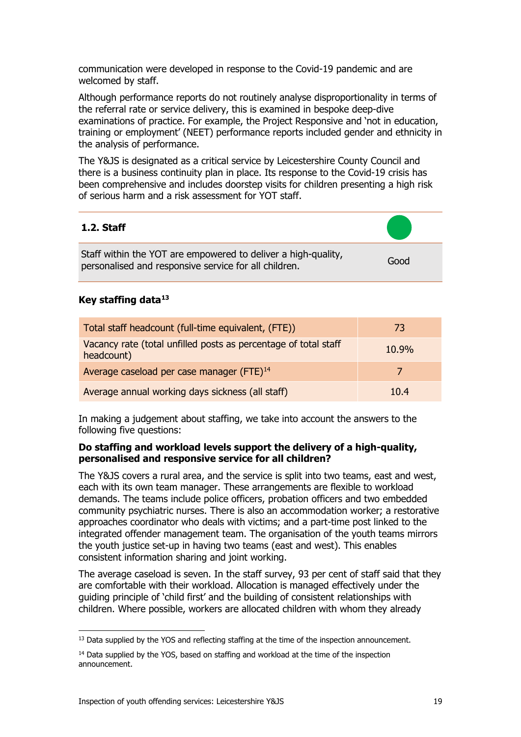communication were developed in response to the Covid-19 pandemic and are welcomed by staff.

Although performance reports do not routinely analyse disproportionality in terms of the referral rate or service delivery, this is examined in bespoke deep-dive examinations of practice. For example, the Project Responsive and 'not in education, training or employment' (NEET) performance reports included gender and ethnicity in the analysis of performance.

The Y&JS is designated as a critical service by Leicestershire County Council and there is a business continuity plan in place. Its response to the Covid-19 crisis has been comprehensive and includes doorstep visits for children presenting a high risk of serious harm and a risk assessment for YOT staff.

| **1.2. Staff** | |
|---|---|
| Staff within the YOT are empowered to deliver a high-quality, personalised and responsive service for all children. | Good |

**Key staffing data**[13]

| | |
|---|---|
| Total staff headcount (full-time equivalent, (FTE)) | 73 |
| Vacancy rate (total unfilled posts as percentage of total staff headcount) | 10.9% |
| Average caseload per case manager (FTE)[14] | 7 |
| Average annual working days sickness (all staff) | 10.4 |

In making a judgement about staffing, we take into account the answers to the following five questions:

**Do staffing and workload levels support the delivery of a high-quality, personalised and responsive service for all children?**

The Y&JS covers a rural area, and the service is split into two teams, east and west, each with its own team manager. These arrangements are flexible to workload demands. The teams include police officers, probation officers and two embedded community psychiatric nurses. There is also an accommodation worker; a restorative approaches coordinator who deals with victims; and a part-time post linked to the integrated offender management team. The organisation of the youth teams mirrors the youth justice set-up in having two teams (east and west). This enables consistent information sharing and joint working.

The average caseload is seven. In the staff survey, 93 per cent of staff said that they are comfortable with their workload. Allocation is managed effectively under the guiding principle of 'child first' and the building of consistent relationships with children. Where possible, workers are allocated children with whom they already

[13] Data supplied by the YOS and reflecting staffing at the time of the inspection announcement.

[14] Data supplied by the YOS, based on staffing and workload at the time of the inspection announcement.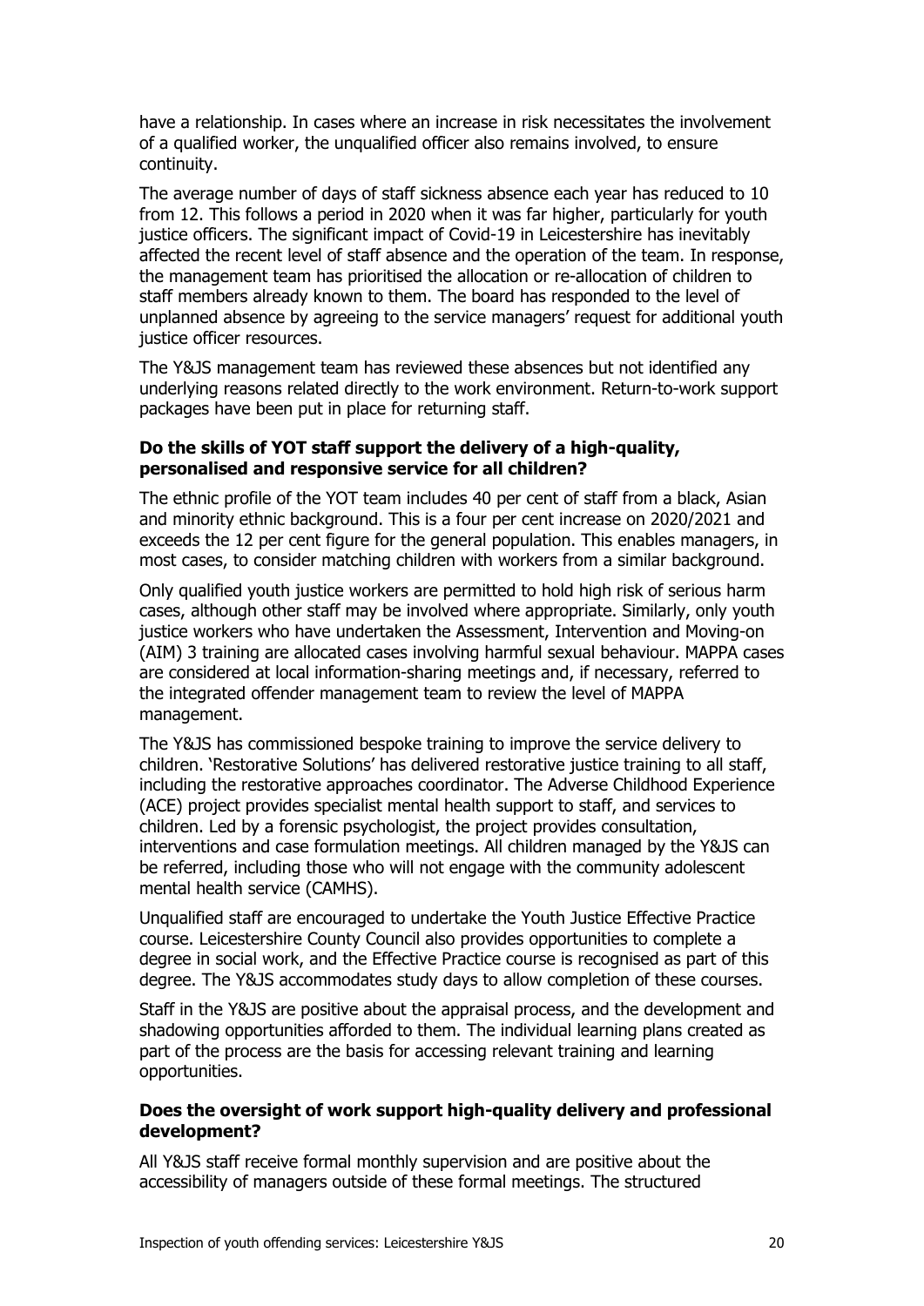have a relationship. In cases where an increase in risk necessitates the involvement of a qualified worker, the unqualified officer also remains involved, to ensure continuity.

The average number of days of staff sickness absence each year has reduced to 10 from 12. This follows a period in 2020 when it was far higher, particularly for youth justice officers. The significant impact of Covid-19 in Leicestershire has inevitably affected the recent level of staff absence and the operation of the team. In response, the management team has prioritised the allocation or re-allocation of children to staff members already known to them. The board has responded to the level of unplanned absence by agreeing to the service managers' request for additional youth justice officer resources.

The Y&JS management team has reviewed these absences but not identified any underlying reasons related directly to the work environment. Return-to-work support packages have been put in place for returning staff.

**Do the skills of YOT staff support the delivery of a high-quality, personalised and responsive service for all children?**

The ethnic profile of the YOT team includes 40 per cent of staff from a black, Asian and minority ethnic background. This is a four per cent increase on 2020/2021 and exceeds the 12 per cent figure for the general population. This enables managers, in most cases, to consider matching children with workers from a similar background.

Only qualified youth justice workers are permitted to hold high risk of serious harm cases, although other staff may be involved where appropriate. Similarly, only youth justice workers who have undertaken the Assessment, Intervention and Moving-on (AIM) 3 training are allocated cases involving harmful sexual behaviour. MAPPA cases are considered at local information-sharing meetings and, if necessary, referred to the integrated offender management team to review the level of MAPPA management.

The Y&JS has commissioned bespoke training to improve the service delivery to children. 'Restorative Solutions' has delivered restorative justice training to all staff, including the restorative approaches coordinator. The Adverse Childhood Experience (ACE) project provides specialist mental health support to staff, and services to children. Led by a forensic psychologist, the project provides consultation, interventions and case formulation meetings. All children managed by the Y&JS can be referred, including those who will not engage with the community adolescent mental health service (CAMHS).

Unqualified staff are encouraged to undertake the Youth Justice Effective Practice course. Leicestershire County Council also provides opportunities to complete a degree in social work, and the Effective Practice course is recognised as part of this degree. The Y&JS accommodates study days to allow completion of these courses.

Staff in the Y&JS are positive about the appraisal process, and the development and shadowing opportunities afforded to them. The individual learning plans created as part of the process are the basis for accessing relevant training and learning opportunities.

**Does the oversight of work support high-quality delivery and professional development?**

All Y&JS staff receive formal monthly supervision and are positive about the accessibility of managers outside of these formal meetings. The structured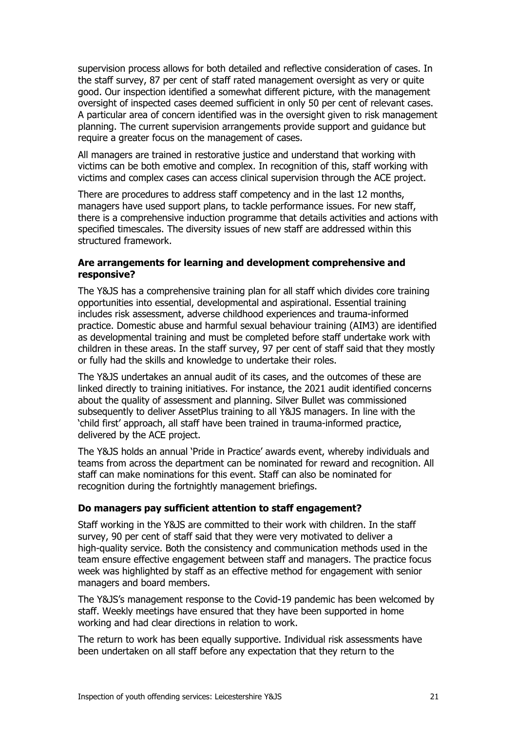supervision process allows for both detailed and reflective consideration of cases. In the staff survey, 87 per cent of staff rated management oversight as very or quite good. Our inspection identified a somewhat different picture, with the management oversight of inspected cases deemed sufficient in only 50 per cent of relevant cases. A particular area of concern identified was in the oversight given to risk management planning. The current supervision arrangements provide support and guidance but require a greater focus on the management of cases.

All managers are trained in restorative justice and understand that working with victims can be both emotive and complex. In recognition of this, staff working with victims and complex cases can access clinical supervision through the ACE project.

There are procedures to address staff competency and in the last 12 months, managers have used support plans, to tackle performance issues. For new staff, there is a comprehensive induction programme that details activities and actions with specified timescales. The diversity issues of new staff are addressed within this structured framework.

**Are arrangements for learning and development comprehensive and responsive?**

The Y&JS has a comprehensive training plan for all staff which divides core training opportunities into essential, developmental and aspirational. Essential training includes risk assessment, adverse childhood experiences and trauma-informed practice. Domestic abuse and harmful sexual behaviour training (AIM3) are identified as developmental training and must be completed before staff undertake work with children in these areas. In the staff survey, 97 per cent of staff said that they mostly or fully had the skills and knowledge to undertake their roles.

The Y&JS undertakes an annual audit of its cases, and the outcomes of these are linked directly to training initiatives. For instance, the 2021 audit identified concerns about the quality of assessment and planning. Silver Bullet was commissioned subsequently to deliver AssetPlus training to all Y&JS managers. In line with the 'child first' approach, all staff have been trained in trauma-informed practice, delivered by the ACE project.

The Y&JS holds an annual 'Pride in Practice' awards event, whereby individuals and teams from across the department can be nominated for reward and recognition. All staff can make nominations for this event. Staff can also be nominated for recognition during the fortnightly management briefings.

**Do managers pay sufficient attention to staff engagement?**

Staff working in the Y&JS are committed to their work with children. In the staff survey, 90 per cent of staff said that they were very motivated to deliver a high-quality service. Both the consistency and communication methods used in the team ensure effective engagement between staff and managers. The practice focus week was highlighted by staff as an effective method for engagement with senior managers and board members.

The Y&JS's management response to the Covid-19 pandemic has been welcomed by staff. Weekly meetings have ensured that they have been supported in home working and had clear directions in relation to work.

The return to work has been equally supportive. Individual risk assessments have been undertaken on all staff before any expectation that they return to the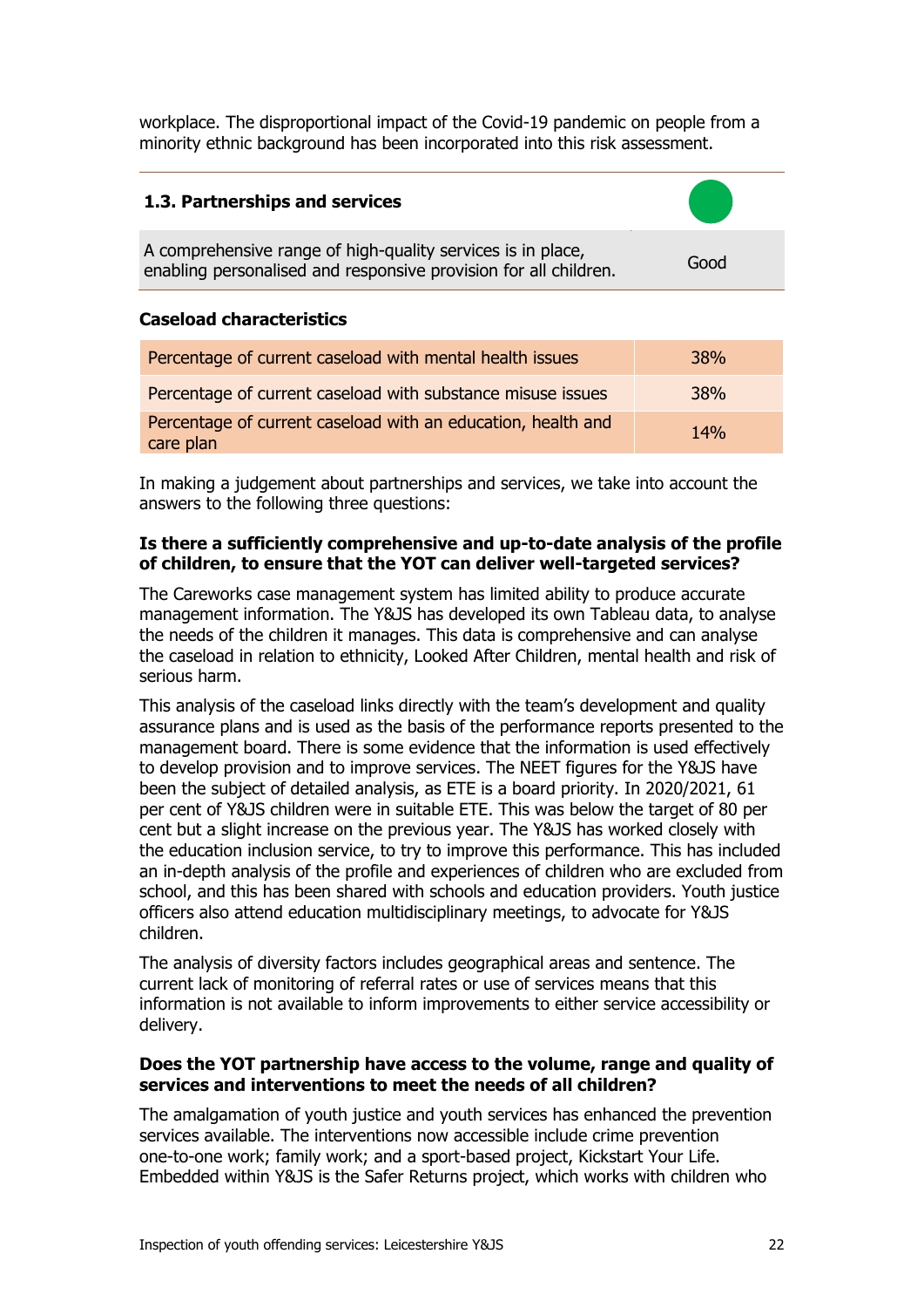workplace. The disproportional impact of the Covid-19 pandemic on people from a minority ethnic background has been incorporated into this risk assessment.

| **1.3. Partnerships and services** | |
|---|---|
| A comprehensive range of high-quality services is in place, enabling personalised and responsive provision for all children. | Good |

**Caseload characteristics**

| Percentage of current caseload with mental health issues | 38% |
|---|---|
| Percentage of current caseload with substance misuse issues | 38% |
| Percentage of current caseload with an education, health and care plan | 14% |

In making a judgement about partnerships and services, we take into account the answers to the following three questions:

**Is there a sufficiently comprehensive and up-to-date analysis of the profile of children, to ensure that the YOT can deliver well-targeted services?**

The Careworks case management system has limited ability to produce accurate management information. The Y&JS has developed its own Tableau data, to analyse the needs of the children it manages. This data is comprehensive and can analyse the caseload in relation to ethnicity, Looked After Children, mental health and risk of serious harm.

This analysis of the caseload links directly with the team's development and quality assurance plans and is used as the basis of the performance reports presented to the management board. There is some evidence that the information is used effectively to develop provision and to improve services. The NEET figures for the Y&JS have been the subject of detailed analysis, as ETE is a board priority. In 2020/2021, 61 per cent of Y&JS children were in suitable ETE. This was below the target of 80 per cent but a slight increase on the previous year. The Y&JS has worked closely with the education inclusion service, to try to improve this performance. This has included an in-depth analysis of the profile and experiences of children who are excluded from school, and this has been shared with schools and education providers. Youth justice officers also attend education multidisciplinary meetings, to advocate for Y&JS children.

The analysis of diversity factors includes geographical areas and sentence. The current lack of monitoring of referral rates or use of services means that this information is not available to inform improvements to either service accessibility or delivery.

**Does the YOT partnership have access to the volume, range and quality of services and interventions to meet the needs of all children?**

The amalgamation of youth justice and youth services has enhanced the prevention services available. The interventions now accessible include crime prevention one-to-one work; family work; and a sport-based project, Kickstart Your Life. Embedded within Y&JS is the Safer Returns project, which works with children who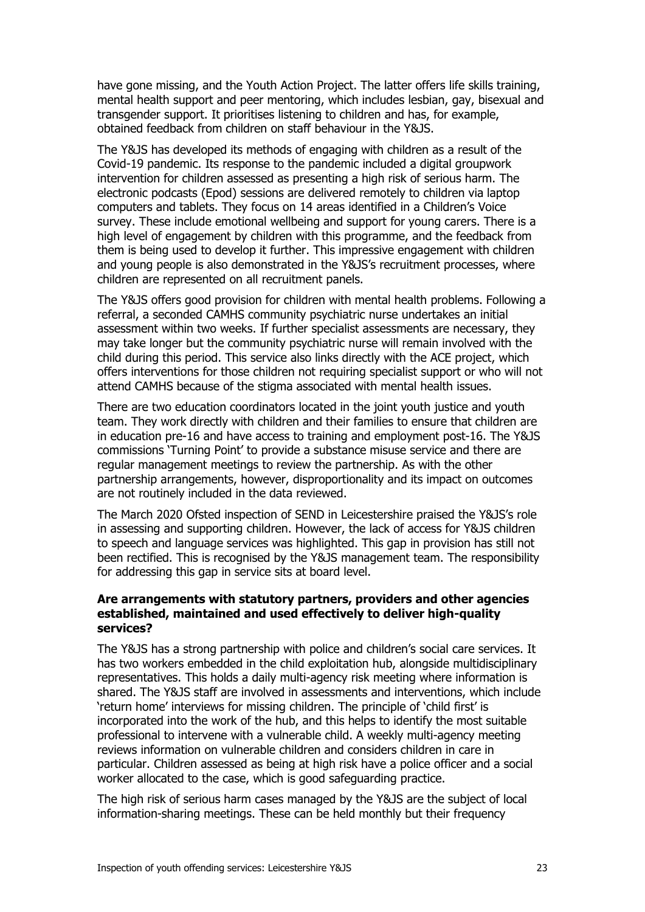have gone missing, and the Youth Action Project. The latter offers life skills training, mental health support and peer mentoring, which includes lesbian, gay, bisexual and transgender support. It prioritises listening to children and has, for example, obtained feedback from children on staff behaviour in the Y&JS.

The Y&JS has developed its methods of engaging with children as a result of the Covid-19 pandemic. Its response to the pandemic included a digital groupwork intervention for children assessed as presenting a high risk of serious harm. The electronic podcasts (Epod) sessions are delivered remotely to children via laptop computers and tablets. They focus on 14 areas identified in a Children's Voice survey. These include emotional wellbeing and support for young carers. There is a high level of engagement by children with this programme, and the feedback from them is being used to develop it further. This impressive engagement with children and young people is also demonstrated in the Y&JS's recruitment processes, where children are represented on all recruitment panels.

The Y&JS offers good provision for children with mental health problems. Following a referral, a seconded CAMHS community psychiatric nurse undertakes an initial assessment within two weeks. If further specialist assessments are necessary, they may take longer but the community psychiatric nurse will remain involved with the child during this period. This service also links directly with the ACE project, which offers interventions for those children not requiring specialist support or who will not attend CAMHS because of the stigma associated with mental health issues.

There are two education coordinators located in the joint youth justice and youth team. They work directly with children and their families to ensure that children are in education pre-16 and have access to training and employment post-16. The Y&JS commissions 'Turning Point' to provide a substance misuse service and there are regular management meetings to review the partnership. As with the other partnership arrangements, however, disproportionality and its impact on outcomes are not routinely included in the data reviewed.

The March 2020 Ofsted inspection of SEND in Leicestershire praised the Y&JS's role in assessing and supporting children. However, the lack of access for Y&JS children to speech and language services was highlighted. This gap in provision has still not been rectified. This is recognised by the Y&JS management team. The responsibility for addressing this gap in service sits at board level.

**Are arrangements with statutory partners, providers and other agencies established, maintained and used effectively to deliver high-quality services?**

The Y&JS has a strong partnership with police and children's social care services. It has two workers embedded in the child exploitation hub, alongside multidisciplinary representatives. This holds a daily multi-agency risk meeting where information is shared. The Y&JS staff are involved in assessments and interventions, which include 'return home' interviews for missing children. The principle of 'child first' is incorporated into the work of the hub, and this helps to identify the most suitable professional to intervene with a vulnerable child. A weekly multi-agency meeting reviews information on vulnerable children and considers children in care in particular. Children assessed as being at high risk have a police officer and a social worker allocated to the case, which is good safeguarding practice.

The high risk of serious harm cases managed by the Y&JS are the subject of local information-sharing meetings. These can be held monthly but their frequency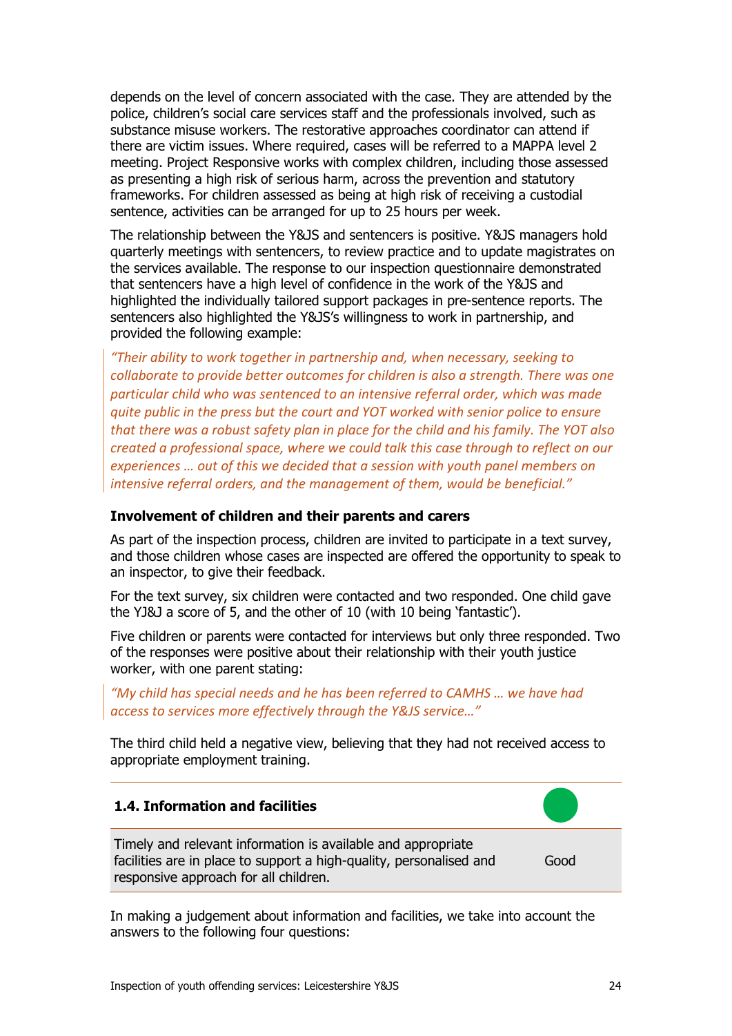depends on the level of concern associated with the case. They are attended by the police, children's social care services staff and the professionals involved, such as substance misuse workers. The restorative approaches coordinator can attend if there are victim issues. Where required, cases will be referred to a MAPPA level 2 meeting. Project Responsive works with complex children, including those assessed as presenting a high risk of serious harm, across the prevention and statutory frameworks. For children assessed as being at high risk of receiving a custodial sentence, activities can be arranged for up to 25 hours per week.

The relationship between the Y&JS and sentencers is positive. Y&JS managers hold quarterly meetings with sentencers, to review practice and to update magistrates on the services available. The response to our inspection questionnaire demonstrated that sentencers have a high level of confidence in the work of the Y&JS and highlighted the individually tailored support packages in pre-sentence reports. The sentencers also highlighted the Y&JS's willingness to work in partnership, and provided the following example:

> *"Their ability to work together in partnership and, when necessary, seeking to collaborate to provide better outcomes for children is also a strength. There was one particular child who was sentenced to an intensive referral order, which was made quite public in the press but the court and YOT worked with senior police to ensure that there was a robust safety plan in place for the child and his family. The YOT also created a professional space, where we could talk this case through to reflect on our experiences … out of this we decided that a session with youth panel members on intensive referral orders, and the management of them, would be beneficial."*

**Involvement of children and their parents and carers**

As part of the inspection process, children are invited to participate in a text survey, and those children whose cases are inspected are offered the opportunity to speak to an inspector, to give their feedback.

For the text survey, six children were contacted and two responded. One child gave the YJ&J a score of 5, and the other of 10 (with 10 being 'fantastic').

Five children or parents were contacted for interviews but only three responded. Two of the responses were positive about their relationship with their youth justice worker, with one parent stating:

> *"My child has special needs and he has been referred to CAMHS … we have had access to services more effectively through the Y&JS service…"*

The third child held a negative view, believing that they had not received access to appropriate employment training.

### 1.4. Information and facilities

| Timely and relevant information is available and appropriate facilities are in place to support a high-quality, personalised and responsive approach for all children. | Good |
|---|---|

In making a judgement about information and facilities, we take into account the answers to the following four questions: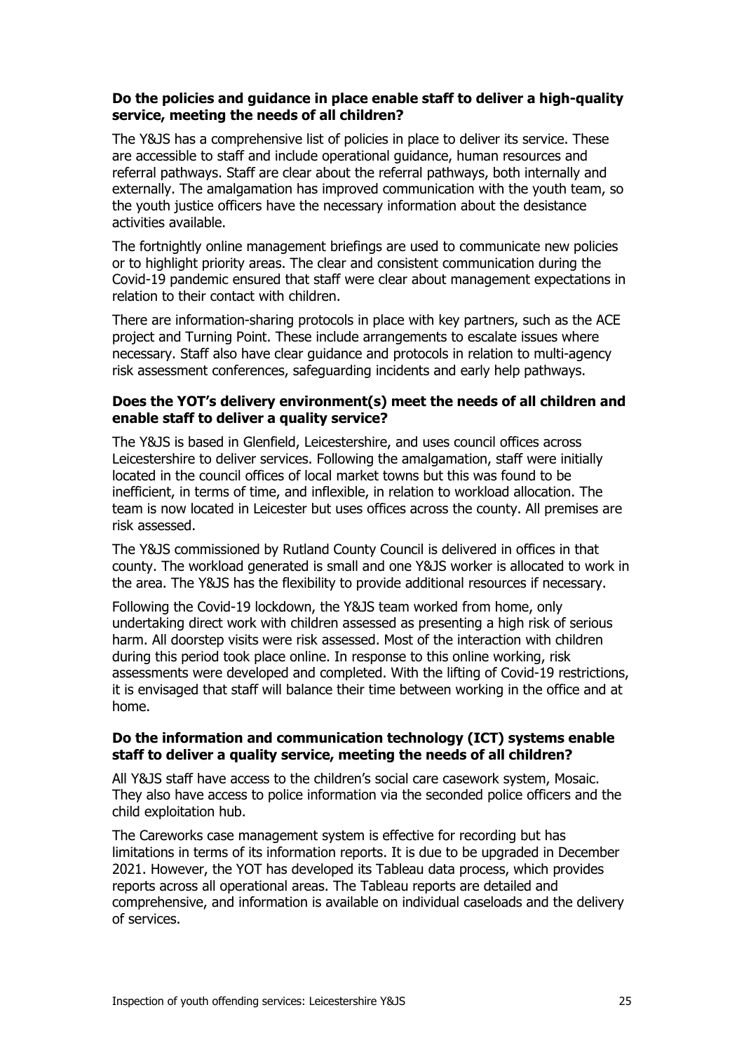**Do the policies and guidance in place enable staff to deliver a high-quality service, meeting the needs of all children?**

The Y&JS has a comprehensive list of policies in place to deliver its service. These are accessible to staff and include operational guidance, human resources and referral pathways. Staff are clear about the referral pathways, both internally and externally. The amalgamation has improved communication with the youth team, so the youth justice officers have the necessary information about the desistance activities available.

The fortnightly online management briefings are used to communicate new policies or to highlight priority areas. The clear and consistent communication during the Covid-19 pandemic ensured that staff were clear about management expectations in relation to their contact with children.

There are information-sharing protocols in place with key partners, such as the ACE project and Turning Point. These include arrangements to escalate issues where necessary. Staff also have clear guidance and protocols in relation to multi-agency risk assessment conferences, safeguarding incidents and early help pathways.

**Does the YOT's delivery environment(s) meet the needs of all children and enable staff to deliver a quality service?**

The Y&JS is based in Glenfield, Leicestershire, and uses council offices across Leicestershire to deliver services. Following the amalgamation, staff were initially located in the council offices of local market towns but this was found to be inefficient, in terms of time, and inflexible, in relation to workload allocation. The team is now located in Leicester but uses offices across the county. All premises are risk assessed.

The Y&JS commissioned by Rutland County Council is delivered in offices in that county. The workload generated is small and one Y&JS worker is allocated to work in the area. The Y&JS has the flexibility to provide additional resources if necessary.

Following the Covid-19 lockdown, the Y&JS team worked from home, only undertaking direct work with children assessed as presenting a high risk of serious harm. All doorstep visits were risk assessed. Most of the interaction with children during this period took place online. In response to this online working, risk assessments were developed and completed. With the lifting of Covid-19 restrictions, it is envisaged that staff will balance their time between working in the office and at home.

**Do the information and communication technology (ICT) systems enable staff to deliver a quality service, meeting the needs of all children?**

All Y&JS staff have access to the children's social care casework system, Mosaic. They also have access to police information via the seconded police officers and the child exploitation hub.

The Careworks case management system is effective for recording but has limitations in terms of its information reports. It is due to be upgraded in December 2021. However, the YOT has developed its Tableau data process, which provides reports across all operational areas. The Tableau reports are detailed and comprehensive, and information is available on individual caseloads and the delivery of services.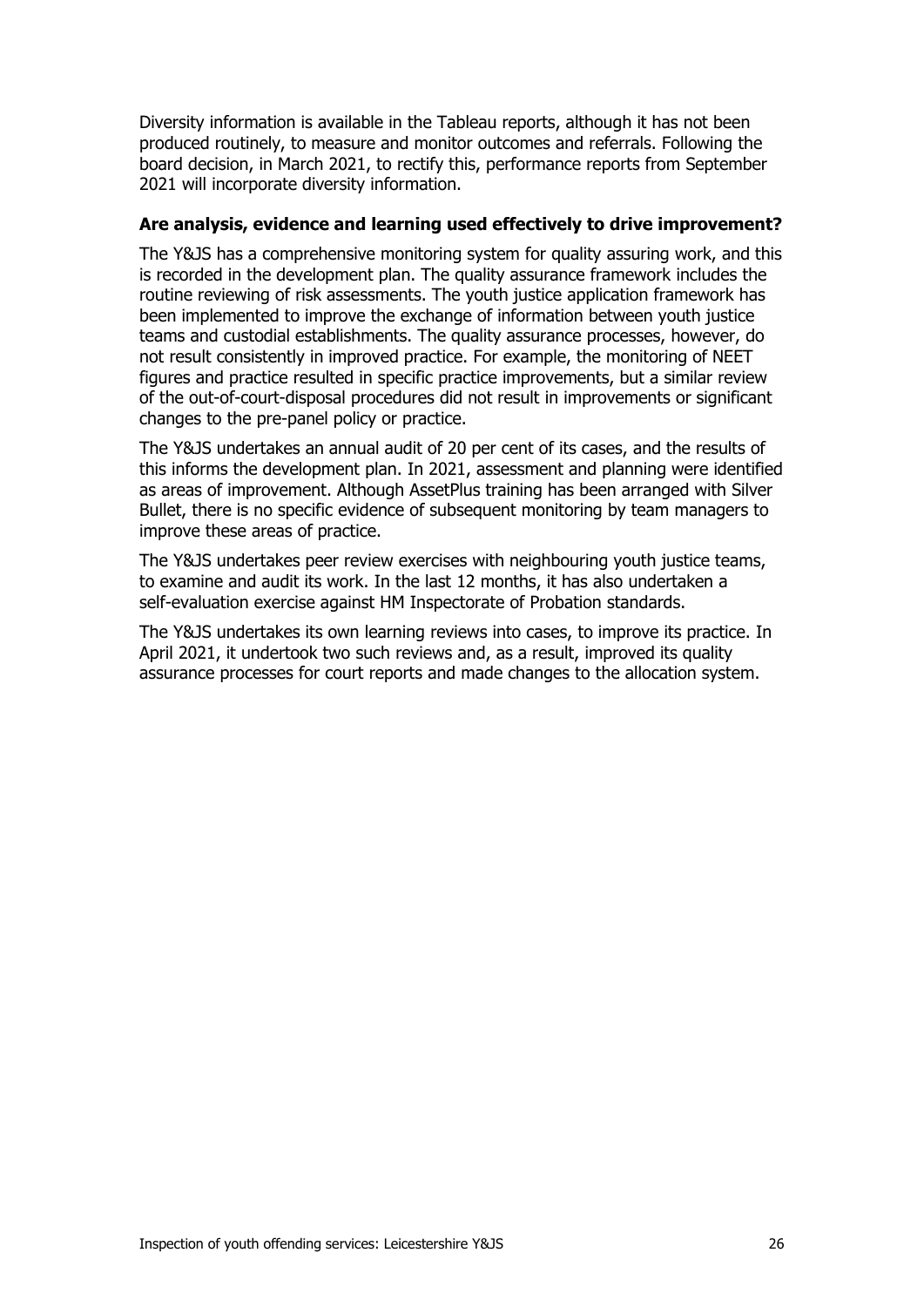Diversity information is available in the Tableau reports, although it has not been produced routinely, to measure and monitor outcomes and referrals. Following the board decision, in March 2021, to rectify this, performance reports from September 2021 will incorporate diversity information.

**Are analysis, evidence and learning used effectively to drive improvement?**

The Y&JS has a comprehensive monitoring system for quality assuring work, and this is recorded in the development plan. The quality assurance framework includes the routine reviewing of risk assessments. The youth justice application framework has been implemented to improve the exchange of information between youth justice teams and custodial establishments. The quality assurance processes, however, do not result consistently in improved practice. For example, the monitoring of NEET figures and practice resulted in specific practice improvements, but a similar review of the out-of-court-disposal procedures did not result in improvements or significant changes to the pre-panel policy or practice.

The Y&JS undertakes an annual audit of 20 per cent of its cases, and the results of this informs the development plan. In 2021, assessment and planning were identified as areas of improvement. Although AssetPlus training has been arranged with Silver Bullet, there is no specific evidence of subsequent monitoring by team managers to improve these areas of practice.

The Y&JS undertakes peer review exercises with neighbouring youth justice teams, to examine and audit its work. In the last 12 months, it has also undertaken a self-evaluation exercise against HM Inspectorate of Probation standards.

The Y&JS undertakes its own learning reviews into cases, to improve its practice. In April 2021, it undertook two such reviews and, as a result, improved its quality assurance processes for court reports and made changes to the allocation system.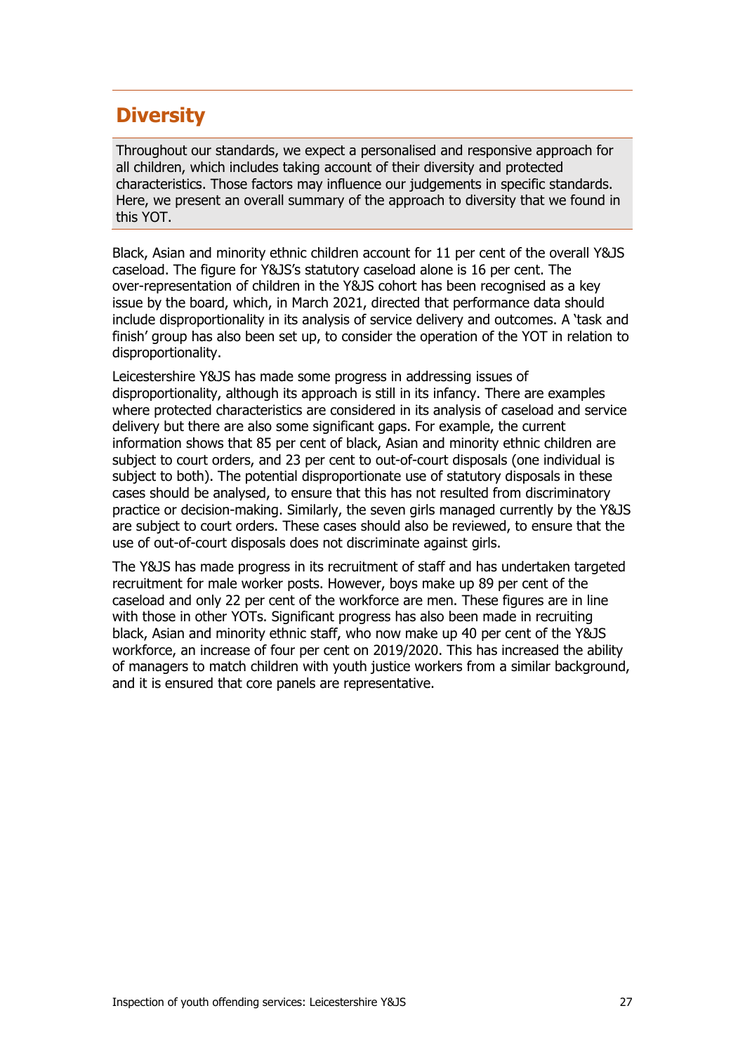## Diversity

Throughout our standards, we expect a personalised and responsive approach for all children, which includes taking account of their diversity and protected characteristics. Those factors may influence our judgements in specific standards. Here, we present an overall summary of the approach to diversity that we found in this YOT.

Black, Asian and minority ethnic children account for 11 per cent of the overall Y&JS caseload. The figure for Y&JS's statutory caseload alone is 16 per cent. The over-representation of children in the Y&JS cohort has been recognised as a key issue by the board, which, in March 2021, directed that performance data should include disproportionality in its analysis of service delivery and outcomes. A 'task and finish' group has also been set up, to consider the operation of the YOT in relation to disproportionality.

Leicestershire Y&JS has made some progress in addressing issues of disproportionality, although its approach is still in its infancy. There are examples where protected characteristics are considered in its analysis of caseload and service delivery but there are also some significant gaps. For example, the current information shows that 85 per cent of black, Asian and minority ethnic children are subject to court orders, and 23 per cent to out-of-court disposals (one individual is subject to both). The potential disproportionate use of statutory disposals in these cases should be analysed, to ensure that this has not resulted from discriminatory practice or decision-making. Similarly, the seven girls managed currently by the Y&JS are subject to court orders. These cases should also be reviewed, to ensure that the use of out-of-court disposals does not discriminate against girls.

The Y&JS has made progress in its recruitment of staff and has undertaken targeted recruitment for male worker posts. However, boys make up 89 per cent of the caseload and only 22 per cent of the workforce are men. These figures are in line with those in other YOTs. Significant progress has also been made in recruiting black, Asian and minority ethnic staff, who now make up 40 per cent of the Y&JS workforce, an increase of four per cent on 2019/2020. This has increased the ability of managers to match children with youth justice workers from a similar background, and it is ensured that core panels are representative.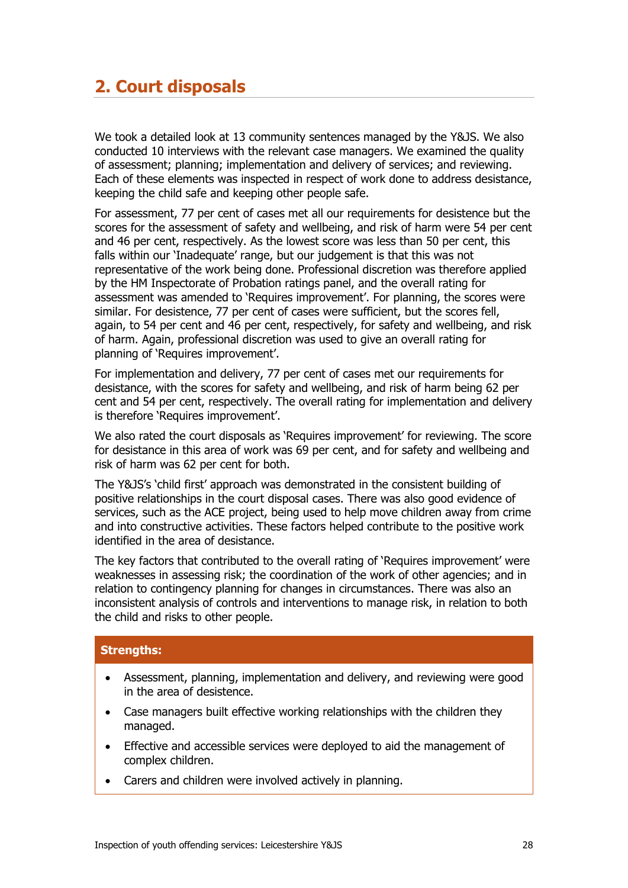## 2. Court disposals

We took a detailed look at 13 community sentences managed by the Y&JS. We also conducted 10 interviews with the relevant case managers. We examined the quality of assessment; planning; implementation and delivery of services; and reviewing. Each of these elements was inspected in respect of work done to address desistance, keeping the child safe and keeping other people safe.

For assessment, 77 per cent of cases met all our requirements for desistence but the scores for the assessment of safety and wellbeing, and risk of harm were 54 per cent and 46 per cent, respectively. As the lowest score was less than 50 per cent, this falls within our 'Inadequate' range, but our judgement is that this was not representative of the work being done. Professional discretion was therefore applied by the HM Inspectorate of Probation ratings panel, and the overall rating for assessment was amended to 'Requires improvement'. For planning, the scores were similar. For desistence, 77 per cent of cases were sufficient, but the scores fell, again, to 54 per cent and 46 per cent, respectively, for safety and wellbeing, and risk of harm. Again, professional discretion was used to give an overall rating for planning of 'Requires improvement'.

For implementation and delivery, 77 per cent of cases met our requirements for desistance, with the scores for safety and wellbeing, and risk of harm being 62 per cent and 54 per cent, respectively. The overall rating for implementation and delivery is therefore 'Requires improvement'.

We also rated the court disposals as 'Requires improvement' for reviewing. The score for desistance in this area of work was 69 per cent, and for safety and wellbeing and risk of harm was 62 per cent for both.

The Y&JS's 'child first' approach was demonstrated in the consistent building of positive relationships in the court disposal cases. There was also good evidence of services, such as the ACE project, being used to help move children away from crime and into constructive activities. These factors helped contribute to the positive work identified in the area of desistance.

The key factors that contributed to the overall rating of 'Requires improvement' were weaknesses in assessing risk; the coordination of the work of other agencies; and in relation to contingency planning for changes in circumstances. There was also an inconsistent analysis of controls and interventions to manage risk, in relation to both the child and risks to other people.

**Strengths:**

- Assessment, planning, implementation and delivery, and reviewing were good in the area of desistence.
- Case managers built effective working relationships with the children they managed.
- Effective and accessible services were deployed to aid the management of complex children.
- Carers and children were involved actively in planning.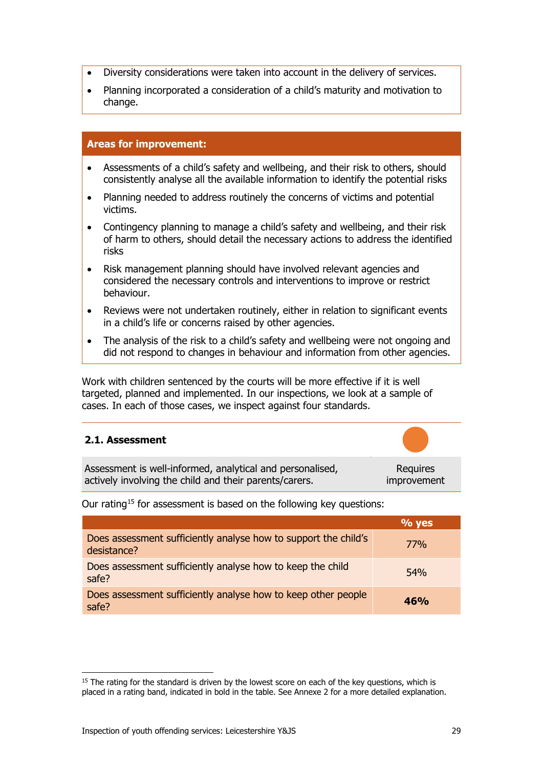- Diversity considerations were taken into account in the delivery of services.
- Planning incorporated a consideration of a child's maturity and motivation to change.

**Areas for improvement:**

- Assessments of a child's safety and wellbeing, and their risk to others, should consistently analyse all the available information to identify the potential risks
- Planning needed to address routinely the concerns of victims and potential victims.
- Contingency planning to manage a child's safety and wellbeing, and their risk of harm to others, should detail the necessary actions to address the identified risks
- Risk management planning should have involved relevant agencies and considered the necessary controls and interventions to improve or restrict behaviour.
- Reviews were not undertaken routinely, either in relation to significant events in a child's life or concerns raised by other agencies.
- The analysis of the risk to a child's safety and wellbeing were not ongoing and did not respond to changes in behaviour and information from other agencies.

Work with children sentenced by the courts will be more effective if it is well targeted, planned and implemented. In our inspections, we look at a sample of cases. In each of those cases, we inspect against four standards.

### 2.1. Assessment

| Assessment is well-informed, analytical and personalised, actively involving the child and their parents/carers. | Requires improvement |
|---|---|

Our rating[15] for assessment is based on the following key questions:

| | % yes |
|---|---|
| Does assessment sufficiently analyse how to support the child's desistance? | 77% |
| Does assessment sufficiently analyse how to keep the child safe? | 54% |
| Does assessment sufficiently analyse how to keep other people safe? | **46%** |

[15] The rating for the standard is driven by the lowest score on each of the key questions, which is placed in a rating band, indicated in bold in the table. See Annexe 2 for a more detailed explanation.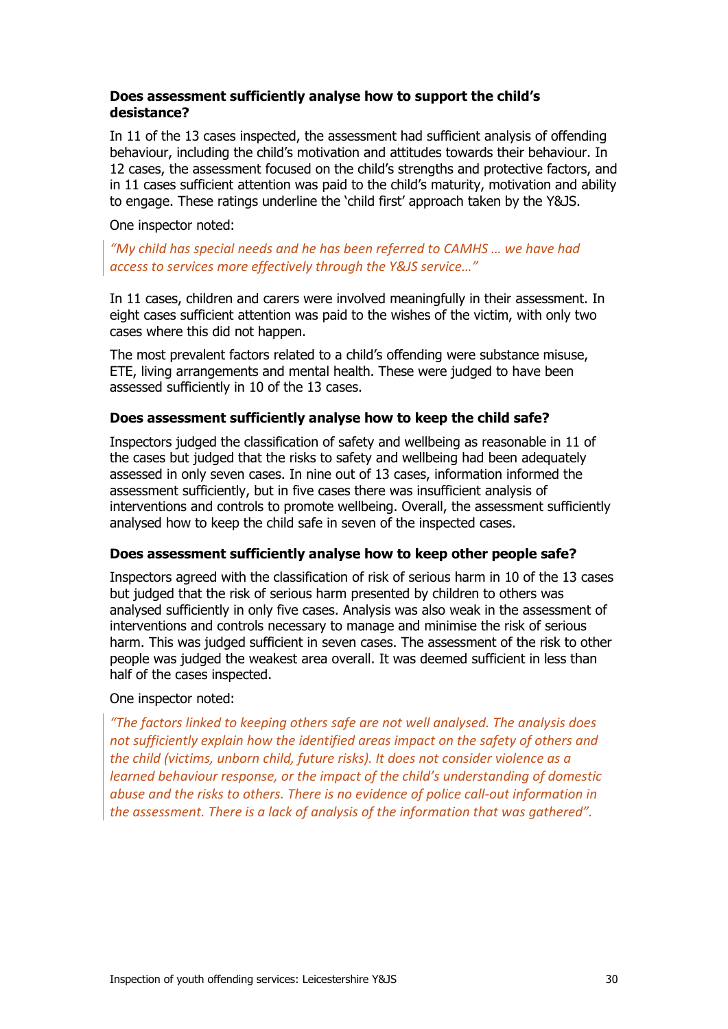**Does assessment sufficiently analyse how to support the child's desistance?**

In 11 of the 13 cases inspected, the assessment had sufficient analysis of offending behaviour, including the child's motivation and attitudes towards their behaviour. In 12 cases, the assessment focused on the child's strengths and protective factors, and in 11 cases sufficient attention was paid to the child's maturity, motivation and ability to engage. These ratings underline the 'child first' approach taken by the Y&JS.

One inspector noted:

> *"My child has special needs and he has been referred to CAMHS … we have had access to services more effectively through the Y&JS service…"*

In 11 cases, children and carers were involved meaningfully in their assessment. In eight cases sufficient attention was paid to the wishes of the victim, with only two cases where this did not happen.

The most prevalent factors related to a child's offending were substance misuse, ETE, living arrangements and mental health. These were judged to have been assessed sufficiently in 10 of the 13 cases.

**Does assessment sufficiently analyse how to keep the child safe?**

Inspectors judged the classification of safety and wellbeing as reasonable in 11 of the cases but judged that the risks to safety and wellbeing had been adequately assessed in only seven cases. In nine out of 13 cases, information informed the assessment sufficiently, but in five cases there was insufficient analysis of interventions and controls to promote wellbeing. Overall, the assessment sufficiently analysed how to keep the child safe in seven of the inspected cases.

**Does assessment sufficiently analyse how to keep other people safe?**

Inspectors agreed with the classification of risk of serious harm in 10 of the 13 cases but judged that the risk of serious harm presented by children to others was analysed sufficiently in only five cases. Analysis was also weak in the assessment of interventions and controls necessary to manage and minimise the risk of serious harm. This was judged sufficient in seven cases. The assessment of the risk to other people was judged the weakest area overall. It was deemed sufficient in less than half of the cases inspected.

One inspector noted:

> *"The factors linked to keeping others safe are not well analysed. The analysis does not sufficiently explain how the identified areas impact on the safety of others and the child (victims, unborn child, future risks). It does not consider violence as a learned behaviour response, or the impact of the child's understanding of domestic abuse and the risks to others. There is no evidence of police call-out information in the assessment. There is a lack of analysis of the information that was gathered".*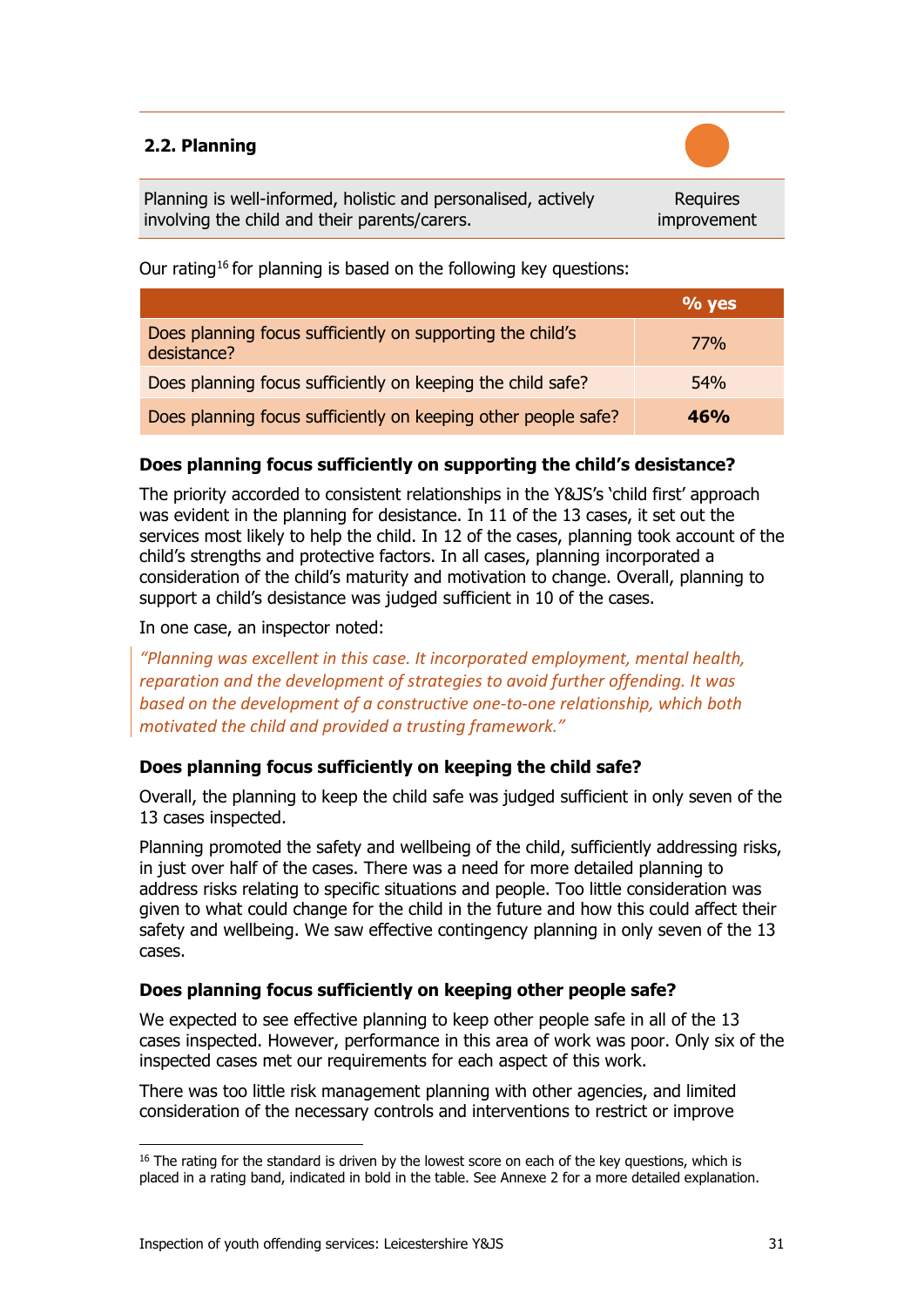## 2.2. Planning

| Planning is well-informed, holistic and personalised, actively involving the child and their parents/carers. | Requires improvement |
|---|---|

Our rating[16] for planning is based on the following key questions:

| | % yes |
|---|---|
| Does planning focus sufficiently on supporting the child's desistance? | 77% |
| Does planning focus sufficiently on keeping the child safe? | 54% |
| Does planning focus sufficiently on keeping other people safe? | **46%** |

### Does planning focus sufficiently on supporting the child's desistance?

The priority accorded to consistent relationships in the Y&JS's 'child first' approach was evident in the planning for desistance. In 11 of the 13 cases, it set out the services most likely to help the child. In 12 of the cases, planning took account of the child's strengths and protective factors. In all cases, planning incorporated a consideration of the child's maturity and motivation to change. Overall, planning to support a child's desistance was judged sufficient in 10 of the cases.

In one case, an inspector noted:

> *"Planning was excellent in this case. It incorporated employment, mental health, reparation and the development of strategies to avoid further offending. It was based on the development of a constructive one-to-one relationship, which both motivated the child and provided a trusting framework."*

### Does planning focus sufficiently on keeping the child safe?

Overall, the planning to keep the child safe was judged sufficient in only seven of the 13 cases inspected.

Planning promoted the safety and wellbeing of the child, sufficiently addressing risks, in just over half of the cases. There was a need for more detailed planning to address risks relating to specific situations and people. Too little consideration was given to what could change for the child in the future and how this could affect their safety and wellbeing. We saw effective contingency planning in only seven of the 13 cases.

### Does planning focus sufficiently on keeping other people safe?

We expected to see effective planning to keep other people safe in all of the 13 cases inspected. However, performance in this area of work was poor. Only six of the inspected cases met our requirements for each aspect of this work.

There was too little risk management planning with other agencies, and limited consideration of the necessary controls and interventions to restrict or improve

---

[16] The rating for the standard is driven by the lowest score on each of the key questions, which is placed in a rating band, indicated in bold in the table. See Annexe 2 for a more detailed explanation.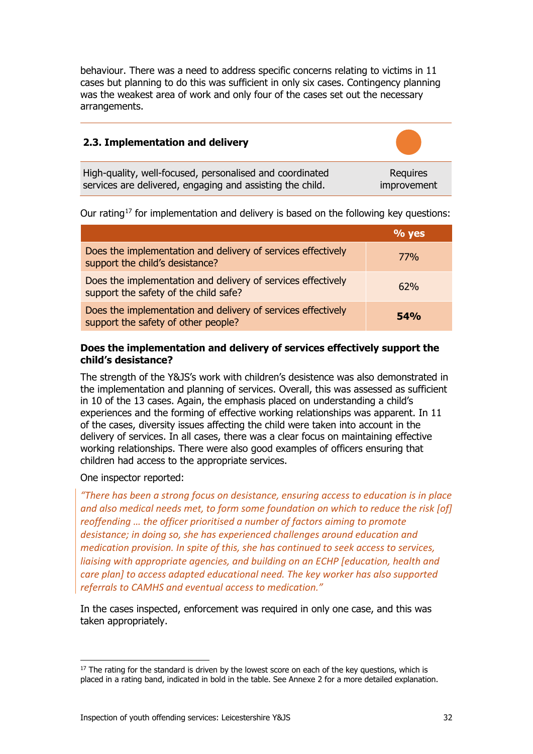behaviour. There was a need to address specific concerns relating to victims in 11 cases but planning to do this was sufficient in only six cases. Contingency planning was the weakest area of work and only four of the cases set out the necessary arrangements.

## 2.3. Implementation and delivery

| High-quality, well-focused, personalised and coordinated services are delivered, engaging and assisting the child. | Requires improvement |
|---|---|

Our rating[17] for implementation and delivery is based on the following key questions:

| | % yes |
|---|---|
| Does the implementation and delivery of services effectively support the child's desistance? | 77% |
| Does the implementation and delivery of services effectively support the safety of the child safe? | 62% |
| Does the implementation and delivery of services effectively support the safety of other people? | **54%** |

**Does the implementation and delivery of services effectively support the child's desistance?**

The strength of the Y&JS's work with children's desistence was also demonstrated in the implementation and planning of services. Overall, this was assessed as sufficient in 10 of the 13 cases. Again, the emphasis placed on understanding a child's experiences and the forming of effective working relationships was apparent. In 11 of the cases, diversity issues affecting the child were taken into account in the delivery of services. In all cases, there was a clear focus on maintaining effective working relationships. There were also good examples of officers ensuring that children had access to the appropriate services.

One inspector reported:

> *"There has been a strong focus on desistance, ensuring access to education is in place and also medical needs met, to form some foundation on which to reduce the risk [of] reoffending … the officer prioritised a number of factors aiming to promote desistance; in doing so, she has experienced challenges around education and medication provision. In spite of this, she has continued to seek access to services, liaising with appropriate agencies, and building on an ECHP [education, health and care plan] to access adapted educational need. The key worker has also supported referrals to CAMHS and eventual access to medication."*

In the cases inspected, enforcement was required in only one case, and this was taken appropriately.

[17] The rating for the standard is driven by the lowest score on each of the key questions, which is placed in a rating band, indicated in bold in the table. See Annexe 2 for a more detailed explanation.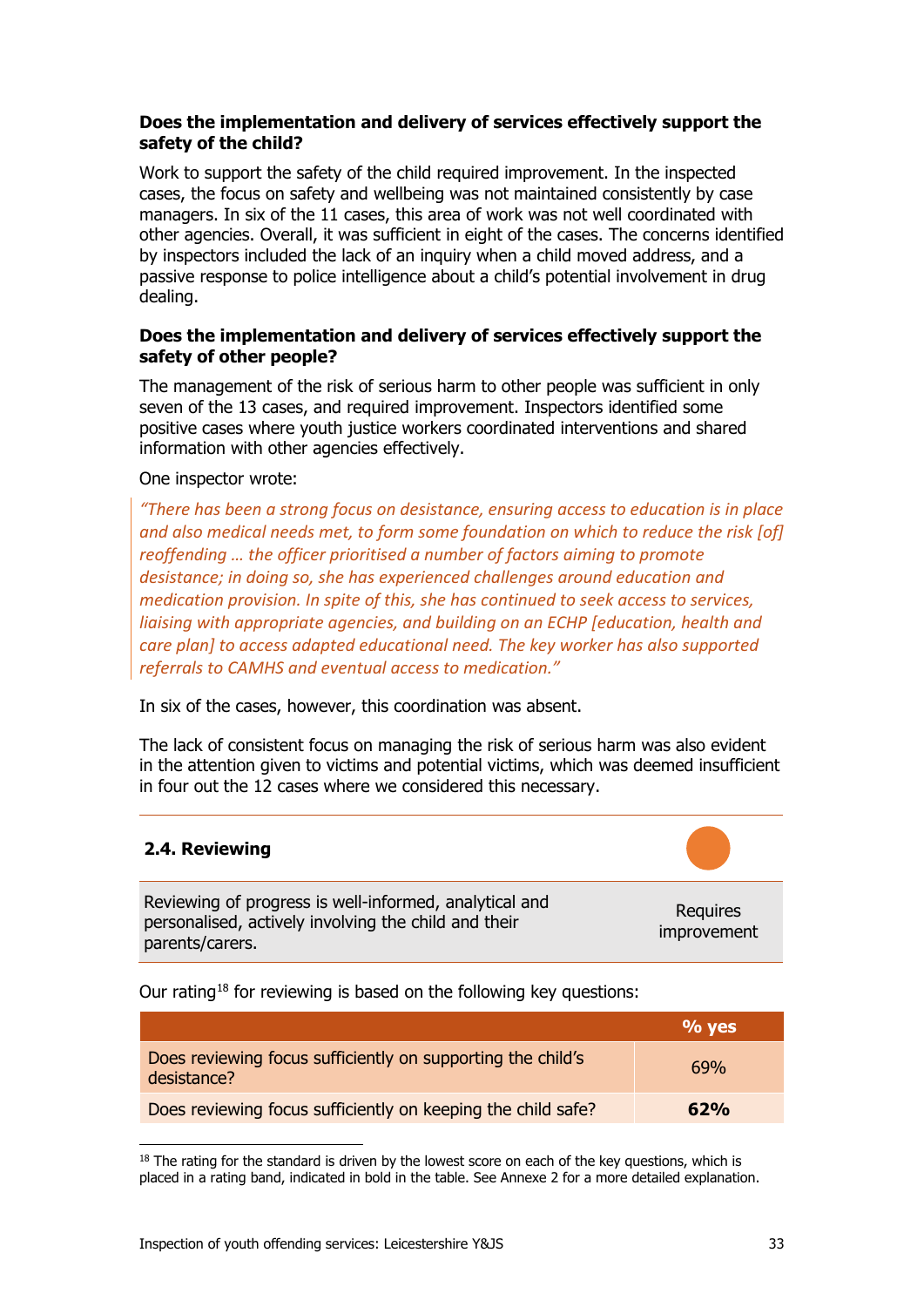**Does the implementation and delivery of services effectively support the safety of the child?**

Work to support the safety of the child required improvement. In the inspected cases, the focus on safety and wellbeing was not maintained consistently by case managers. In six of the 11 cases, this area of work was not well coordinated with other agencies. Overall, it was sufficient in eight of the cases. The concerns identified by inspectors included the lack of an inquiry when a child moved address, and a passive response to police intelligence about a child's potential involvement in drug dealing.

**Does the implementation and delivery of services effectively support the safety of other people?**

The management of the risk of serious harm to other people was sufficient in only seven of the 13 cases, and required improvement. Inspectors identified some positive cases where youth justice workers coordinated interventions and shared information with other agencies effectively.

One inspector wrote:

> *"There has been a strong focus on desistance, ensuring access to education is in place and also medical needs met, to form some foundation on which to reduce the risk [of] reoffending … the officer prioritised a number of factors aiming to promote desistance; in doing so, she has experienced challenges around education and medication provision. In spite of this, she has continued to seek access to services, liaising with appropriate agencies, and building on an ECHP [education, health and care plan] to access adapted educational need. The key worker has also supported referrals to CAMHS and eventual access to medication."*

In six of the cases, however, this coordination was absent.

The lack of consistent focus on managing the risk of serious harm was also evident in the attention given to victims and potential victims, which was deemed insufficient in four out the 12 cases where we considered this necessary.

## 2.4. Reviewing

| Reviewing of progress is well-informed, analytical and personalised, actively involving the child and their parents/carers. | Requires improvement |
|---|---|

Our rating[18] for reviewing is based on the following key questions:

| | % yes |
|---|---|
| Does reviewing focus sufficiently on supporting the child's desistance? | 69% |
| Does reviewing focus sufficiently on keeping the child safe? | **62%** |

[18] The rating for the standard is driven by the lowest score on each of the key questions, which is placed in a rating band, indicated in bold in the table. See Annexe 2 for a more detailed explanation.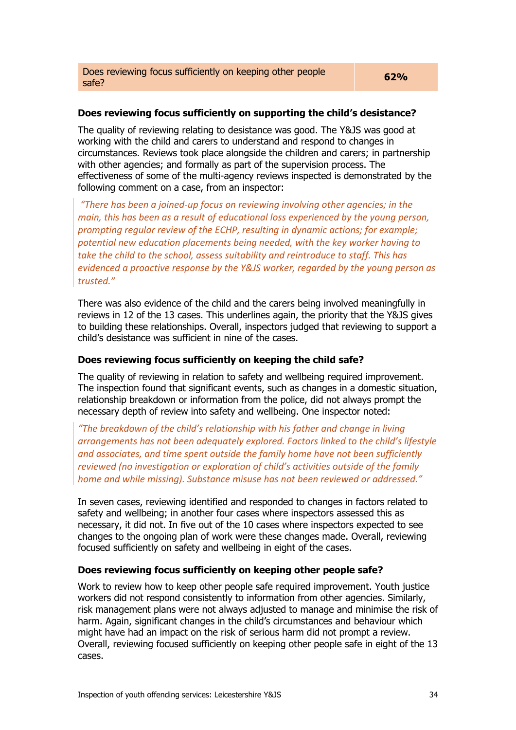| Does reviewing focus sufficiently on keeping other people safe? | 62% |
|---|---|

### Does reviewing focus sufficiently on supporting the child's desistance?

The quality of reviewing relating to desistance was good. The Y&JS was good at working with the child and carers to understand and respond to changes in circumstances. Reviews took place alongside the children and carers; in partnership with other agencies; and formally as part of the supervision process. The effectiveness of some of the multi-agency reviews inspected is demonstrated by the following comment on a case, from an inspector:

> *"There has been a joined-up focus on reviewing involving other agencies; in the main, this has been as a result of educational loss experienced by the young person, prompting regular review of the ECHP, resulting in dynamic actions; for example; potential new education placements being needed, with the key worker having to take the child to the school, assess suitability and reintroduce to staff. This has evidenced a proactive response by the Y&JS worker, regarded by the young person as trusted."*

There was also evidence of the child and the carers being involved meaningfully in reviews in 12 of the 13 cases. This underlines again, the priority that the Y&JS gives to building these relationships. Overall, inspectors judged that reviewing to support a child's desistance was sufficient in nine of the cases.

### Does reviewing focus sufficiently on keeping the child safe?

The quality of reviewing in relation to safety and wellbeing required improvement. The inspection found that significant events, such as changes in a domestic situation, relationship breakdown or information from the police, did not always prompt the necessary depth of review into safety and wellbeing. One inspector noted:

> *"The breakdown of the child's relationship with his father and change in living arrangements has not been adequately explored. Factors linked to the child's lifestyle and associates, and time spent outside the family home have not been sufficiently reviewed (no investigation or exploration of child's activities outside of the family home and while missing). Substance misuse has not been reviewed or addressed."*

In seven cases, reviewing identified and responded to changes in factors related to safety and wellbeing; in another four cases where inspectors assessed this as necessary, it did not. In five out of the 10 cases where inspectors expected to see changes to the ongoing plan of work were these changes made. Overall, reviewing focused sufficiently on safety and wellbeing in eight of the cases.

### Does reviewing focus sufficiently on keeping other people safe?

Work to review how to keep other people safe required improvement. Youth justice workers did not respond consistently to information from other agencies. Similarly, risk management plans were not always adjusted to manage and minimise the risk of harm. Again, significant changes in the child's circumstances and behaviour which might have had an impact on the risk of serious harm did not prompt a review. Overall, reviewing focused sufficiently on keeping other people safe in eight of the 13 cases.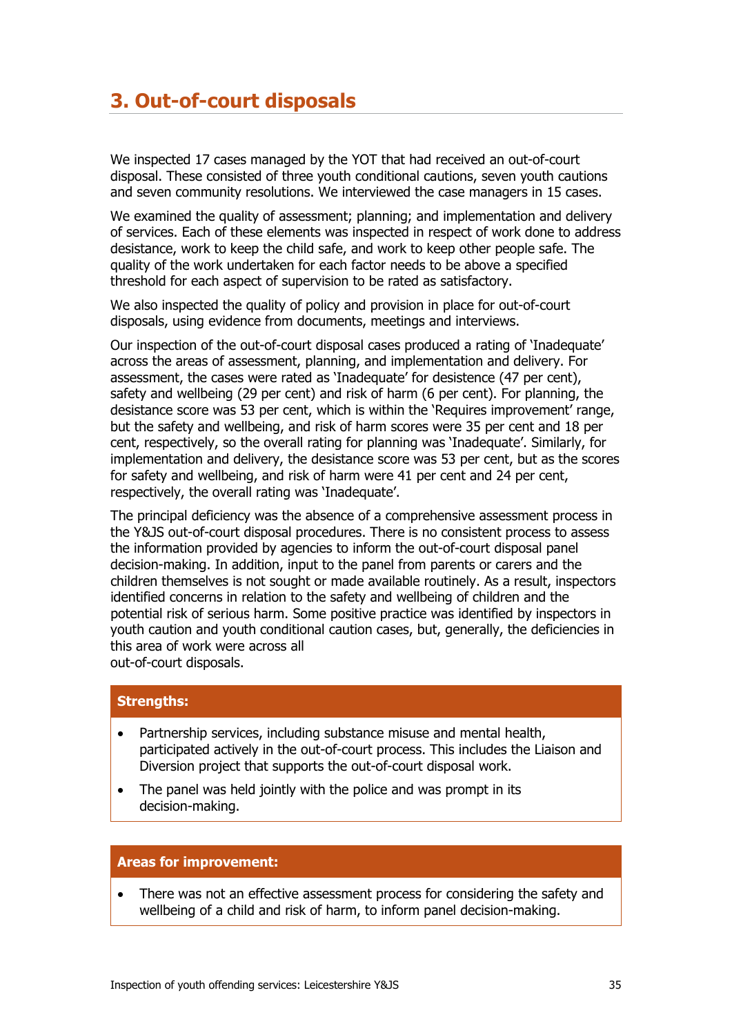# 3. Out-of-court disposals

We inspected 17 cases managed by the YOT that had received an out-of-court disposal. These consisted of three youth conditional cautions, seven youth cautions and seven community resolutions. We interviewed the case managers in 15 cases.

We examined the quality of assessment; planning; and implementation and delivery of services. Each of these elements was inspected in respect of work done to address desistance, work to keep the child safe, and work to keep other people safe. The quality of the work undertaken for each factor needs to be above a specified threshold for each aspect of supervision to be rated as satisfactory.

We also inspected the quality of policy and provision in place for out-of-court disposals, using evidence from documents, meetings and interviews.

Our inspection of the out-of-court disposal cases produced a rating of 'Inadequate' across the areas of assessment, planning, and implementation and delivery. For assessment, the cases were rated as 'Inadequate' for desistence (47 per cent), safety and wellbeing (29 per cent) and risk of harm (6 per cent). For planning, the desistance score was 53 per cent, which is within the 'Requires improvement' range, but the safety and wellbeing, and risk of harm scores were 35 per cent and 18 per cent, respectively, so the overall rating for planning was 'Inadequate'. Similarly, for implementation and delivery, the desistance score was 53 per cent, but as the scores for safety and wellbeing, and risk of harm were 41 per cent and 24 per cent, respectively, the overall rating was 'Inadequate'.

The principal deficiency was the absence of a comprehensive assessment process in the Y&JS out-of-court disposal procedures. There is no consistent process to assess the information provided by agencies to inform the out-of-court disposal panel decision-making. In addition, input to the panel from parents or carers and the children themselves is not sought or made available routinely. As a result, inspectors identified concerns in relation to the safety and wellbeing of children and the potential risk of serious harm. Some positive practice was identified by inspectors in youth caution and youth conditional caution cases, but, generally, the deficiencies in this area of work were across all out-of-court disposals.

**Strengths:**

- Partnership services, including substance misuse and mental health, participated actively in the out-of-court process. This includes the Liaison and Diversion project that supports the out-of-court disposal work.
- The panel was held jointly with the police and was prompt in its decision-making.

**Areas for improvement:**

- There was not an effective assessment process for considering the safety and wellbeing of a child and risk of harm, to inform panel decision-making.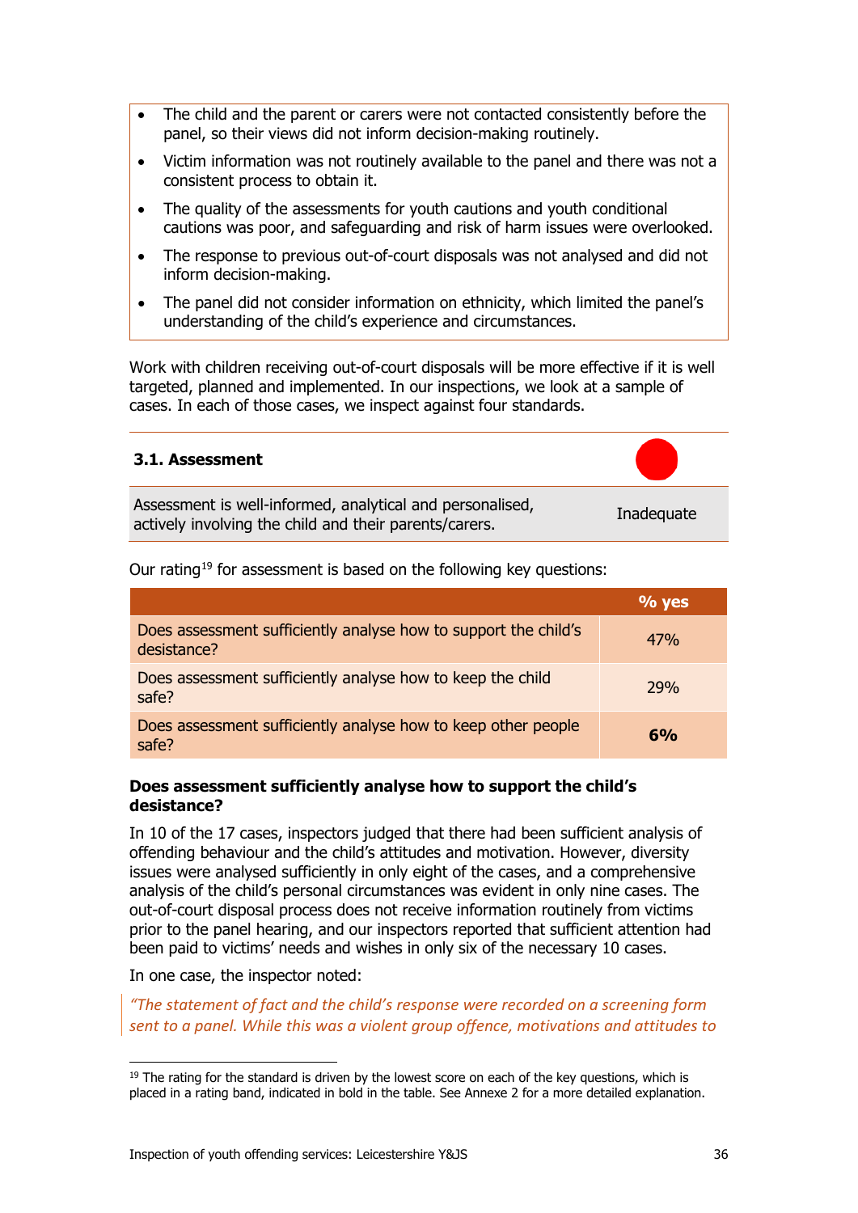- The child and the parent or carers were not contacted consistently before the panel, so their views did not inform decision-making routinely.
- Victim information was not routinely available to the panel and there was not a consistent process to obtain it.
- The quality of the assessments for youth cautions and youth conditional cautions was poor, and safeguarding and risk of harm issues were overlooked.
- The response to previous out-of-court disposals was not analysed and did not inform decision-making.
- The panel did not consider information on ethnicity, which limited the panel's understanding of the child's experience and circumstances.

Work with children receiving out-of-court disposals will be more effective if it is well targeted, planned and implemented. In our inspections, we look at a sample of cases. In each of those cases, we inspect against four standards.

### 3.1. Assessment

| Assessment is well-informed, analytical and personalised, actively involving the child and their parents/carers. | Inadequate |
|---|---|

Our rating[19] for assessment is based on the following key questions:

| | % yes |
|---|---|
| Does assessment sufficiently analyse how to support the child's desistance? | 47% |
| Does assessment sufficiently analyse how to keep the child safe? | 29% |
| Does assessment sufficiently analyse how to keep other people safe? | **6%** |

**Does assessment sufficiently analyse how to support the child's desistance?**

In 10 of the 17 cases, inspectors judged that there had been sufficient analysis of offending behaviour and the child's attitudes and motivation. However, diversity issues were analysed sufficiently in only eight of the cases, and a comprehensive analysis of the child's personal circumstances was evident in only nine cases. The out-of-court disposal process does not receive information routinely from victims prior to the panel hearing, and our inspectors reported that sufficient attention had been paid to victims' needs and wishes in only six of the necessary 10 cases.

In one case, the inspector noted:

*"The statement of fact and the child's response were recorded on a screening form sent to a panel. While this was a violent group offence, motivations and attitudes to*

[19] The rating for the standard is driven by the lowest score on each of the key questions, which is placed in a rating band, indicated in bold in the table. See Annexe 2 for a more detailed explanation.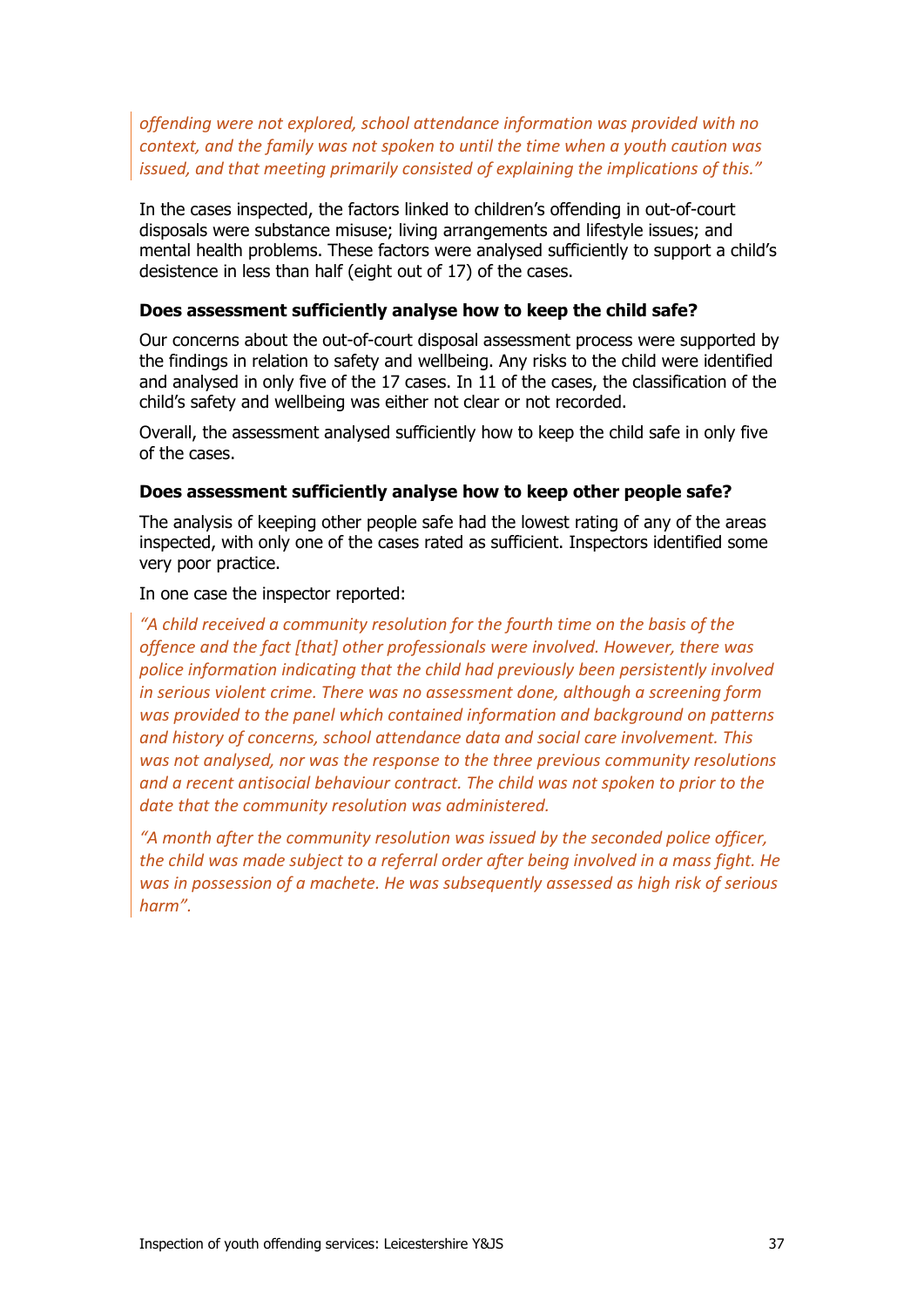*offending were not explored, school attendance information was provided with no context, and the family was not spoken to until the time when a youth caution was issued, and that meeting primarily consisted of explaining the implications of this."*

In the cases inspected, the factors linked to children's offending in out-of-court disposals were substance misuse; living arrangements and lifestyle issues; and mental health problems. These factors were analysed sufficiently to support a child's desistence in less than half (eight out of 17) of the cases.

**Does assessment sufficiently analyse how to keep the child safe?**

Our concerns about the out-of-court disposal assessment process were supported by the findings in relation to safety and wellbeing. Any risks to the child were identified and analysed in only five of the 17 cases. In 11 of the cases, the classification of the child's safety and wellbeing was either not clear or not recorded.

Overall, the assessment analysed sufficiently how to keep the child safe in only five of the cases.

**Does assessment sufficiently analyse how to keep other people safe?**

The analysis of keeping other people safe had the lowest rating of any of the areas inspected, with only one of the cases rated as sufficient. Inspectors identified some very poor practice.

In one case the inspector reported:

*"A child received a community resolution for the fourth time on the basis of the offence and the fact [that] other professionals were involved. However, there was police information indicating that the child had previously been persistently involved in serious violent crime. There was no assessment done, although a screening form was provided to the panel which contained information and background on patterns and history of concerns, school attendance data and social care involvement. This was not analysed, nor was the response to the three previous community resolutions and a recent antisocial behaviour contract. The child was not spoken to prior to the date that the community resolution was administered.*

*"A month after the community resolution was issued by the seconded police officer, the child was made subject to a referral order after being involved in a mass fight. He was in possession of a machete. He was subsequently assessed as high risk of serious harm".*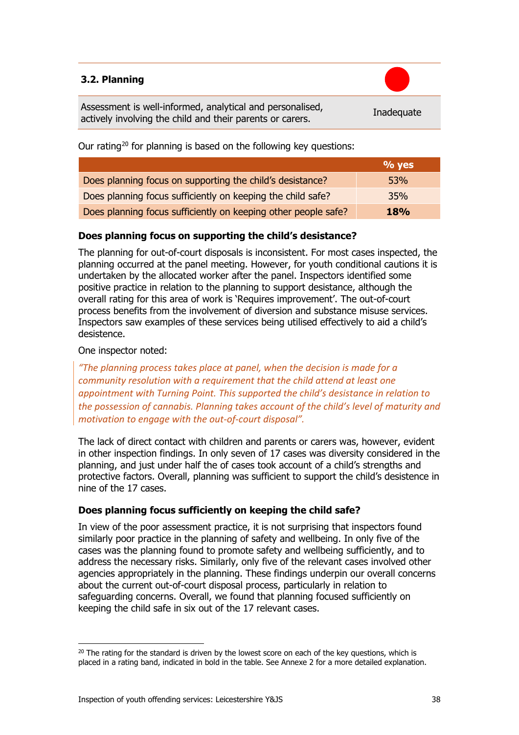### 3.2. Planning

| Assessment is well-informed, analytical and personalised, actively involving the child and their parents or carers. | Inadequate |
|---|---|

Our rating[20] for planning is based on the following key questions:

| | % yes |
|---|---|
| Does planning focus on supporting the child's desistance? | 53% |
| Does planning focus sufficiently on keeping the child safe? | 35% |
| Does planning focus sufficiently on keeping other people safe? | **18%** |

**Does planning focus on supporting the child's desistance?**

The planning for out-of-court disposals is inconsistent. For most cases inspected, the planning occurred at the panel meeting. However, for youth conditional cautions it is undertaken by the allocated worker after the panel. Inspectors identified some positive practice in relation to the planning to support desistance, although the overall rating for this area of work is 'Requires improvement'. The out-of-court process benefits from the involvement of diversion and substance misuse services. Inspectors saw examples of these services being utilised effectively to aid a child's desistence.

One inspector noted:

> *"The planning process takes place at panel, when the decision is made for a community resolution with a requirement that the child attend at least one appointment with Turning Point. This supported the child's desistance in relation to the possession of cannabis. Planning takes account of the child's level of maturity and motivation to engage with the out-of-court disposal".*

The lack of direct contact with children and parents or carers was, however, evident in other inspection findings. In only seven of 17 cases was diversity considered in the planning, and just under half the of cases took account of a child's strengths and protective factors. Overall, planning was sufficient to support the child's desistence in nine of the 17 cases.

**Does planning focus sufficiently on keeping the child safe?**

In view of the poor assessment practice, it is not surprising that inspectors found similarly poor practice in the planning of safety and wellbeing. In only five of the cases was the planning found to promote safety and wellbeing sufficiently, and to address the necessary risks. Similarly, only five of the relevant cases involved other agencies appropriately in the planning. These findings underpin our overall concerns about the current out-of-court disposal process, particularly in relation to safeguarding concerns. Overall, we found that planning focused sufficiently on keeping the child safe in six out of the 17 relevant cases.

[20] The rating for the standard is driven by the lowest score on each of the key questions, which is placed in a rating band, indicated in bold in the table. See Annexe 2 for a more detailed explanation.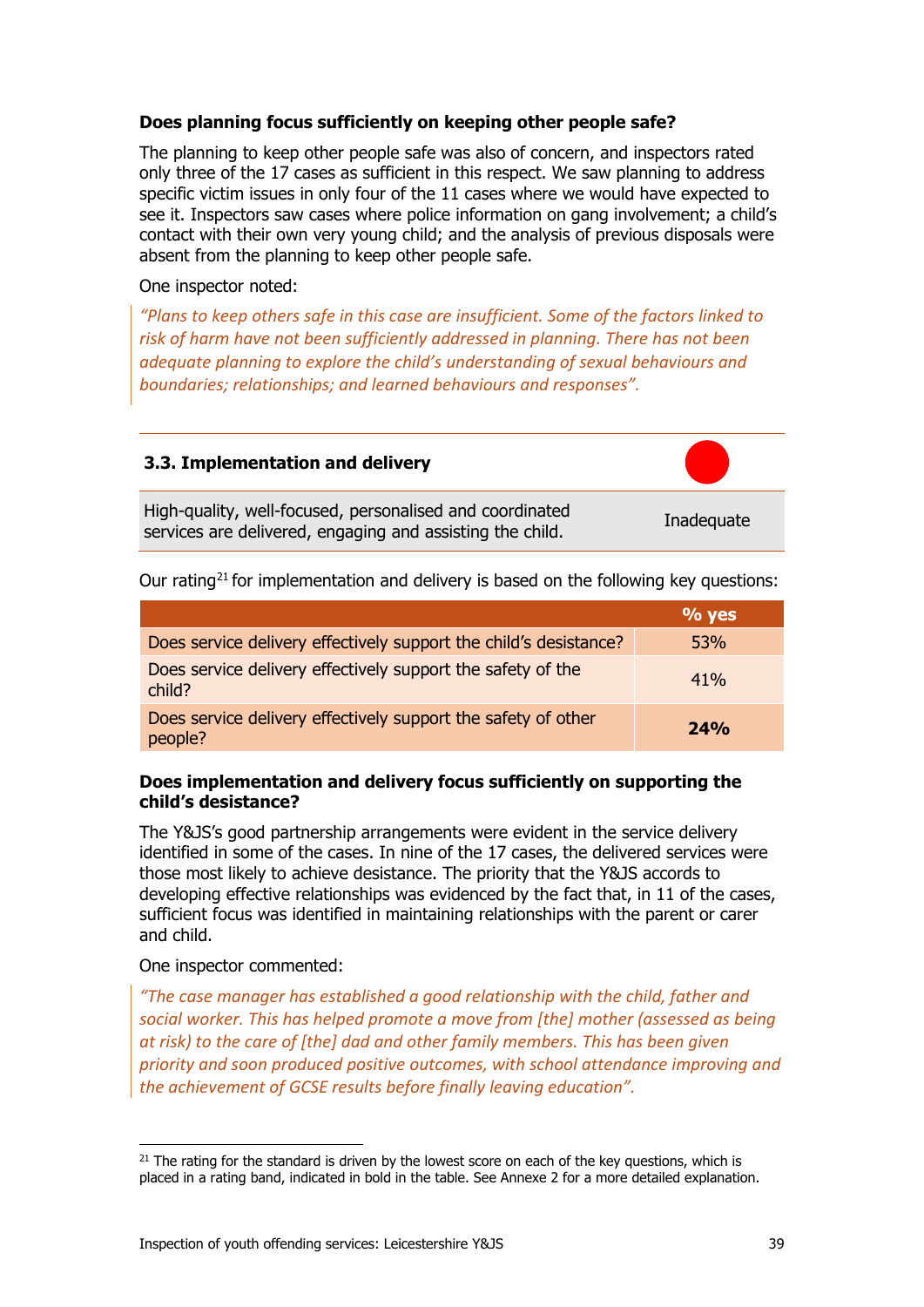**Does planning focus sufficiently on keeping other people safe?**

The planning to keep other people safe was also of concern, and inspectors rated only three of the 17 cases as sufficient in this respect. We saw planning to address specific victim issues in only four of the 11 cases where we would have expected to see it. Inspectors saw cases where police information on gang involvement; a child's contact with their own very young child; and the analysis of previous disposals were absent from the planning to keep other people safe.

One inspector noted:

> *"Plans to keep others safe in this case are insufficient. Some of the factors linked to risk of harm have not been sufficiently addressed in planning. There has not been adequate planning to explore the child's understanding of sexual behaviours and boundaries; relationships; and learned behaviours and responses".*

### 3.3. Implementation and delivery

| High-quality, well-focused, personalised and coordinated services are delivered, engaging and assisting the child. | Inadequate |
|---|---|

Our rating[21] for implementation and delivery is based on the following key questions:

| | % yes |
|---|---|
| Does service delivery effectively support the child's desistance? | 53% |
| Does service delivery effectively support the safety of the child? | 41% |
| Does service delivery effectively support the safety of other people? | **24%** |

**Does implementation and delivery focus sufficiently on supporting the child's desistance?**

The Y&JS's good partnership arrangements were evident in the service delivery identified in some of the cases. In nine of the 17 cases, the delivered services were those most likely to achieve desistance. The priority that the Y&JS accords to developing effective relationships was evidenced by the fact that, in 11 of the cases, sufficient focus was identified in maintaining relationships with the parent or carer and child.

One inspector commented:

> *"The case manager has established a good relationship with the child, father and social worker. This has helped promote a move from [the] mother (assessed as being at risk) to the care of [the] dad and other family members. This has been given priority and soon produced positive outcomes, with school attendance improving and the achievement of GCSE results before finally leaving education".*

---

[21] The rating for the standard is driven by the lowest score on each of the key questions, which is placed in a rating band, indicated in bold in the table. See Annexe 2 for a more detailed explanation.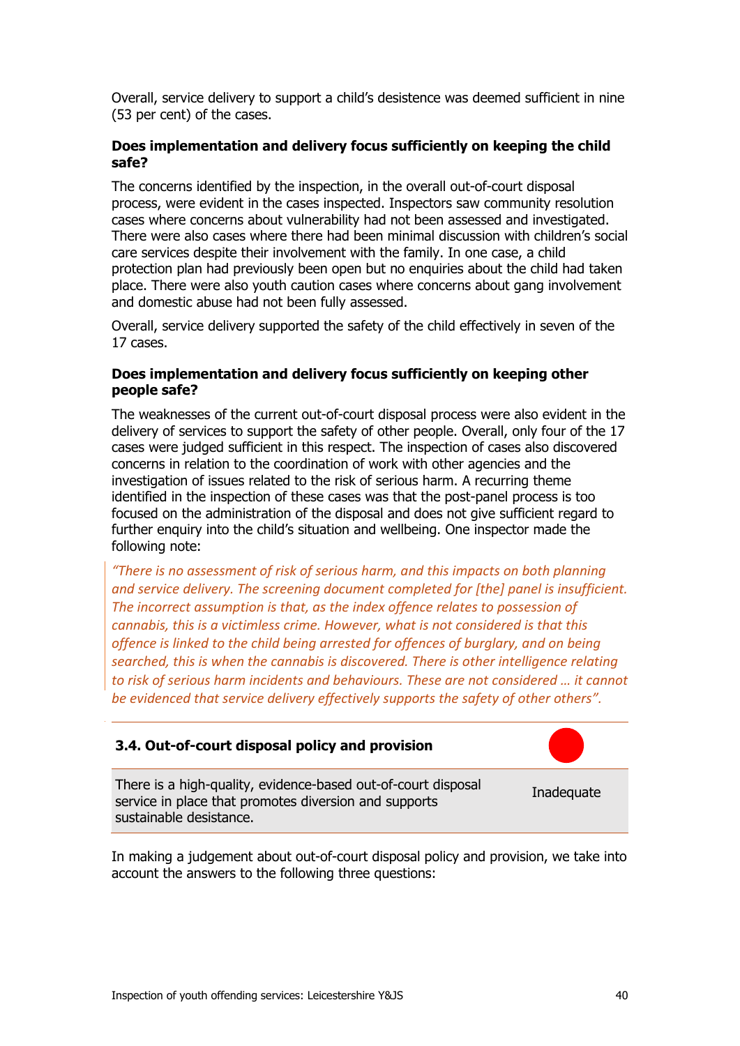Overall, service delivery to support a child's desistence was deemed sufficient in nine (53 per cent) of the cases.

**Does implementation and delivery focus sufficiently on keeping the child safe?**

The concerns identified by the inspection, in the overall out-of-court disposal process, were evident in the cases inspected. Inspectors saw community resolution cases where concerns about vulnerability had not been assessed and investigated. There were also cases where there had been minimal discussion with children's social care services despite their involvement with the family. In one case, a child protection plan had previously been open but no enquiries about the child had taken place. There were also youth caution cases where concerns about gang involvement and domestic abuse had not been fully assessed.

Overall, service delivery supported the safety of the child effectively in seven of the 17 cases.

**Does implementation and delivery focus sufficiently on keeping other people safe?**

The weaknesses of the current out-of-court disposal process were also evident in the delivery of services to support the safety of other people. Overall, only four of the 17 cases were judged sufficient in this respect. The inspection of cases also discovered concerns in relation to the coordination of work with other agencies and the investigation of issues related to the risk of serious harm. A recurring theme identified in the inspection of these cases was that the post-panel process is too focused on the administration of the disposal and does not give sufficient regard to further enquiry into the child's situation and wellbeing. One inspector made the following note:

> *"There is no assessment of risk of serious harm, and this impacts on both planning and service delivery. The screening document completed for [the] panel is insufficient. The incorrect assumption is that, as the index offence relates to possession of cannabis, this is a victimless crime. However, what is not considered is that this offence is linked to the child being arrested for offences of burglary, and on being searched, this is when the cannabis is discovered. There is other intelligence relating to risk of serious harm incidents and behaviours. These are not considered … it cannot be evidenced that service delivery effectively supports the safety of other others".*

| **3.4. Out-of-court disposal policy and provision** | |
|---|---|
| There is a high-quality, evidence-based out-of-court disposal service in place that promotes diversion and supports sustainable desistance. | Inadequate |

In making a judgement about out-of-court disposal policy and provision, we take into account the answers to the following three questions: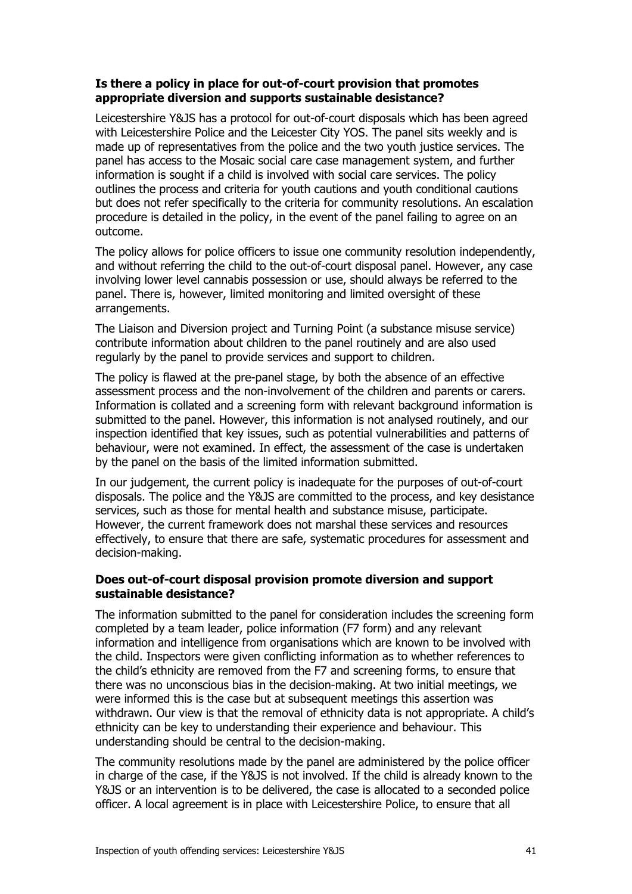**Is there a policy in place for out-of-court provision that promotes appropriate diversion and supports sustainable desistance?**

Leicestershire Y&JS has a protocol for out-of-court disposals which has been agreed with Leicestershire Police and the Leicester City YOS. The panel sits weekly and is made up of representatives from the police and the two youth justice services. The panel has access to the Mosaic social care case management system, and further information is sought if a child is involved with social care services. The policy outlines the process and criteria for youth cautions and youth conditional cautions but does not refer specifically to the criteria for community resolutions. An escalation procedure is detailed in the policy, in the event of the panel failing to agree on an outcome.

The policy allows for police officers to issue one community resolution independently, and without referring the child to the out-of-court disposal panel. However, any case involving lower level cannabis possession or use, should always be referred to the panel. There is, however, limited monitoring and limited oversight of these arrangements.

The Liaison and Diversion project and Turning Point (a substance misuse service) contribute information about children to the panel routinely and are also used regularly by the panel to provide services and support to children.

The policy is flawed at the pre-panel stage, by both the absence of an effective assessment process and the non-involvement of the children and parents or carers. Information is collated and a screening form with relevant background information is submitted to the panel. However, this information is not analysed routinely, and our inspection identified that key issues, such as potential vulnerabilities and patterns of behaviour, were not examined. In effect, the assessment of the case is undertaken by the panel on the basis of the limited information submitted.

In our judgement, the current policy is inadequate for the purposes of out-of-court disposals. The police and the Y&JS are committed to the process, and key desistance services, such as those for mental health and substance misuse, participate. However, the current framework does not marshal these services and resources effectively, to ensure that there are safe, systematic procedures for assessment and decision-making.

**Does out-of-court disposal provision promote diversion and support sustainable desistance?**

The information submitted to the panel for consideration includes the screening form completed by a team leader, police information (F7 form) and any relevant information and intelligence from organisations which are known to be involved with the child. Inspectors were given conflicting information as to whether references to the child's ethnicity are removed from the F7 and screening forms, to ensure that there was no unconscious bias in the decision-making. At two initial meetings, we were informed this is the case but at subsequent meetings this assertion was withdrawn. Our view is that the removal of ethnicity data is not appropriate. A child's ethnicity can be key to understanding their experience and behaviour. This understanding should be central to the decision-making.

The community resolutions made by the panel are administered by the police officer in charge of the case, if the Y&JS is not involved. If the child is already known to the Y&JS or an intervention is to be delivered, the case is allocated to a seconded police officer. A local agreement is in place with Leicestershire Police, to ensure that all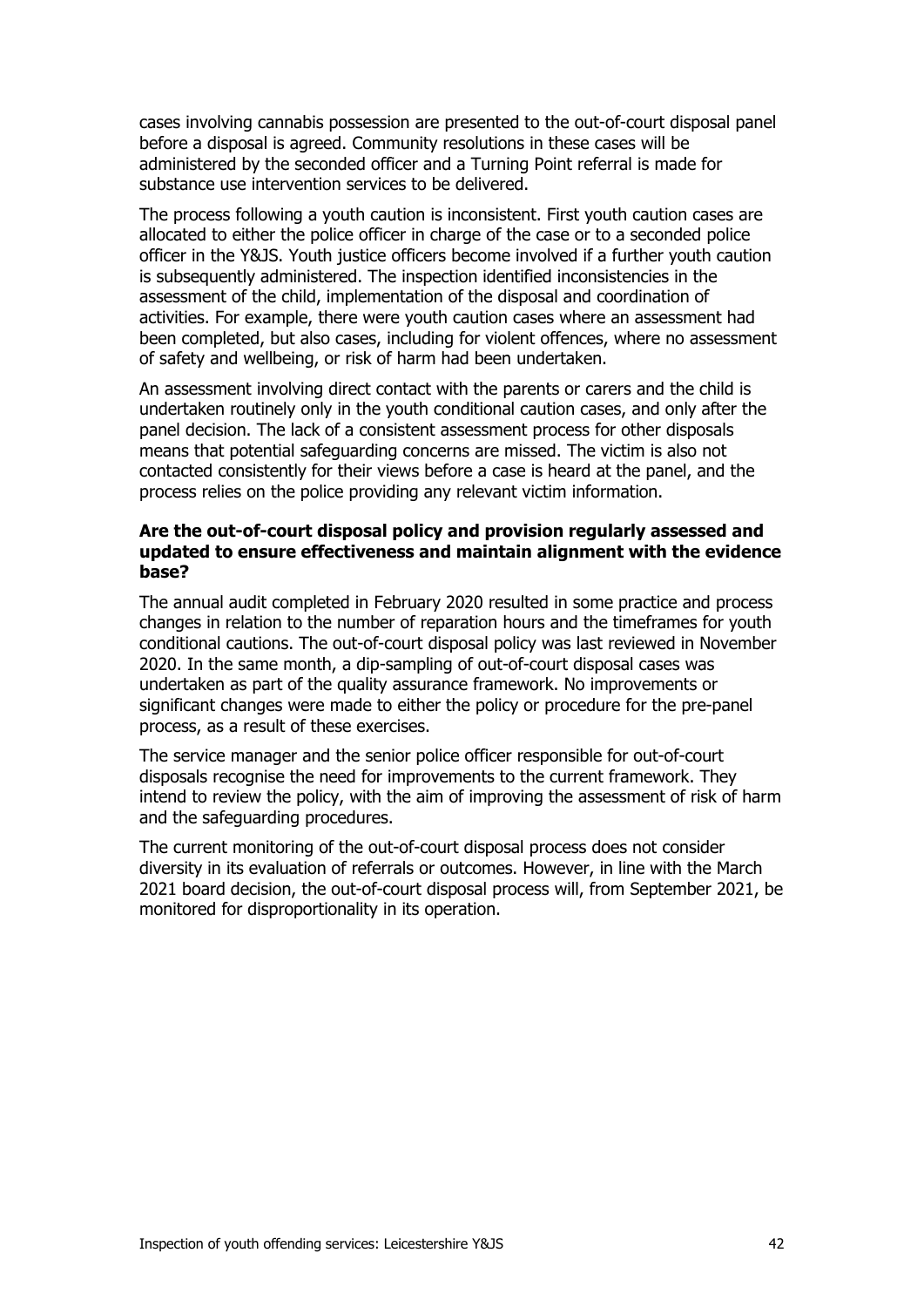cases involving cannabis possession are presented to the out-of-court disposal panel before a disposal is agreed. Community resolutions in these cases will be administered by the seconded officer and a Turning Point referral is made for substance use intervention services to be delivered.

The process following a youth caution is inconsistent. First youth caution cases are allocated to either the police officer in charge of the case or to a seconded police officer in the Y&JS. Youth justice officers become involved if a further youth caution is subsequently administered. The inspection identified inconsistencies in the assessment of the child, implementation of the disposal and coordination of activities. For example, there were youth caution cases where an assessment had been completed, but also cases, including for violent offences, where no assessment of safety and wellbeing, or risk of harm had been undertaken.

An assessment involving direct contact with the parents or carers and the child is undertaken routinely only in the youth conditional caution cases, and only after the panel decision. The lack of a consistent assessment process for other disposals means that potential safeguarding concerns are missed. The victim is also not contacted consistently for their views before a case is heard at the panel, and the process relies on the police providing any relevant victim information.

**Are the out-of-court disposal policy and provision regularly assessed and updated to ensure effectiveness and maintain alignment with the evidence base?**

The annual audit completed in February 2020 resulted in some practice and process changes in relation to the number of reparation hours and the timeframes for youth conditional cautions. The out-of-court disposal policy was last reviewed in November 2020. In the same month, a dip-sampling of out-of-court disposal cases was undertaken as part of the quality assurance framework. No improvements or significant changes were made to either the policy or procedure for the pre-panel process, as a result of these exercises.

The service manager and the senior police officer responsible for out-of-court disposals recognise the need for improvements to the current framework. They intend to review the policy, with the aim of improving the assessment of risk of harm and the safeguarding procedures.

The current monitoring of the out-of-court disposal process does not consider diversity in its evaluation of referrals or outcomes. However, in line with the March 2021 board decision, the out-of-court disposal process will, from September 2021, be monitored for disproportionality in its operation.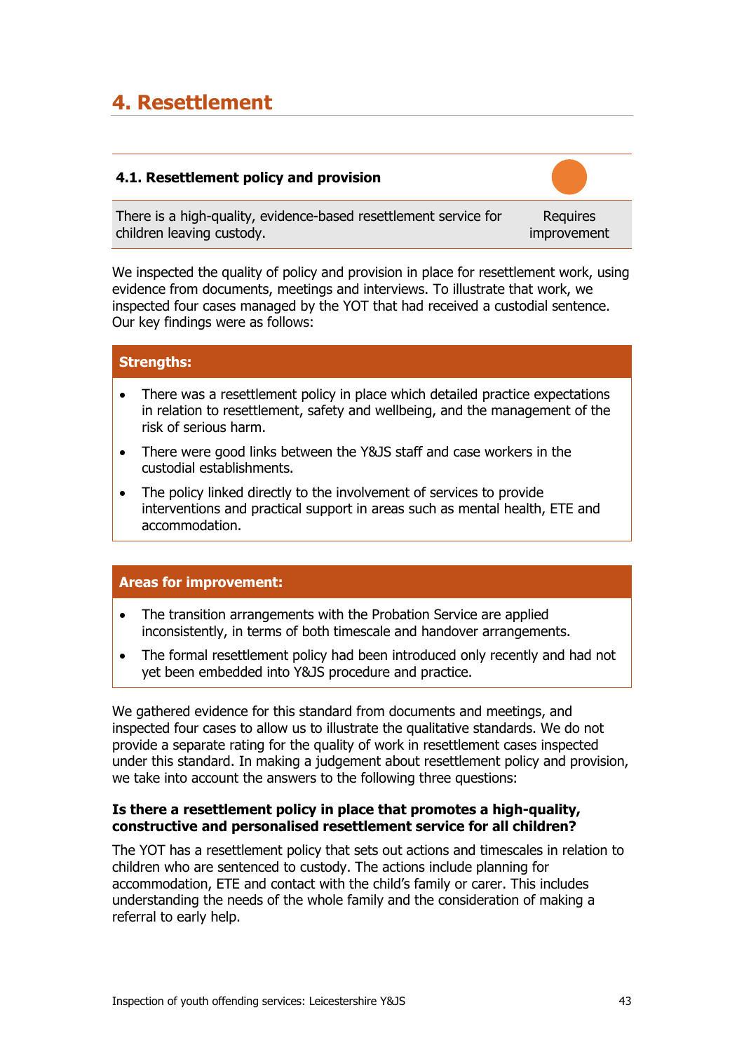## 4. Resettlement

| 4.1. Resettlement policy and provision | |
| --- | --- |
| There is a high-quality, evidence-based resettlement service for children leaving custody. | Requires improvement |

We inspected the quality of policy and provision in place for resettlement work, using evidence from documents, meetings and interviews. To illustrate that work, we inspected four cases managed by the YOT that had received a custodial sentence. Our key findings were as follows:

**Strengths:**

- There was a resettlement policy in place which detailed practice expectations in relation to resettlement, safety and wellbeing, and the management of the risk of serious harm.
- There were good links between the Y&JS staff and case workers in the custodial establishments.
- The policy linked directly to the involvement of services to provide interventions and practical support in areas such as mental health, ETE and accommodation.

**Areas for improvement:**

- The transition arrangements with the Probation Service are applied inconsistently, in terms of both timescale and handover arrangements.
- The formal resettlement policy had been introduced only recently and had not yet been embedded into Y&JS procedure and practice.

We gathered evidence for this standard from documents and meetings, and inspected four cases to allow us to illustrate the qualitative standards. We do not provide a separate rating for the quality of work in resettlement cases inspected under this standard. In making a judgement about resettlement policy and provision, we take into account the answers to the following three questions:

**Is there a resettlement policy in place that promotes a high-quality, constructive and personalised resettlement service for all children?**

The YOT has a resettlement policy that sets out actions and timescales in relation to children who are sentenced to custody. The actions include planning for accommodation, ETE and contact with the child's family or carer. This includes understanding the needs of the whole family and the consideration of making a referral to early help.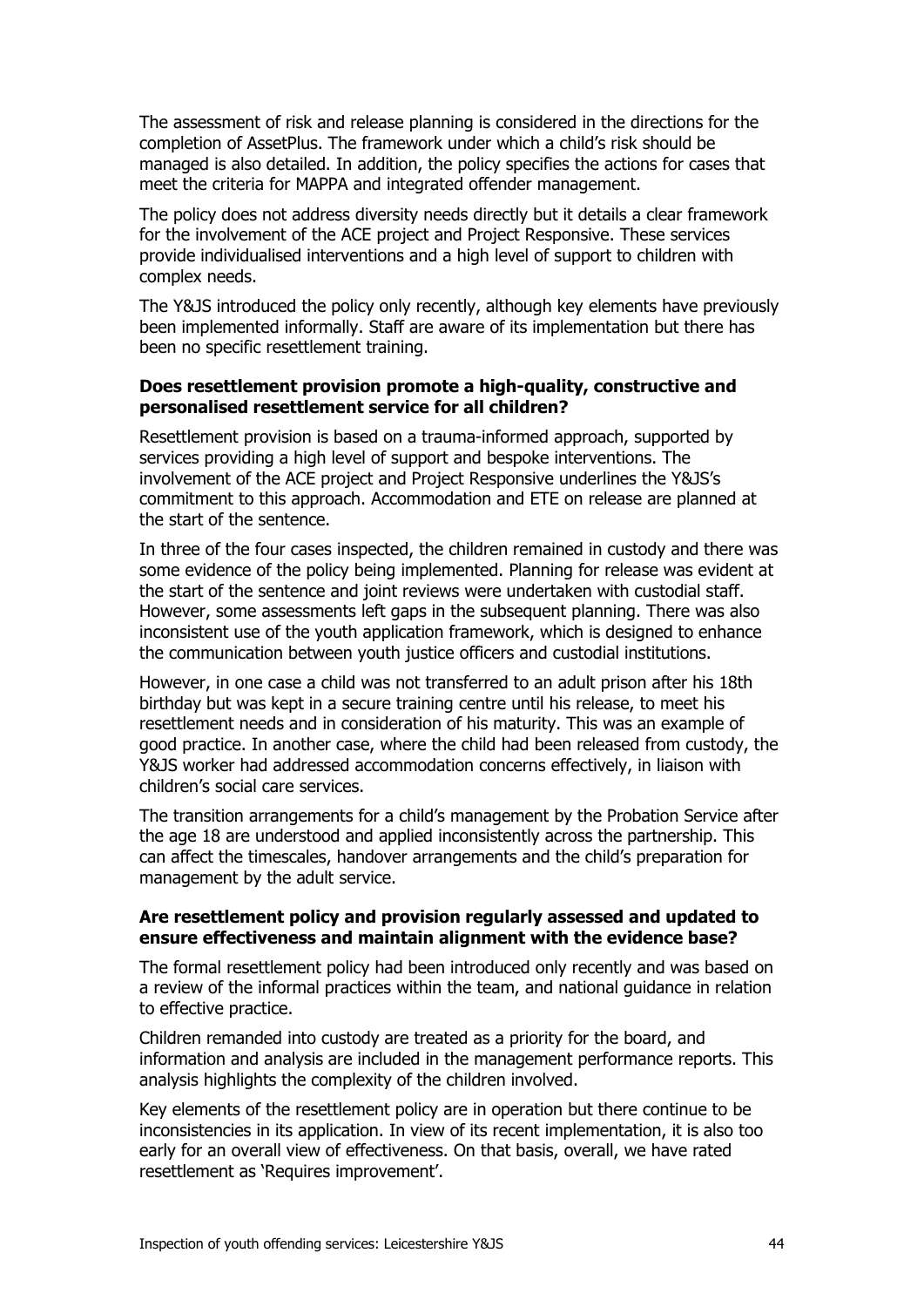The assessment of risk and release planning is considered in the directions for the completion of AssetPlus. The framework under which a child's risk should be managed is also detailed. In addition, the policy specifies the actions for cases that meet the criteria for MAPPA and integrated offender management.

The policy does not address diversity needs directly but it details a clear framework for the involvement of the ACE project and Project Responsive. These services provide individualised interventions and a high level of support to children with complex needs.

The Y&JS introduced the policy only recently, although key elements have previously been implemented informally. Staff are aware of its implementation but there has been no specific resettlement training.

**Does resettlement provision promote a high-quality, constructive and personalised resettlement service for all children?**

Resettlement provision is based on a trauma-informed approach, supported by services providing a high level of support and bespoke interventions. The involvement of the ACE project and Project Responsive underlines the Y&JS's commitment to this approach. Accommodation and ETE on release are planned at the start of the sentence.

In three of the four cases inspected, the children remained in custody and there was some evidence of the policy being implemented. Planning for release was evident at the start of the sentence and joint reviews were undertaken with custodial staff. However, some assessments left gaps in the subsequent planning. There was also inconsistent use of the youth application framework, which is designed to enhance the communication between youth justice officers and custodial institutions.

However, in one case a child was not transferred to an adult prison after his 18th birthday but was kept in a secure training centre until his release, to meet his resettlement needs and in consideration of his maturity. This was an example of good practice. In another case, where the child had been released from custody, the Y&JS worker had addressed accommodation concerns effectively, in liaison with children's social care services.

The transition arrangements for a child's management by the Probation Service after the age 18 are understood and applied inconsistently across the partnership. This can affect the timescales, handover arrangements and the child's preparation for management by the adult service.

**Are resettlement policy and provision regularly assessed and updated to ensure effectiveness and maintain alignment with the evidence base?**

The formal resettlement policy had been introduced only recently and was based on a review of the informal practices within the team, and national guidance in relation to effective practice.

Children remanded into custody are treated as a priority for the board, and information and analysis are included in the management performance reports. This analysis highlights the complexity of the children involved.

Key elements of the resettlement policy are in operation but there continue to be inconsistencies in its application. In view of its recent implementation, it is also too early for an overall view of effectiveness. On that basis, overall, we have rated resettlement as 'Requires improvement'.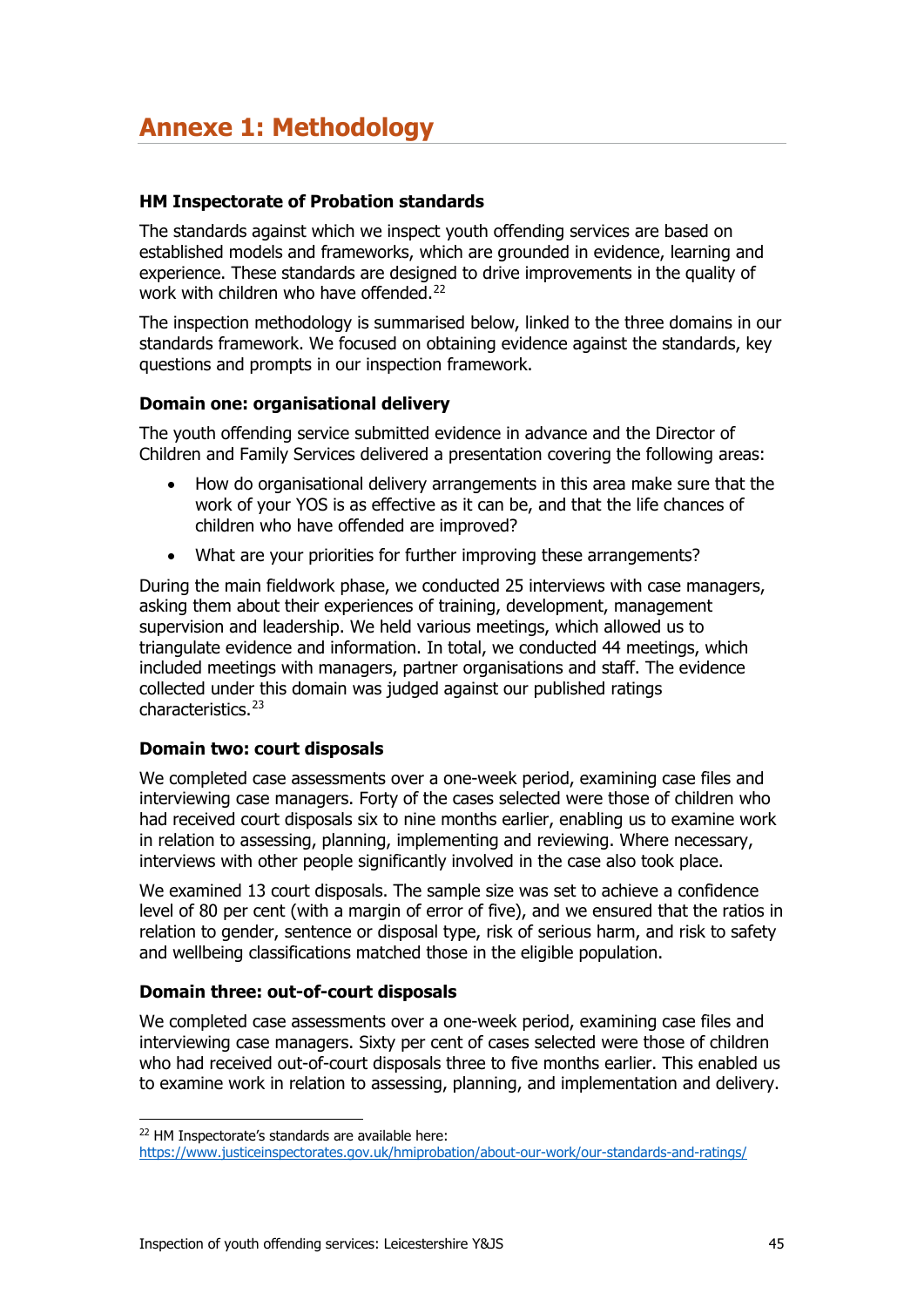# Annexe 1: Methodology

### HM Inspectorate of Probation standards

The standards against which we inspect youth offending services are based on established models and frameworks, which are grounded in evidence, learning and experience. These standards are designed to drive improvements in the quality of work with children who have offended.[22]

The inspection methodology is summarised below, linked to the three domains in our standards framework. We focused on obtaining evidence against the standards, key questions and prompts in our inspection framework.

### Domain one: organisational delivery

The youth offending service submitted evidence in advance and the Director of Children and Family Services delivered a presentation covering the following areas:

- How do organisational delivery arrangements in this area make sure that the work of your YOS is as effective as it can be, and that the life chances of children who have offended are improved?
- What are your priorities for further improving these arrangements?

During the main fieldwork phase, we conducted 25 interviews with case managers, asking them about their experiences of training, development, management supervision and leadership. We held various meetings, which allowed us to triangulate evidence and information. In total, we conducted 44 meetings, which included meetings with managers, partner organisations and staff. The evidence collected under this domain was judged against our published ratings characteristics.[23]

### Domain two: court disposals

We completed case assessments over a one-week period, examining case files and interviewing case managers. Forty of the cases selected were those of children who had received court disposals six to nine months earlier, enabling us to examine work in relation to assessing, planning, implementing and reviewing. Where necessary, interviews with other people significantly involved in the case also took place.

We examined 13 court disposals. The sample size was set to achieve a confidence level of 80 per cent (with a margin of error of five), and we ensured that the ratios in relation to gender, sentence or disposal type, risk of serious harm, and risk to safety and wellbeing classifications matched those in the eligible population.

### Domain three: out-of-court disposals

We completed case assessments over a one-week period, examining case files and interviewing case managers. Sixty per cent of cases selected were those of children who had received out-of-court disposals three to five months earlier. This enabled us to examine work in relation to assessing, planning, and implementation and delivery.

---

[22] HM Inspectorate's standards are available here: https://www.justiceinspectorates.gov.uk/hmiprobation/about-our-work/our-standards-and-ratings/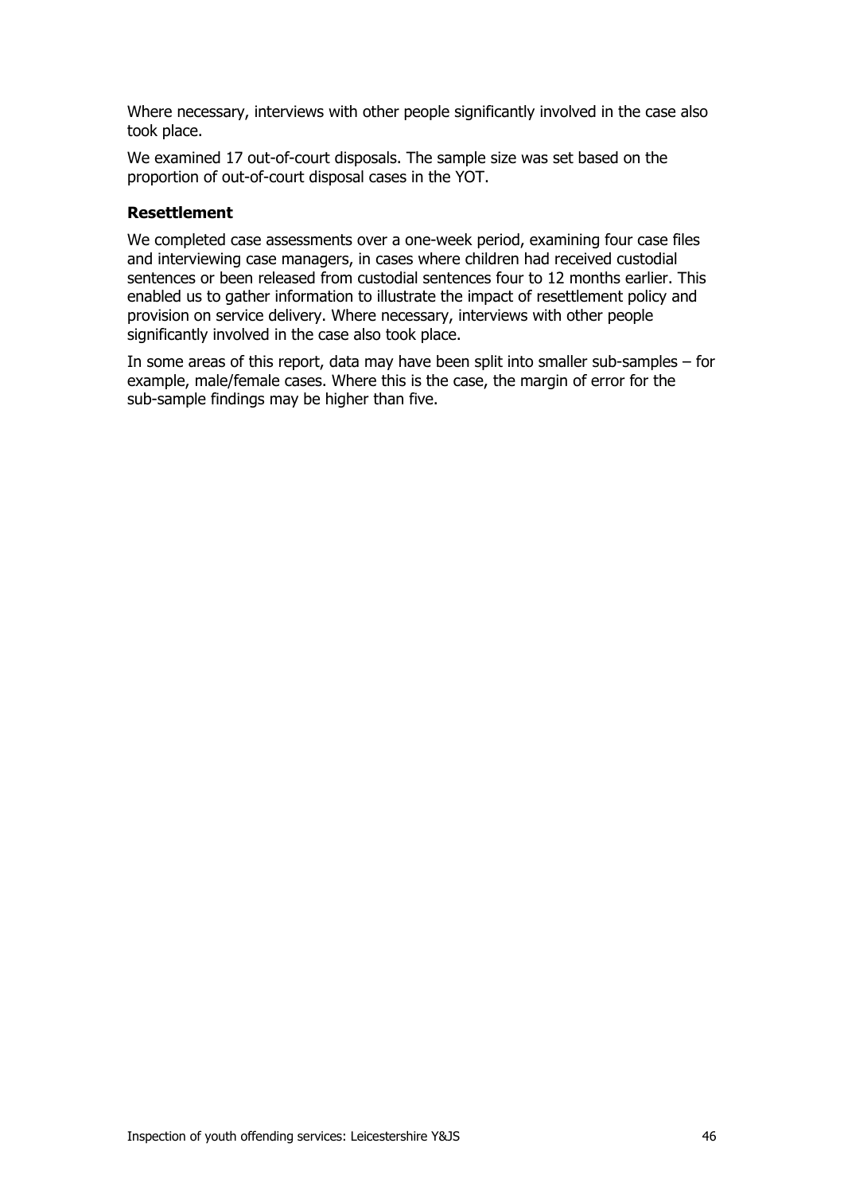Where necessary, interviews with other people significantly involved in the case also took place.

We examined 17 out-of-court disposals. The sample size was set based on the proportion of out-of-court disposal cases in the YOT.

**Resettlement**

We completed case assessments over a one-week period, examining four case files and interviewing case managers, in cases where children had received custodial sentences or been released from custodial sentences four to 12 months earlier. This enabled us to gather information to illustrate the impact of resettlement policy and provision on service delivery. Where necessary, interviews with other people significantly involved in the case also took place.

In some areas of this report, data may have been split into smaller sub-samples – for example, male/female cases. Where this is the case, the margin of error for the sub-sample findings may be higher than five.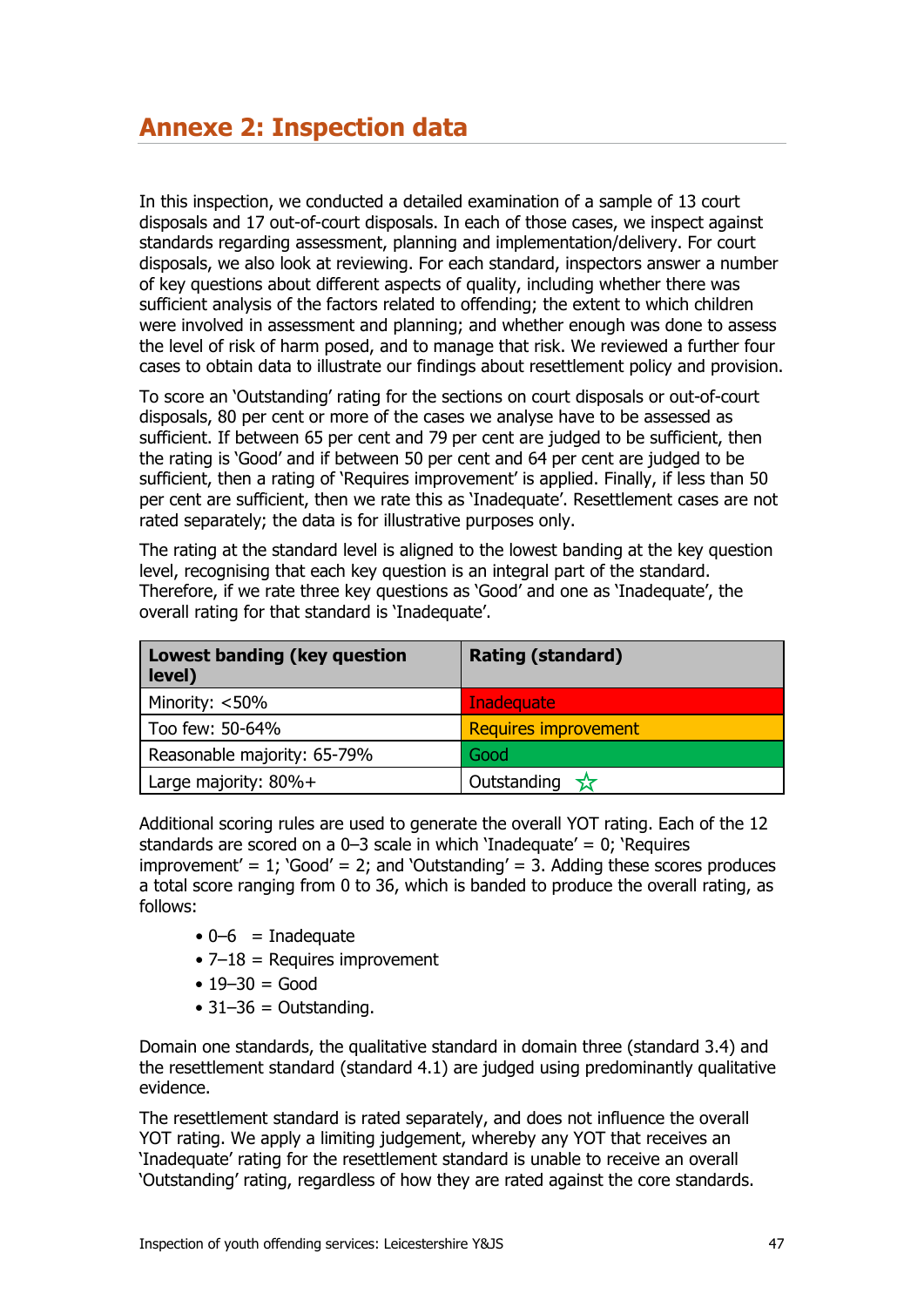# Annexe 2: Inspection data

In this inspection, we conducted a detailed examination of a sample of 13 court disposals and 17 out-of-court disposals. In each of those cases, we inspect against standards regarding assessment, planning and implementation/delivery. For court disposals, we also look at reviewing. For each standard, inspectors answer a number of key questions about different aspects of quality, including whether there was sufficient analysis of the factors related to offending; the extent to which children were involved in assessment and planning; and whether enough was done to assess the level of risk of harm posed, and to manage that risk. We reviewed a further four cases to obtain data to illustrate our findings about resettlement policy and provision.

To score an 'Outstanding' rating for the sections on court disposals or out-of-court disposals, 80 per cent or more of the cases we analyse have to be assessed as sufficient. If between 65 per cent and 79 per cent are judged to be sufficient, then the rating is 'Good' and if between 50 per cent and 64 per cent are judged to be sufficient, then a rating of 'Requires improvement' is applied. Finally, if less than 50 per cent are sufficient, then we rate this as 'Inadequate'. Resettlement cases are not rated separately; the data is for illustrative purposes only.

The rating at the standard level is aligned to the lowest banding at the key question level, recognising that each key question is an integral part of the standard. Therefore, if we rate three key questions as 'Good' and one as 'Inadequate', the overall rating for that standard is 'Inadequate'.

| Lowest banding (key question level) | Rating (standard) |
| --- | --- |
| Minority: <50% | Inadequate |
| Too few: 50-64% | Requires improvement |
| Reasonable majority: 65-79% | Good |
| Large majority: 80%+ | Outstanding ☆ |

Additional scoring rules are used to generate the overall YOT rating. Each of the 12 standards are scored on a 0–3 scale in which 'Inadequate' = 0; 'Requires improvement' = 1; 'Good' = 2; and 'Outstanding' = 3. Adding these scores produces a total score ranging from 0 to 36, which is banded to produce the overall rating, as follows:

- 0–6 = Inadequate
- 7–18 = Requires improvement
- 19–30 = Good
- 31–36 = Outstanding.

Domain one standards, the qualitative standard in domain three (standard 3.4) and the resettlement standard (standard 4.1) are judged using predominantly qualitative evidence.

The resettlement standard is rated separately, and does not influence the overall YOT rating. We apply a limiting judgement, whereby any YOT that receives an 'Inadequate' rating for the resettlement standard is unable to receive an overall 'Outstanding' rating, regardless of how they are rated against the core standards.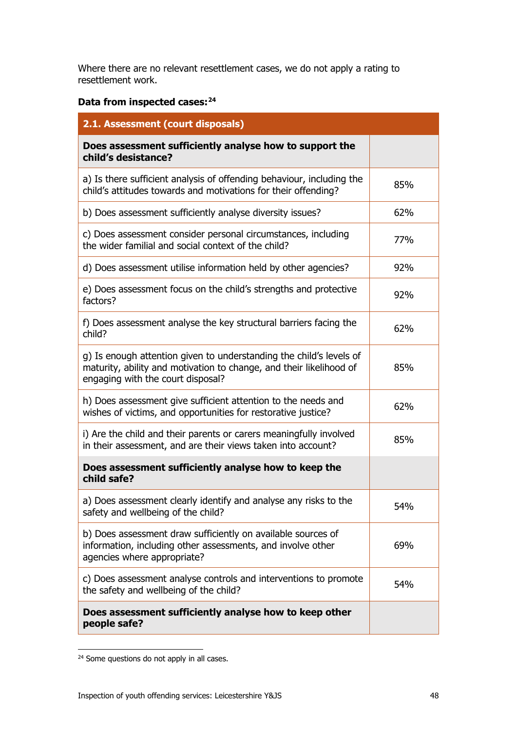Where there are no relevant resettlement cases, we do not apply a rating to resettlement work.

**Data from inspected cases:**[24]

| **2.1. Assessment (court disposals)** | |
|---|---|
| **Does assessment sufficiently analyse how to support the child's desistance?** | |
| a) Is there sufficient analysis of offending behaviour, including the child's attitudes towards and motivations for their offending? | 85% |
| b) Does assessment sufficiently analyse diversity issues? | 62% |
| c) Does assessment consider personal circumstances, including the wider familial and social context of the child? | 77% |
| d) Does assessment utilise information held by other agencies? | 92% |
| e) Does assessment focus on the child's strengths and protective factors? | 92% |
| f) Does assessment analyse the key structural barriers facing the child? | 62% |
| g) Is enough attention given to understanding the child's levels of maturity, ability and motivation to change, and their likelihood of engaging with the court disposal? | 85% |
| h) Does assessment give sufficient attention to the needs and wishes of victims, and opportunities for restorative justice? | 62% |
| i) Are the child and their parents or carers meaningfully involved in their assessment, and are their views taken into account? | 85% |
| **Does assessment sufficiently analyse how to keep the child safe?** | |
| a) Does assessment clearly identify and analyse any risks to the safety and wellbeing of the child? | 54% |
| b) Does assessment draw sufficiently on available sources of information, including other assessments, and involve other agencies where appropriate? | 69% |
| c) Does assessment analyse controls and interventions to promote the safety and wellbeing of the child? | 54% |
| **Does assessment sufficiently analyse how to keep other people safe?** | |

[24] Some questions do not apply in all cases.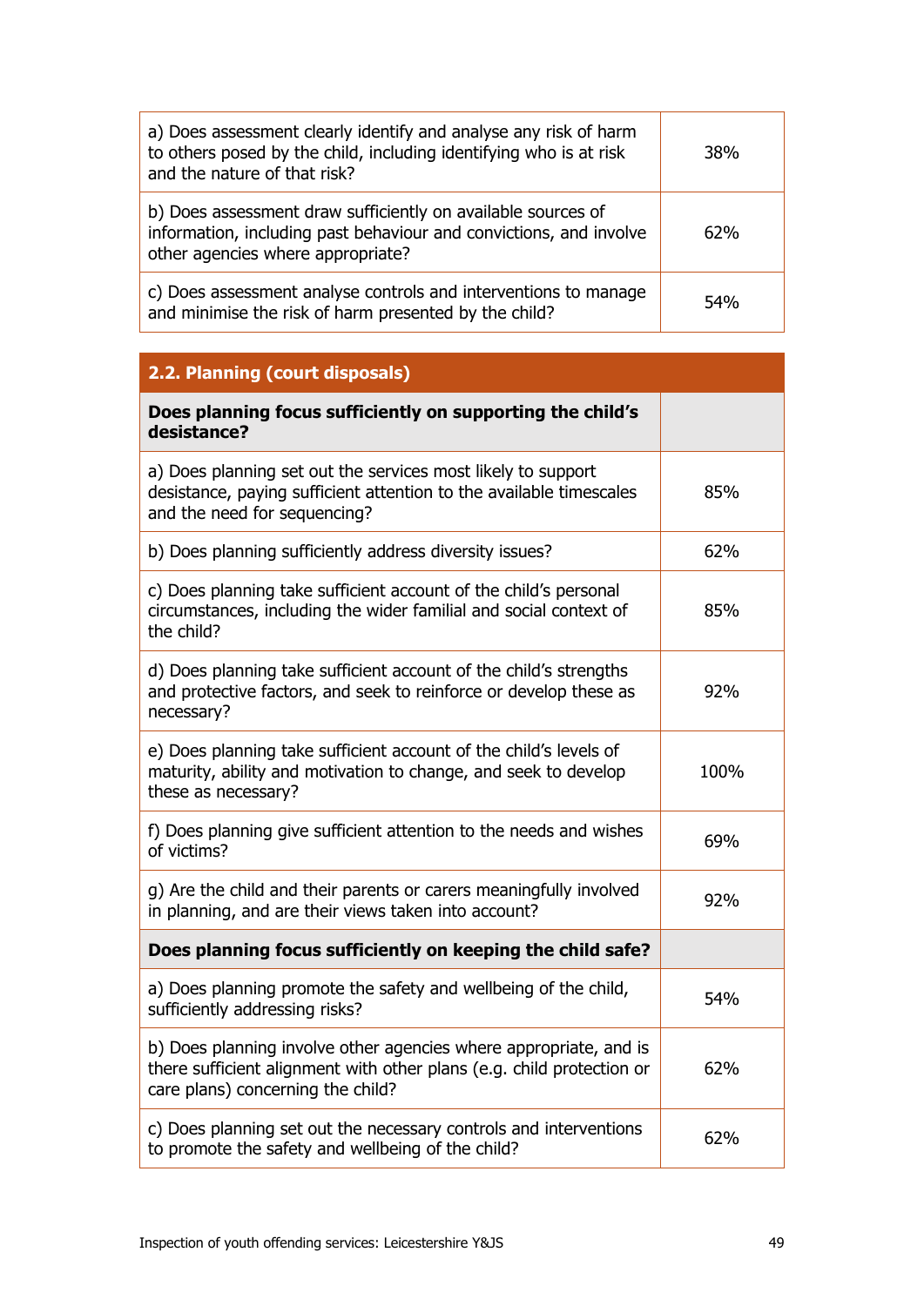| | |
|---|---|
| a) Does assessment clearly identify and analyse any risk of harm to others posed by the child, including identifying who is at risk and the nature of that risk? | 38% |
| b) Does assessment draw sufficiently on available sources of information, including past behaviour and convictions, and involve other agencies where appropriate? | 62% |
| c) Does assessment analyse controls and interventions to manage and minimise the risk of harm presented by the child? | 54% |

| 2.2. Planning (court disposals) | |
|---|---|
| **Does planning focus sufficiently on supporting the child's desistance?** | |
| a) Does planning set out the services most likely to support desistance, paying sufficient attention to the available timescales and the need for sequencing? | 85% |
| b) Does planning sufficiently address diversity issues? | 62% |
| c) Does planning take sufficient account of the child's personal circumstances, including the wider familial and social context of the child? | 85% |
| d) Does planning take sufficient account of the child's strengths and protective factors, and seek to reinforce or develop these as necessary? | 92% |
| e) Does planning take sufficient account of the child's levels of maturity, ability and motivation to change, and seek to develop these as necessary? | 100% |
| f) Does planning give sufficient attention to the needs and wishes of victims? | 69% |
| g) Are the child and their parents or carers meaningfully involved in planning, and are their views taken into account? | 92% |
| **Does planning focus sufficiently on keeping the child safe?** | |
| a) Does planning promote the safety and wellbeing of the child, sufficiently addressing risks? | 54% |
| b) Does planning involve other agencies where appropriate, and is there sufficient alignment with other plans (e.g. child protection or care plans) concerning the child? | 62% |
| c) Does planning set out the necessary controls and interventions to promote the safety and wellbeing of the child? | 62% |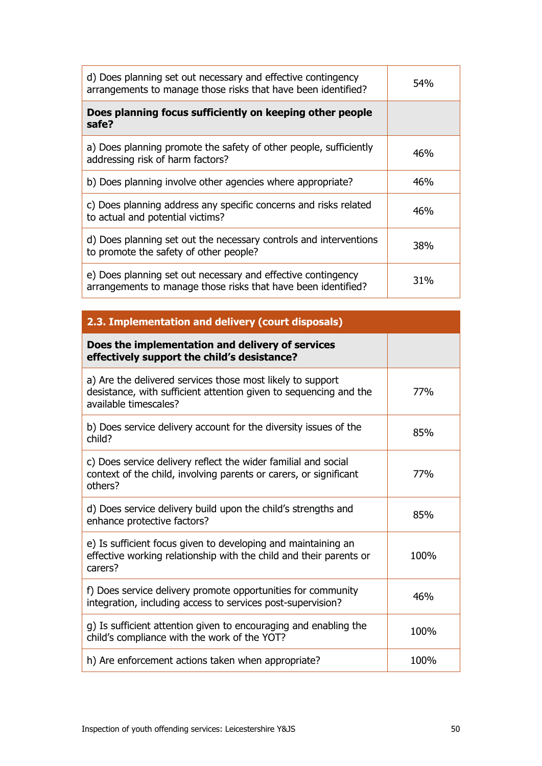| | |
|---|---|
| d) Does planning set out necessary and effective contingency arrangements to manage those risks that have been identified? | 54% |
| **Does planning focus sufficiently on keeping other people safe?** | |
| a) Does planning promote the safety of other people, sufficiently addressing risk of harm factors? | 46% |
| b) Does planning involve other agencies where appropriate? | 46% |
| c) Does planning address any specific concerns and risks related to actual and potential victims? | 46% |
| d) Does planning set out the necessary controls and interventions to promote the safety of other people? | 38% |
| e) Does planning set out necessary and effective contingency arrangements to manage those risks that have been identified? | 31% |

| **2.3. Implementation and delivery (court disposals)** | |
|---|---|
| **Does the implementation and delivery of services effectively support the child's desistance?** | |
| a) Are the delivered services those most likely to support desistance, with sufficient attention given to sequencing and the available timescales? | 77% |
| b) Does service delivery account for the diversity issues of the child? | 85% |
| c) Does service delivery reflect the wider familial and social context of the child, involving parents or carers, or significant others? | 77% |
| d) Does service delivery build upon the child's strengths and enhance protective factors? | 85% |
| e) Is sufficient focus given to developing and maintaining an effective working relationship with the child and their parents or carers? | 100% |
| f) Does service delivery promote opportunities for community integration, including access to services post-supervision? | 46% |
| g) Is sufficient attention given to encouraging and enabling the child's compliance with the work of the YOT? | 100% |
| h) Are enforcement actions taken when appropriate? | 100% |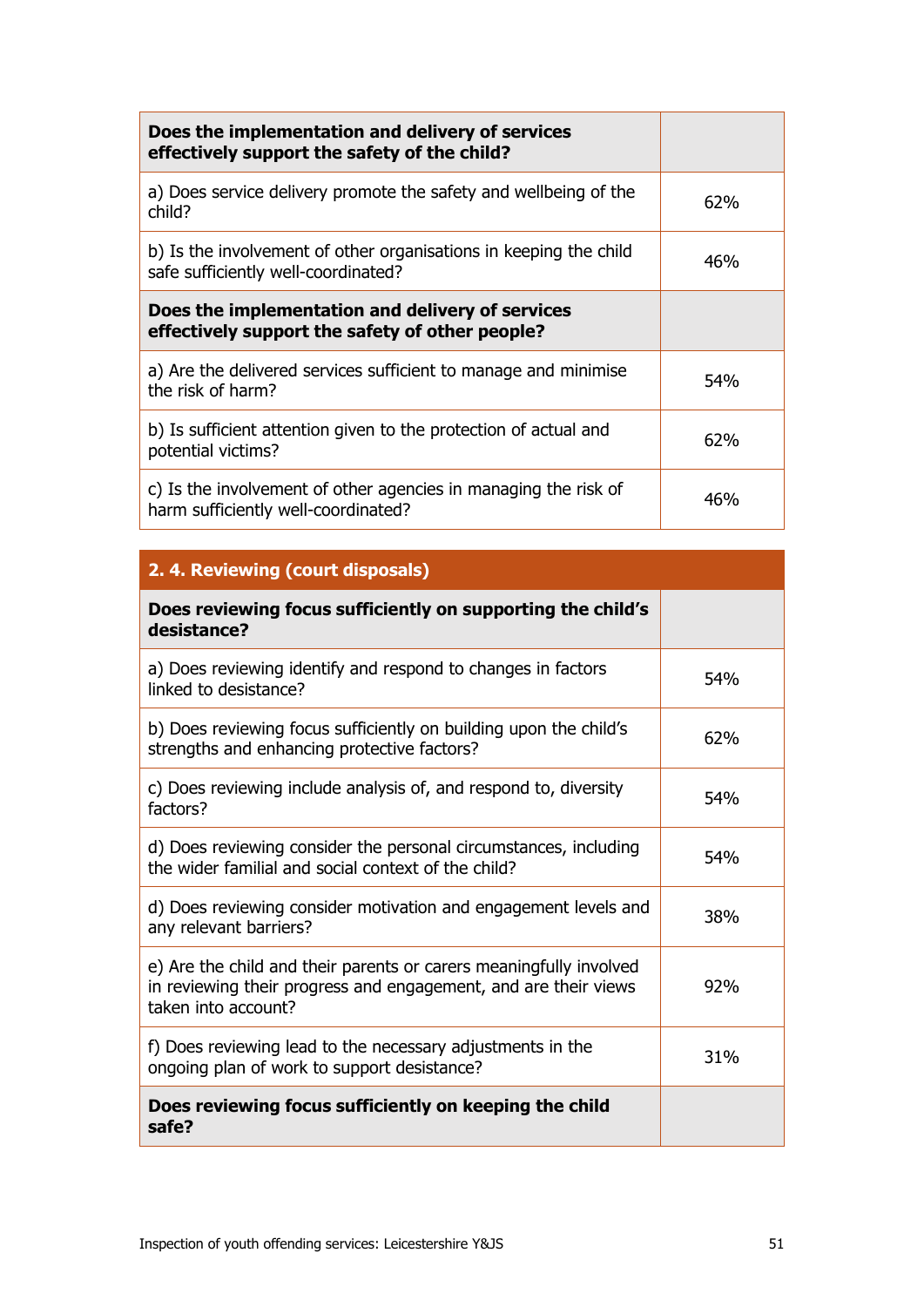| **Does the implementation and delivery of services effectively support the safety of the child?** | |
|---|---|
| a) Does service delivery promote the safety and wellbeing of the child? | 62% |
| b) Is the involvement of other organisations in keeping the child safe sufficiently well-coordinated? | 46% |
| **Does the implementation and delivery of services effectively support the safety of other people?** | |
| a) Are the delivered services sufficient to manage and minimise the risk of harm? | 54% |
| b) Is sufficient attention given to the protection of actual and potential victims? | 62% |
| c) Is the involvement of other agencies in managing the risk of harm sufficiently well-coordinated? | 46% |

| **2. 4. Reviewing (court disposals)** | |
|---|---|
| **Does reviewing focus sufficiently on supporting the child's desistance?** | |
| a) Does reviewing identify and respond to changes in factors linked to desistance? | 54% |
| b) Does reviewing focus sufficiently on building upon the child's strengths and enhancing protective factors? | 62% |
| c) Does reviewing include analysis of, and respond to, diversity factors? | 54% |
| d) Does reviewing consider the personal circumstances, including the wider familial and social context of the child? | 54% |
| d) Does reviewing consider motivation and engagement levels and any relevant barriers? | 38% |
| e) Are the child and their parents or carers meaningfully involved in reviewing their progress and engagement, and are their views taken into account? | 92% |
| f) Does reviewing lead to the necessary adjustments in the ongoing plan of work to support desistance? | 31% |
| **Does reviewing focus sufficiently on keeping the child safe?** | |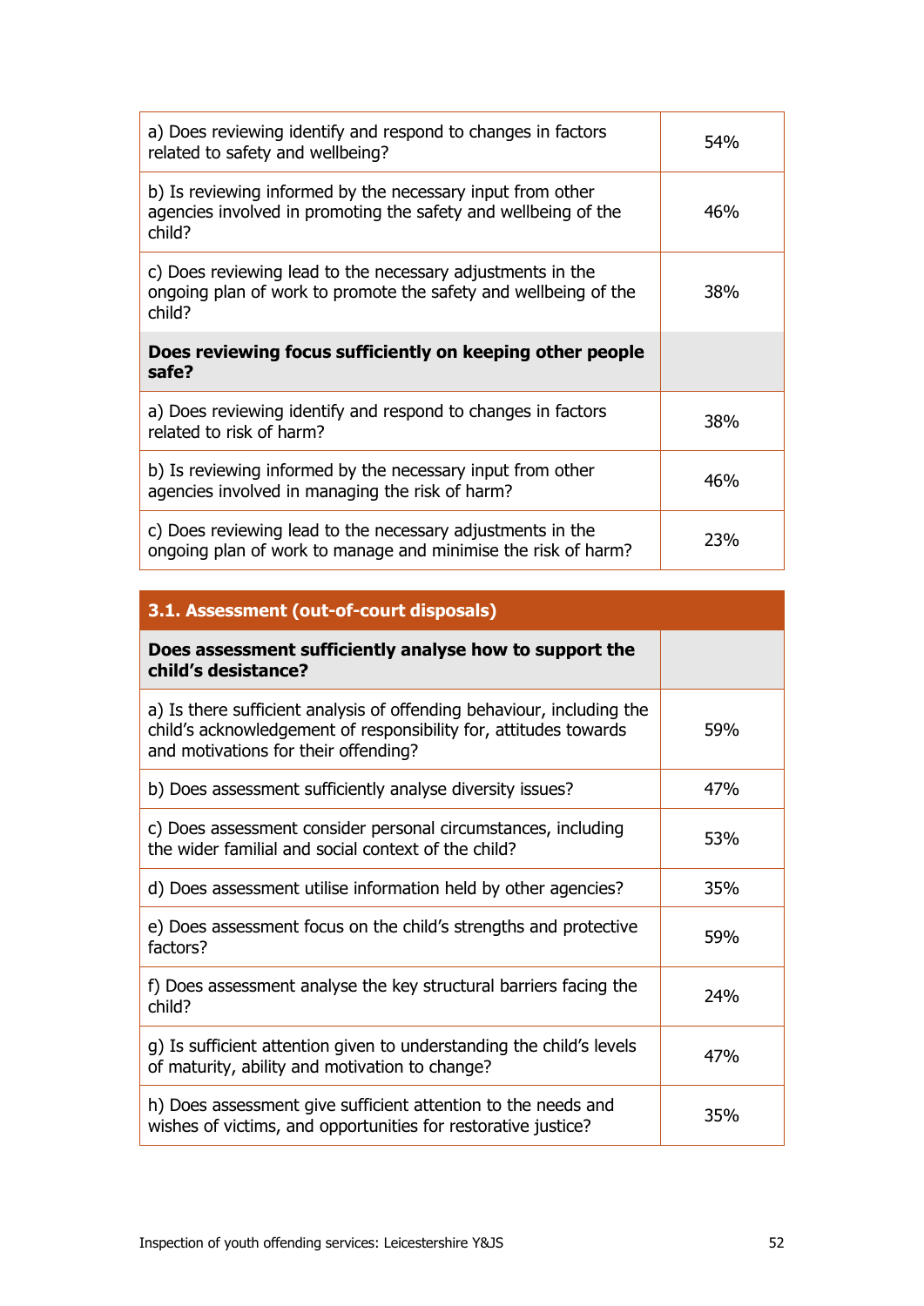| | |
|---|---|
| a) Does reviewing identify and respond to changes in factors related to safety and wellbeing? | 54% |
| b) Is reviewing informed by the necessary input from other agencies involved in promoting the safety and wellbeing of the child? | 46% |
| c) Does reviewing lead to the necessary adjustments in the ongoing plan of work to promote the safety and wellbeing of the child? | 38% |
| **Does reviewing focus sufficiently on keeping other people safe?** | |
| a) Does reviewing identify and respond to changes in factors related to risk of harm? | 38% |
| b) Is reviewing informed by the necessary input from other agencies involved in managing the risk of harm? | 46% |
| c) Does reviewing lead to the necessary adjustments in the ongoing plan of work to manage and minimise the risk of harm? | 23% |

| **3.1. Assessment (out-of-court disposals)** | |
|---|---|
| **Does assessment sufficiently analyse how to support the child's desistance?** | |
| a) Is there sufficient analysis of offending behaviour, including the child's acknowledgement of responsibility for, attitudes towards and motivations for their offending? | 59% |
| b) Does assessment sufficiently analyse diversity issues? | 47% |
| c) Does assessment consider personal circumstances, including the wider familial and social context of the child? | 53% |
| d) Does assessment utilise information held by other agencies? | 35% |
| e) Does assessment focus on the child's strengths and protective factors? | 59% |
| f) Does assessment analyse the key structural barriers facing the child? | 24% |
| g) Is sufficient attention given to understanding the child's levels of maturity, ability and motivation to change? | 47% |
| h) Does assessment give sufficient attention to the needs and wishes of victims, and opportunities for restorative justice? | 35% |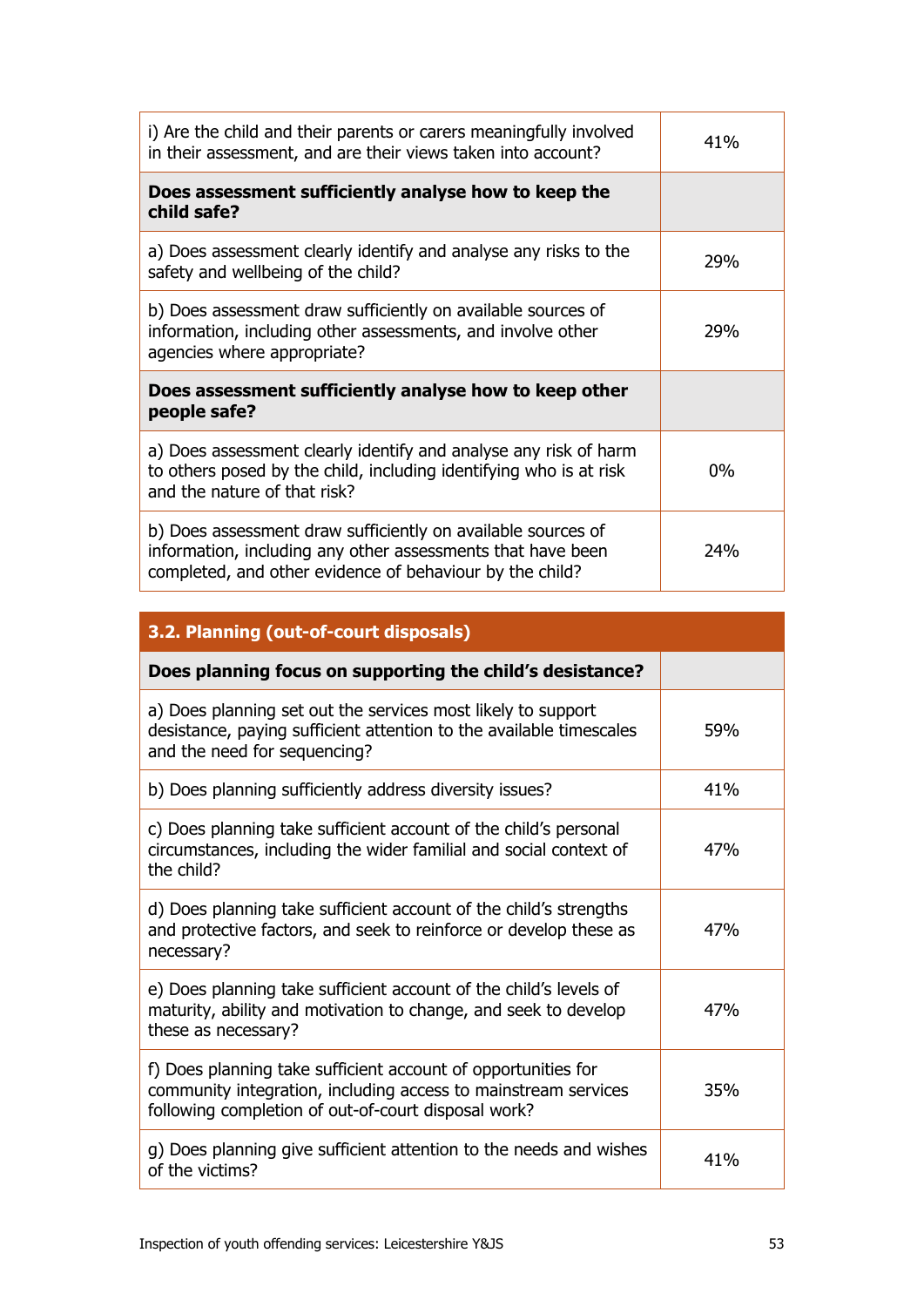| | |
|---|---|
| i) Are the child and their parents or carers meaningfully involved in their assessment, and are their views taken into account? | 41% |
| **Does assessment sufficiently analyse how to keep the child safe?** | |
| a) Does assessment clearly identify and analyse any risks to the safety and wellbeing of the child? | 29% |
| b) Does assessment draw sufficiently on available sources of information, including other assessments, and involve other agencies where appropriate? | 29% |
| **Does assessment sufficiently analyse how to keep other people safe?** | |
| a) Does assessment clearly identify and analyse any risk of harm to others posed by the child, including identifying who is at risk and the nature of that risk? | 0% |
| b) Does assessment draw sufficiently on available sources of information, including any other assessments that have been completed, and other evidence of behaviour by the child? | 24% |

| **3.2. Planning (out-of-court disposals)** | |
|---|---|
| **Does planning focus on supporting the child's desistance?** | |
| a) Does planning set out the services most likely to support desistance, paying sufficient attention to the available timescales and the need for sequencing? | 59% |
| b) Does planning sufficiently address diversity issues? | 41% |
| c) Does planning take sufficient account of the child's personal circumstances, including the wider familial and social context of the child? | 47% |
| d) Does planning take sufficient account of the child's strengths and protective factors, and seek to reinforce or develop these as necessary? | 47% |
| e) Does planning take sufficient account of the child's levels of maturity, ability and motivation to change, and seek to develop these as necessary? | 47% |
| f) Does planning take sufficient account of opportunities for community integration, including access to mainstream services following completion of out-of-court disposal work? | 35% |
| g) Does planning give sufficient attention to the needs and wishes of the victims? | 41% |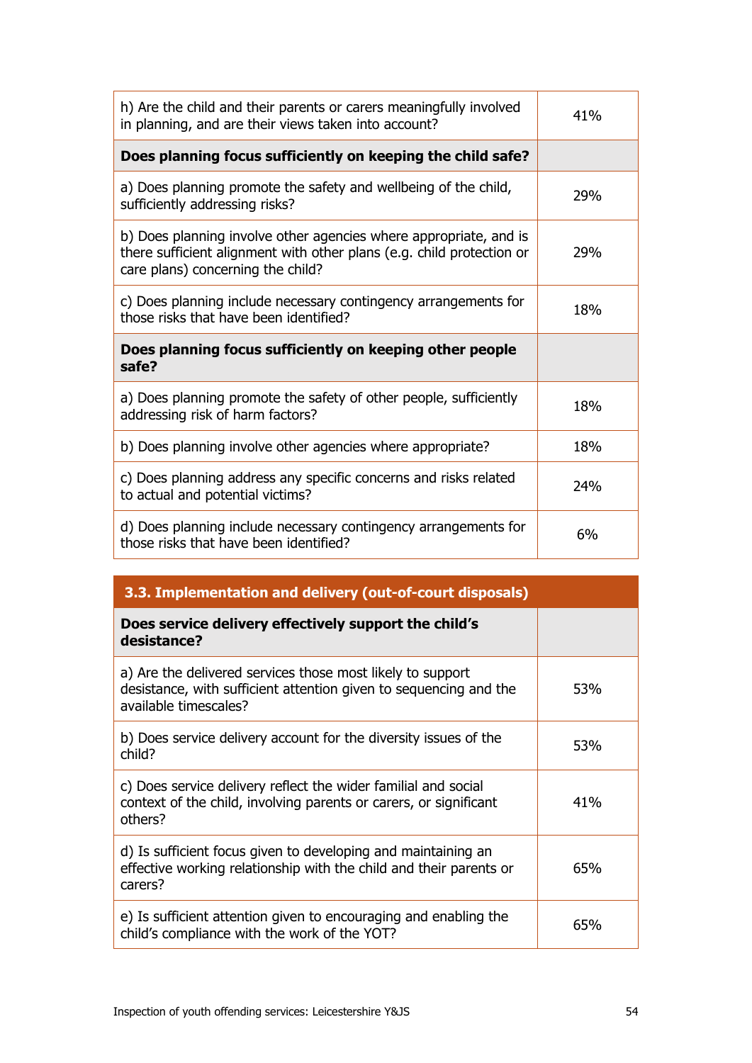| | |
|---|---|
| h) Are the child and their parents or carers meaningfully involved in planning, and are their views taken into account? | 41% |
| **Does planning focus sufficiently on keeping the child safe?** | |
| a) Does planning promote the safety and wellbeing of the child, sufficiently addressing risks? | 29% |
| b) Does planning involve other agencies where appropriate, and is there sufficient alignment with other plans (e.g. child protection or care plans) concerning the child? | 29% |
| c) Does planning include necessary contingency arrangements for those risks that have been identified? | 18% |
| **Does planning focus sufficiently on keeping other people safe?** | |
| a) Does planning promote the safety of other people, sufficiently addressing risk of harm factors? | 18% |
| b) Does planning involve other agencies where appropriate? | 18% |
| c) Does planning address any specific concerns and risks related to actual and potential victims? | 24% |
| d) Does planning include necessary contingency arrangements for those risks that have been identified? | 6% |

| **3.3. Implementation and delivery (out-of-court disposals)** | |
|---|---|
| **Does service delivery effectively support the child's desistance?** | |
| a) Are the delivered services those most likely to support desistance, with sufficient attention given to sequencing and the available timescales? | 53% |
| b) Does service delivery account for the diversity issues of the child? | 53% |
| c) Does service delivery reflect the wider familial and social context of the child, involving parents or carers, or significant others? | 41% |
| d) Is sufficient focus given to developing and maintaining an effective working relationship with the child and their parents or carers? | 65% |
| e) Is sufficient attention given to encouraging and enabling the child's compliance with the work of the YOT? | 65% |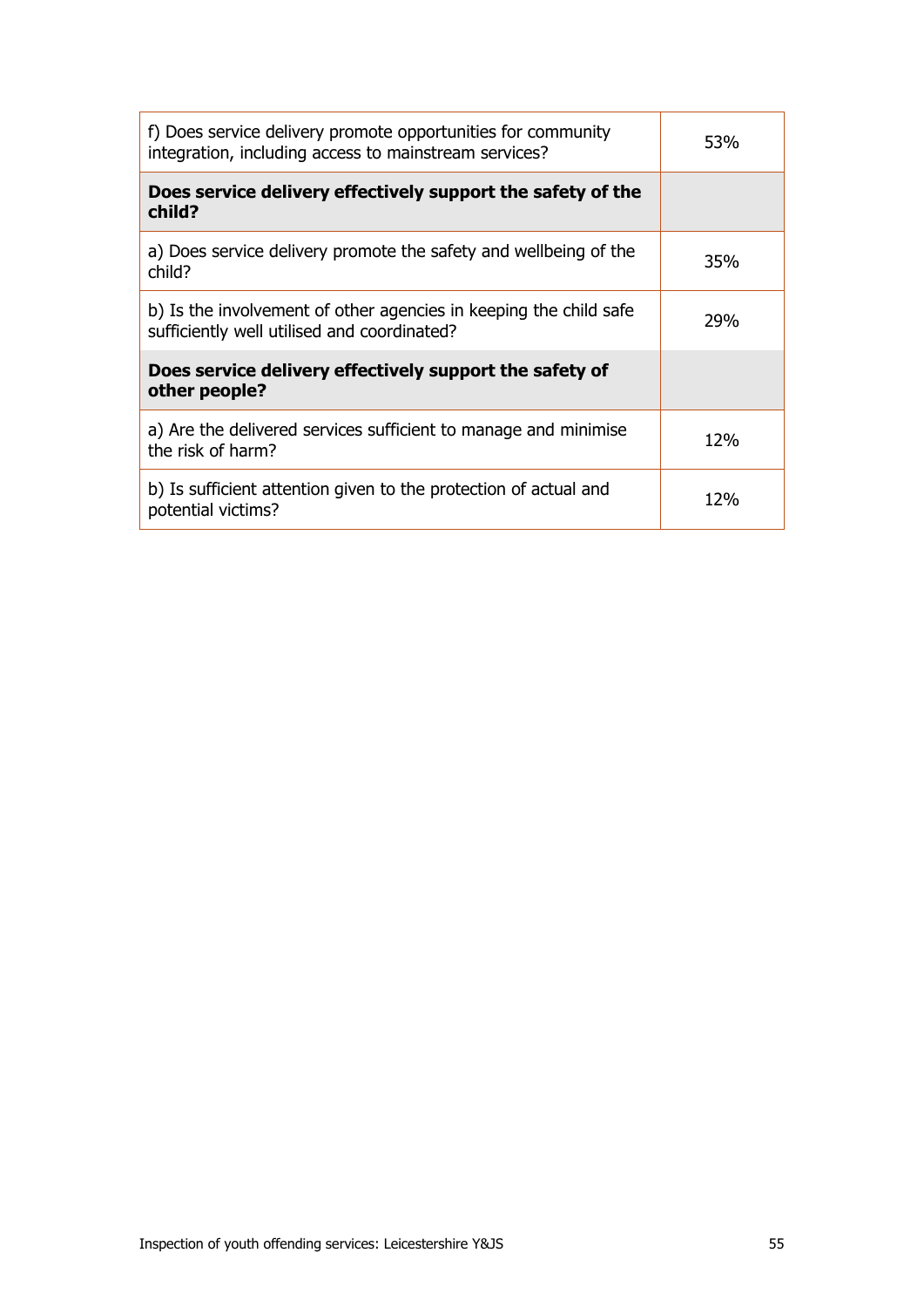| | |
|---|---|
| f) Does service delivery promote opportunities for community integration, including access to mainstream services? | 53% |
| **Does service delivery effectively support the safety of the child?** | |
| a) Does service delivery promote the safety and wellbeing of the child? | 35% |
| b) Is the involvement of other agencies in keeping the child safe sufficiently well utilised and coordinated? | 29% |
| **Does service delivery effectively support the safety of other people?** | |
| a) Are the delivered services sufficient to manage and minimise the risk of harm? | 12% |
| b) Is sufficient attention given to the protection of actual and potential victims? | 12% |